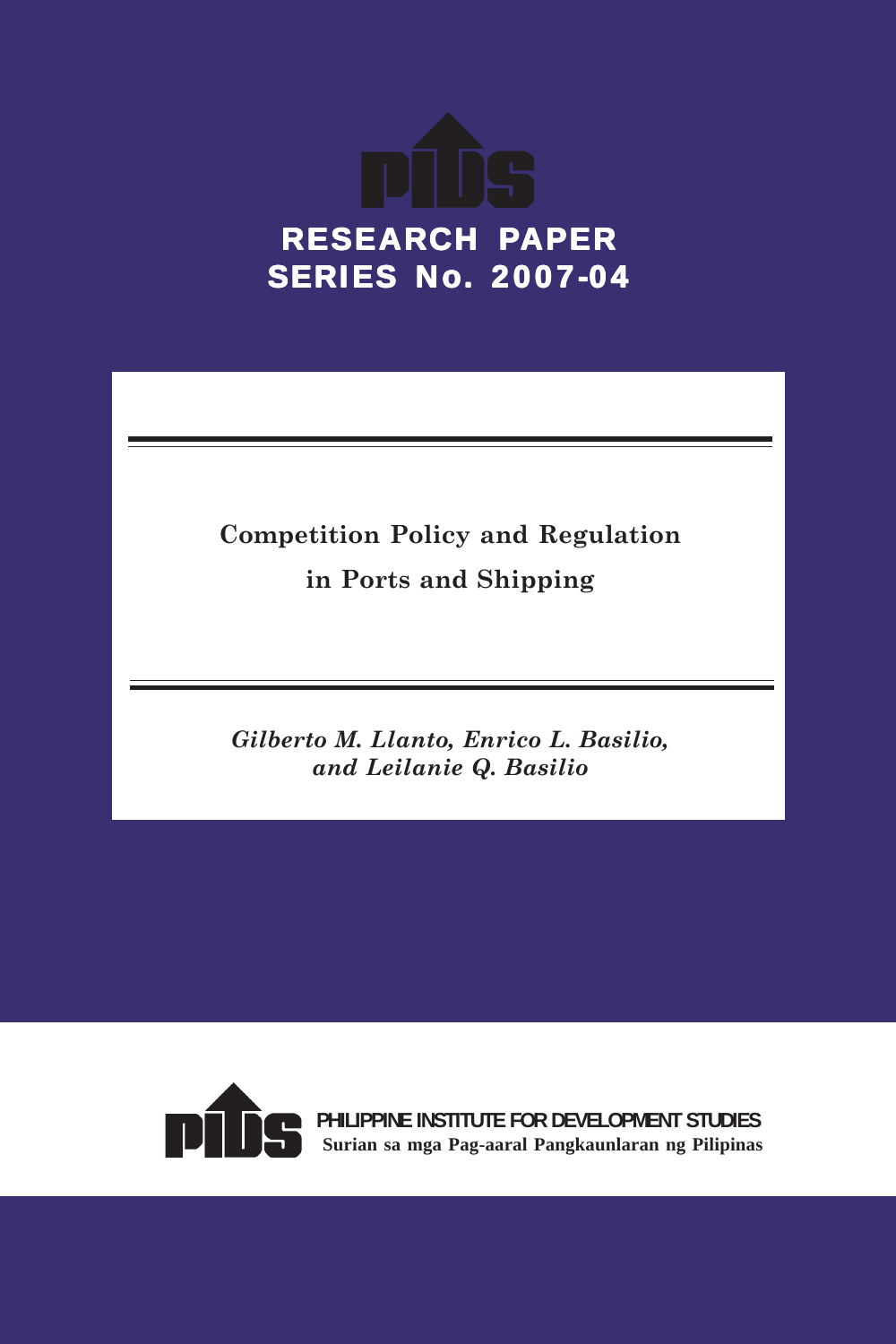# RESEARCH PAPER SERIES No. 2007-04

## Competition Policy and Regulation in Ports and Shipping

*Gilberto M. Llanto, Enrico L. Basilio, and Leilanie Q. Basilio*

PHILIPPINE INSTITUTE FOR DEVELOPMENT STUDIES

Surian sa mga Pag-aaral Pangkaunlaran ng Pilipinas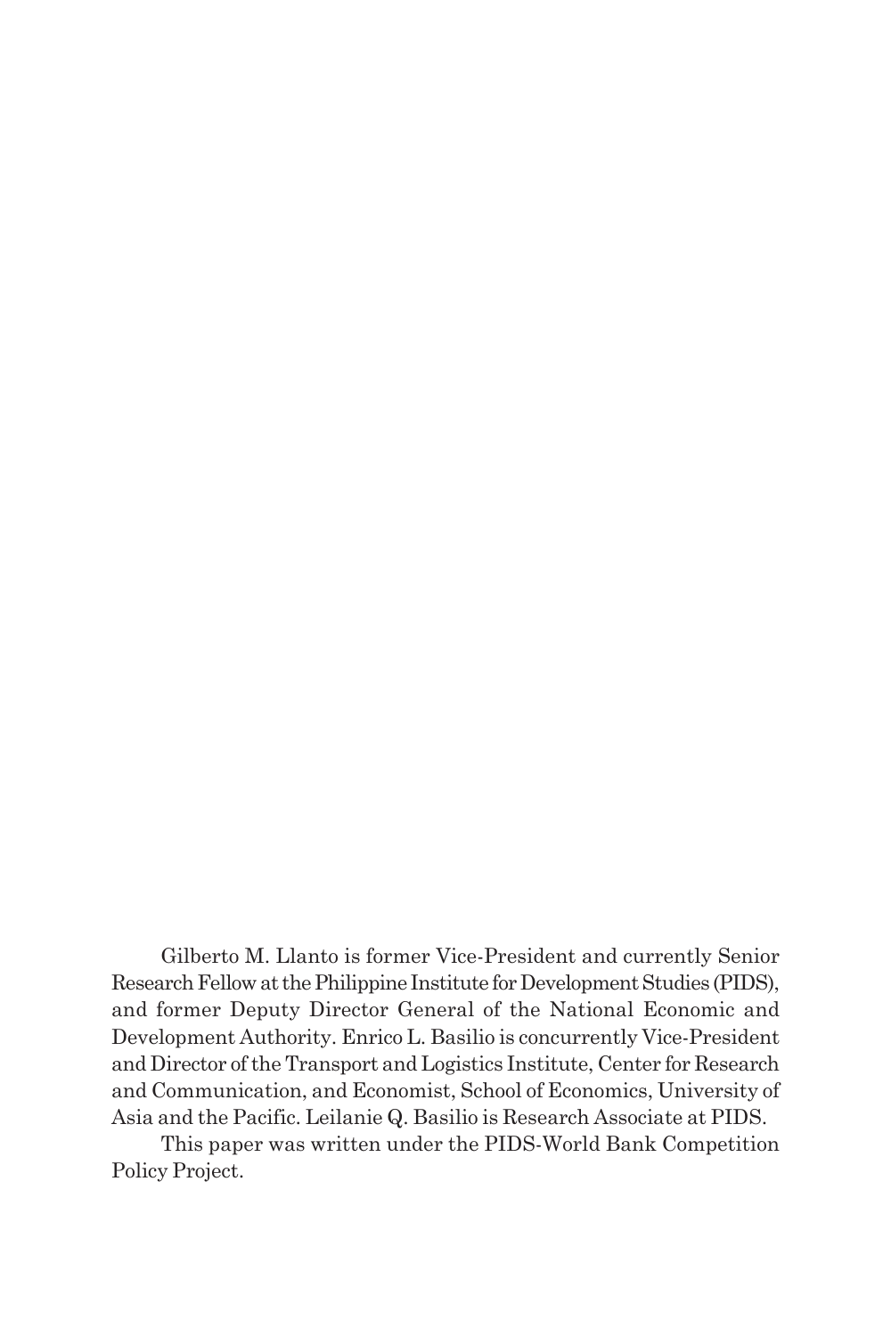Gilberto M. Llanto is former Vice-President and currently Senior Research Fellow at the Philippine Institute for Development Studies (PIDS), and former Deputy Director General of the National Economic and Development Authority. Enrico L. Basilio is concurrently Vice-President and Director of the Transport and Logistics Institute, Center for Research and Communication, and Economist, School of Economics, University of Asia and the Pacific. Leilanie Q. Basilio is Research Associate at PIDS.

This paper was written under the PIDS-World Bank Competition Policy Project.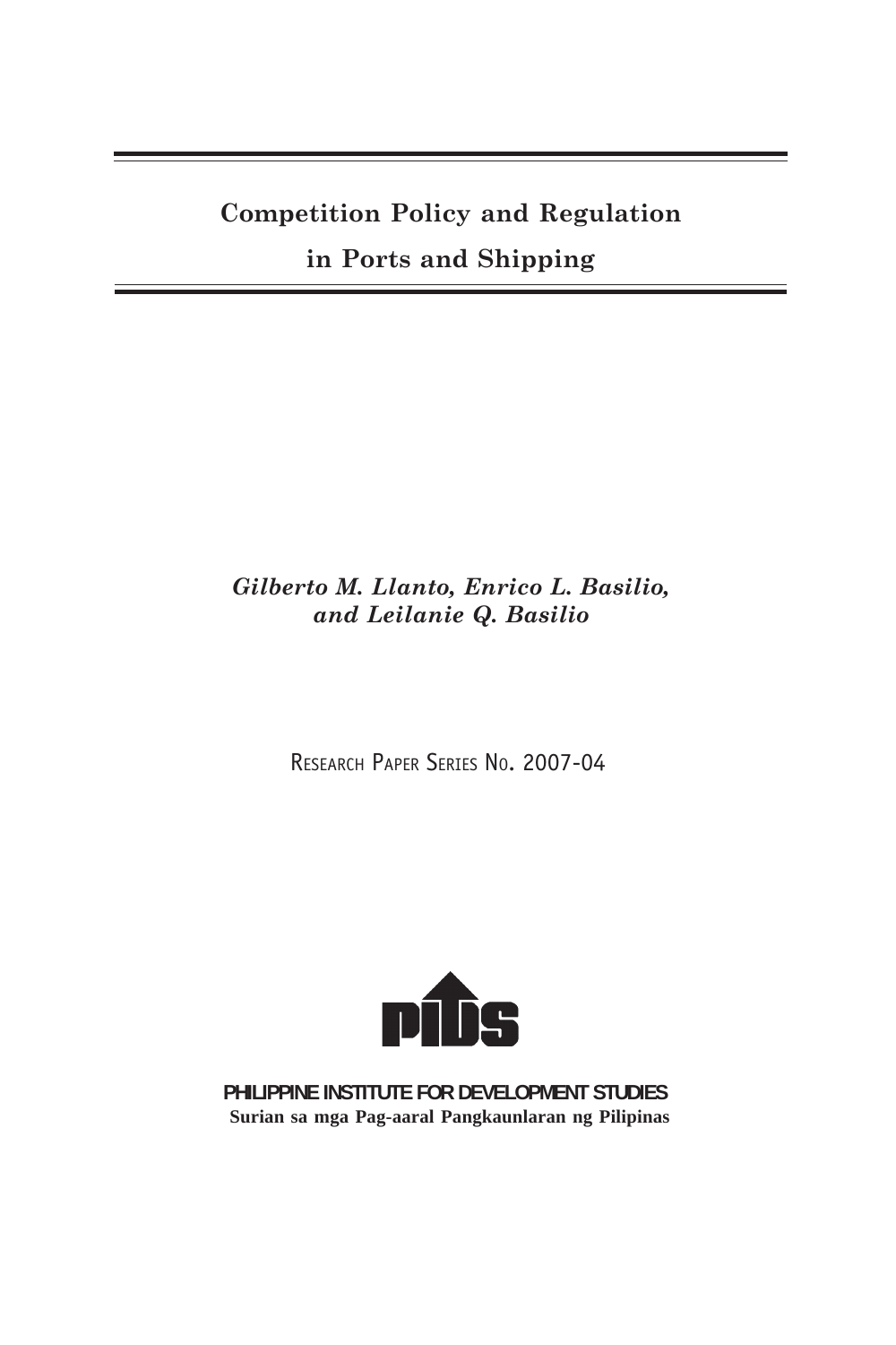# Competition Policy and Regulation in Ports and Shipping

*Gilberto M. Llanto, Enrico L. Basilio, and Leilanie Q. Basilio*

RESEARCH PAPER SERIES NO. 2007-04

**PHILIPPINE INSTITUTE FOR DEVELOPMENT STUDIES**

**Surian sa mga Pag-aaral Pangkaunlaran ng Pilipinas**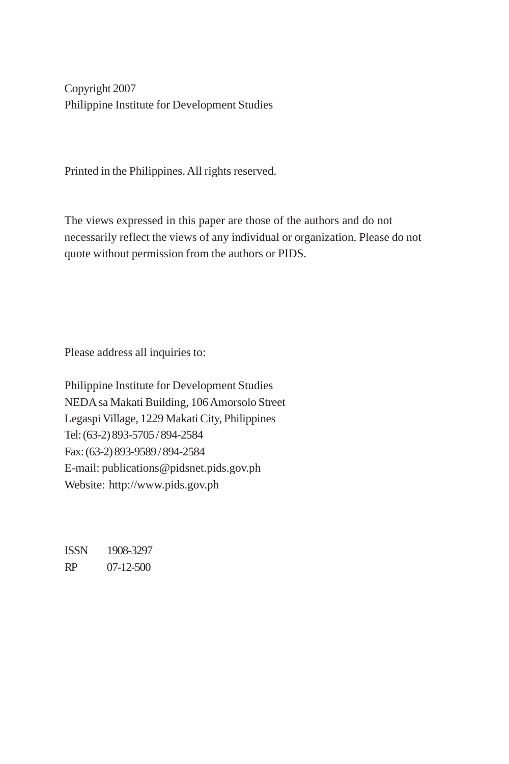Copyright 2007
Philippine Institute for Development Studies

Printed in the Philippines. All rights reserved.

The views expressed in this paper are those of the authors and do not necessarily reflect the views of any individual or organization. Please do not quote without permission from the authors or PIDS.

Please address all inquiries to:

Philippine Institute for Development Studies
NEDA sa Makati Building, 106 Amorsolo Street
Legaspi Village, 1229 Makati City, Philippines
Tel: (63-2) 893-5705 / 894-2584
Fax: (63-2) 893-9589 / 894-2584
E-mail: publications@pidsnet.pids.gov.ph
Website: http://www.pids.gov.ph

ISSN 1908-3297
RP 07-12-500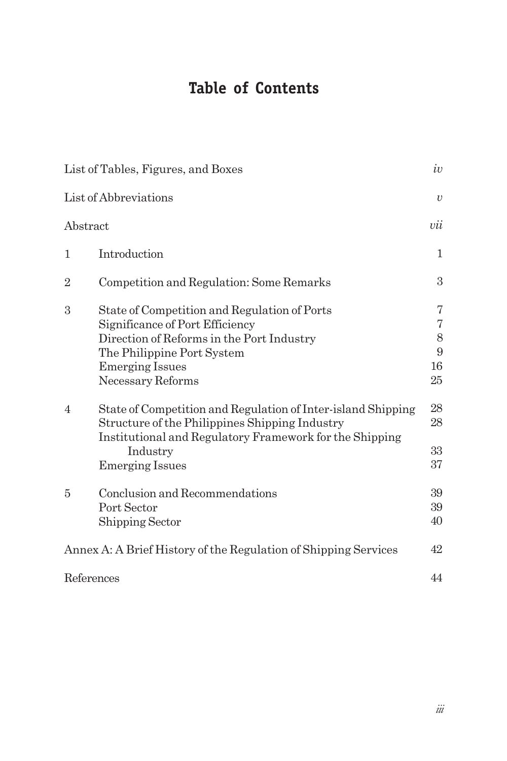# Table of Contents

| | | |
|---|---|---|
| List of Tables, Figures, and Boxes | | *iv* |
| List of Abbreviations | | *v* |
| Abstract | | *vii* |
| 1 | Introduction | 1 |
| 2 | Competition and Regulation: Some Remarks | 3 |
| 3 | State of Competition and Regulation of Ports | 7 |
| | Significance of Port Efficiency | 7 |
| | Direction of Reforms in the Port Industry | 8 |
| | The Philippine Port System | 9 |
| | Emerging Issues | 16 |
| | Necessary Reforms | 25 |
| 4 | State of Competition and Regulation of Inter-island Shipping | 28 |
| | Structure of the Philippines Shipping Industry | 28 |
| | Institutional and Regulatory Framework for the Shipping Industry | 33 |
| | Emerging Issues | 37 |
| 5 | Conclusion and Recommendations | 39 |
| | Port Sector | 39 |
| | Shipping Sector | 40 |
| Annex A: A Brief History of the Regulation of Shipping Services | | 42 |
| References | | 44 |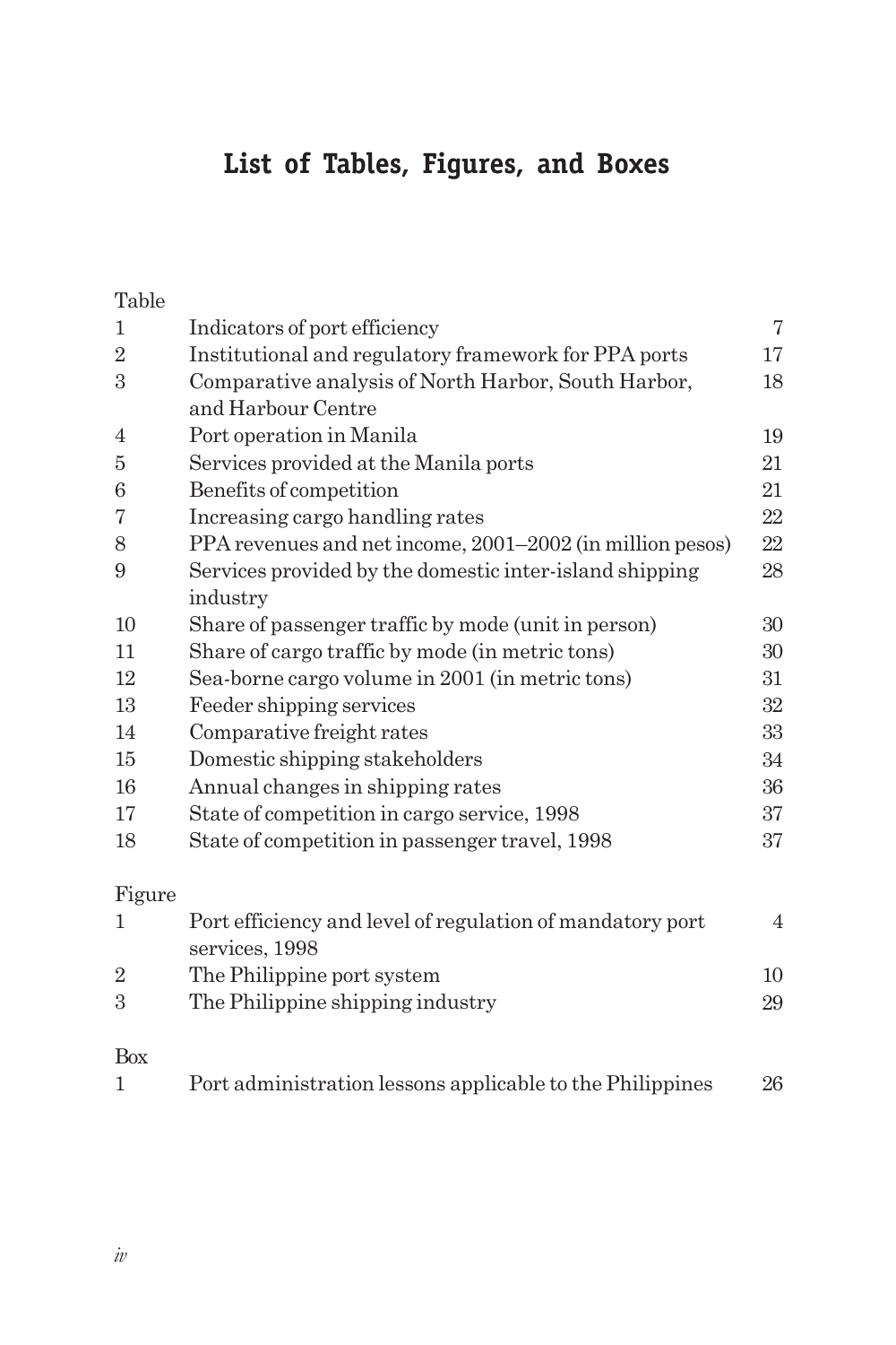# List of Tables, Figures, and Boxes

| Table | | |
|---|---|---|
| 1 | Indicators of port efficiency | 7 |
| 2 | Institutional and regulatory framework for PPA ports | 17 |
| 3 | Comparative analysis of North Harbor, South Harbor, and Harbour Centre | 18 |
| 4 | Port operation in Manila | 19 |
| 5 | Services provided at the Manila ports | 21 |
| 6 | Benefits of competition | 21 |
| 7 | Increasing cargo handling rates | 22 |
| 8 | PPA revenues and net income, 2001–2002 (in million pesos) | 22 |
| 9 | Services provided by the domestic inter-island shipping industry | 28 |
| 10 | Share of passenger traffic by mode (unit in person) | 30 |
| 11 | Share of cargo traffic by mode (in metric tons) | 30 |
| 12 | Sea-borne cargo volume in 2001 (in metric tons) | 31 |
| 13 | Feeder shipping services | 32 |
| 14 | Comparative freight rates | 33 |
| 15 | Domestic shipping stakeholders | 34 |
| 16 | Annual changes in shipping rates | 36 |
| 17 | State of competition in cargo service, 1998 | 37 |
| 18 | State of competition in passenger travel, 1998 | 37 |

| Figure | | |
|---|---|---|
| 1 | Port efficiency and level of regulation of mandatory port services, 1998 | 4 |
| 2 | The Philippine port system | 10 |
| 3 | The Philippine shipping industry | 29 |

| Box | | |
|---|---|---|
| 1 | Port administration lessons applicable to the Philippines | 26 |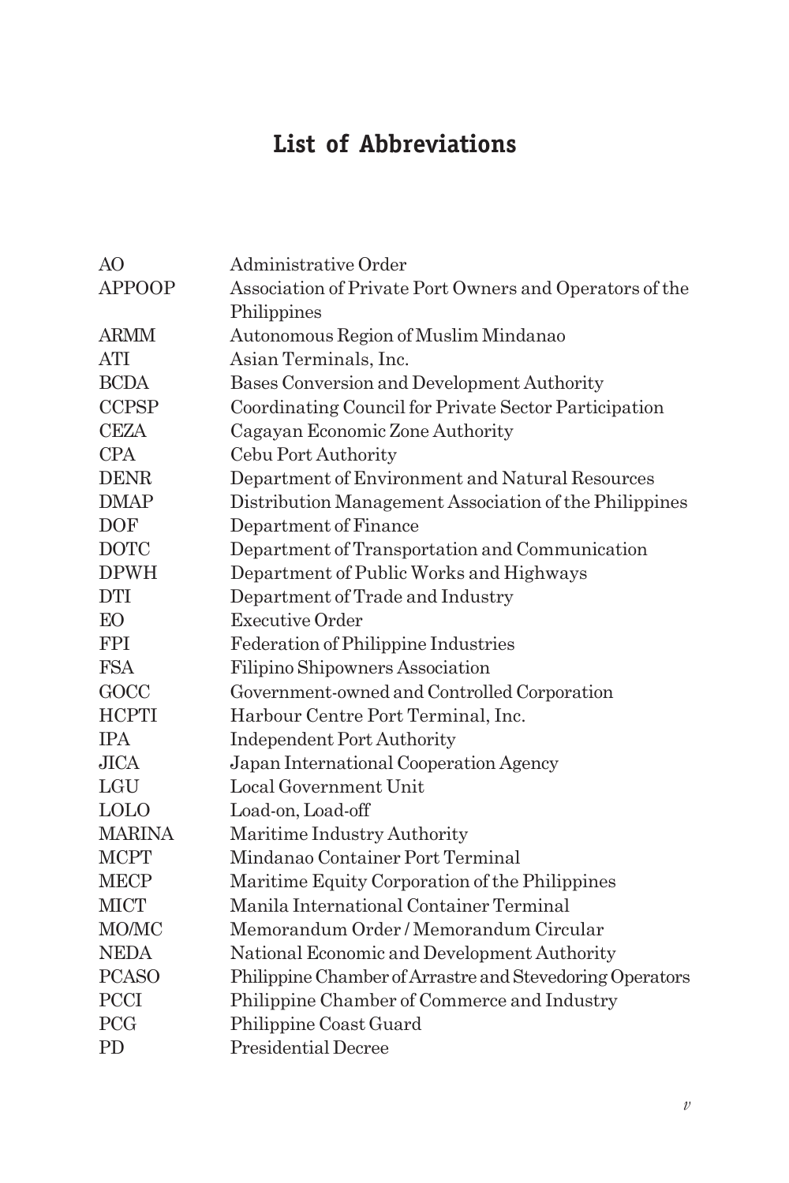# List of Abbreviations

| | |
|---|---|
| AO | Administrative Order |
| APPOOP | Association of Private Port Owners and Operators of the Philippines |
| ARMM | Autonomous Region of Muslim Mindanao |
| ATI | Asian Terminals, Inc. |
| BCDA | Bases Conversion and Development Authority |
| CCPSP | Coordinating Council for Private Sector Participation |
| CEZA | Cagayan Economic Zone Authority |
| CPA | Cebu Port Authority |
| DENR | Department of Environment and Natural Resources |
| DMAP | Distribution Management Association of the Philippines |
| DOF | Department of Finance |
| DOTC | Department of Transportation and Communication |
| DPWH | Department of Public Works and Highways |
| DTI | Department of Trade and Industry |
| EO | Executive Order |
| FPI | Federation of Philippine Industries |
| FSA | Filipino Shipowners Association |
| GOCC | Government-owned and Controlled Corporation |
| HCPTI | Harbour Centre Port Terminal, Inc. |
| IPA | Independent Port Authority |
| JICA | Japan International Cooperation Agency |
| LGU | Local Government Unit |
| LOLO | Load-on, Load-off |
| MARINA | Maritime Industry Authority |
| MCPT | Mindanao Container Port Terminal |
| MECP | Maritime Equity Corporation of the Philippines |
| MICT | Manila International Container Terminal |
| MO/MC | Memorandum Order / Memorandum Circular |
| NEDA | National Economic and Development Authority |
| PCASO | Philippine Chamber of Arrastre and Stevedoring Operators |
| PCCI | Philippine Chamber of Commerce and Industry |
| PCG | Philippine Coast Guard |
| PD | Presidential Decree |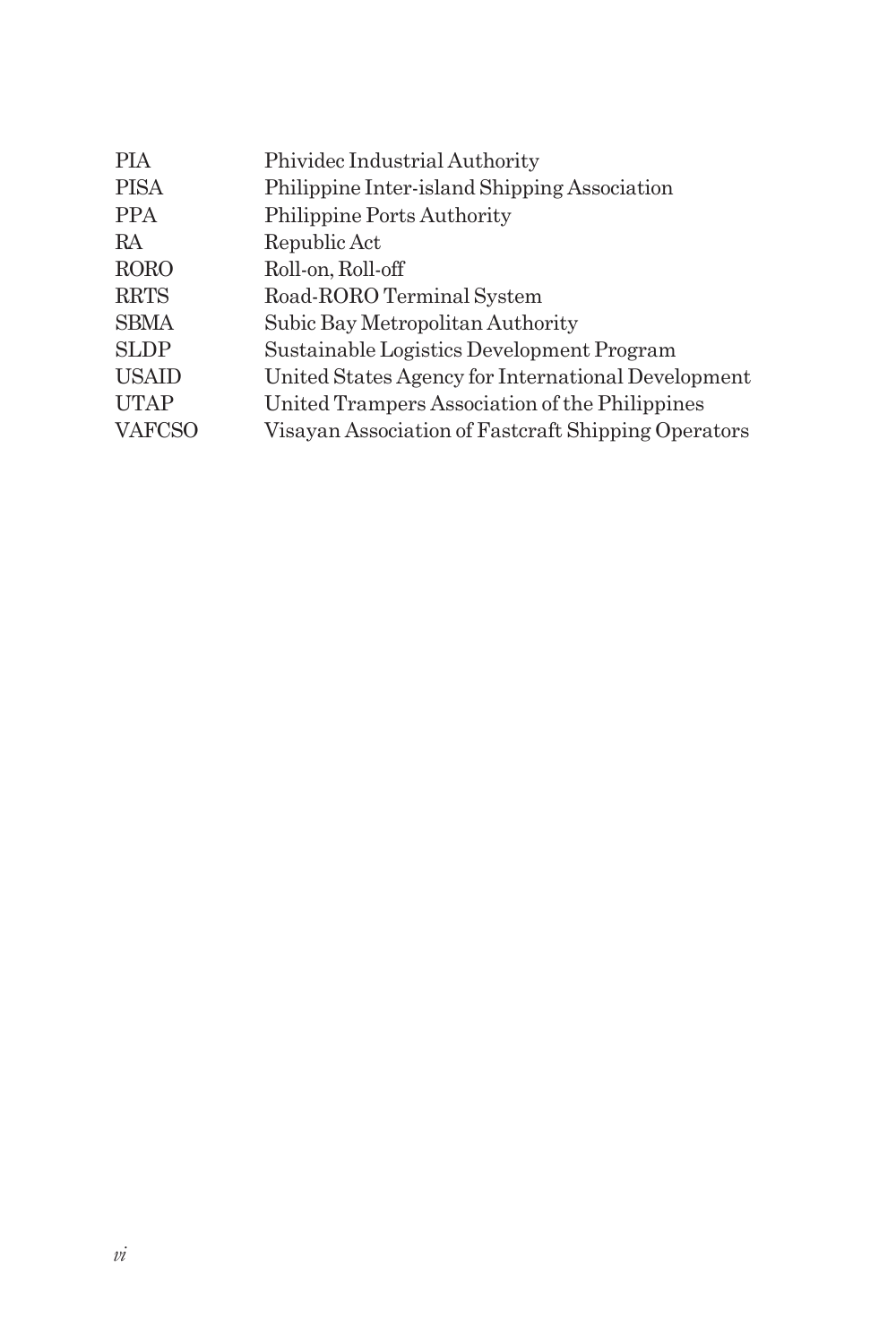| | |
|---|---|
| PIA | Phividec Industrial Authority |
| PISA | Philippine Inter-island Shipping Association |
| PPA | Philippine Ports Authority |
| RA | Republic Act |
| RORO | Roll-on, Roll-off |
| RRTS | Road-RORO Terminal System |
| SBMA | Subic Bay Metropolitan Authority |
| SLDP | Sustainable Logistics Development Program |
| USAID | United States Agency for International Development |
| UTAP | United Trampers Association of the Philippines |
| VAFCSO | Visayan Association of Fastcraft Shipping Operators |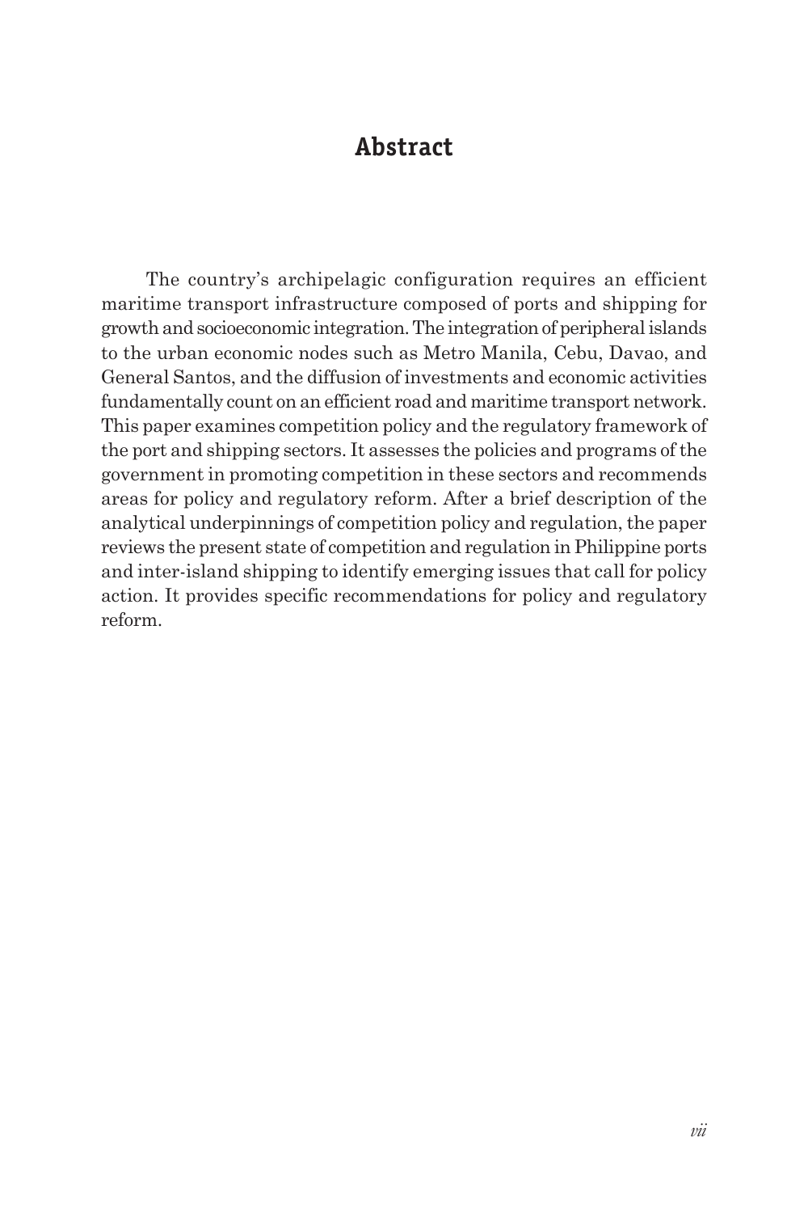# Abstract

The country's archipelagic configuration requires an efficient maritime transport infrastructure composed of ports and shipping for growth and socioeconomic integration. The integration of peripheral islands to the urban economic nodes such as Metro Manila, Cebu, Davao, and General Santos, and the diffusion of investments and economic activities fundamentally count on an efficient road and maritime transport network. This paper examines competition policy and the regulatory framework of the port and shipping sectors. It assesses the policies and programs of the government in promoting competition in these sectors and recommends areas for policy and regulatory reform. After a brief description of the analytical underpinnings of competition policy and regulation, the paper reviews the present state of competition and regulation in Philippine ports and inter-island shipping to identify emerging issues that call for policy action. It provides specific recommendations for policy and regulatory reform.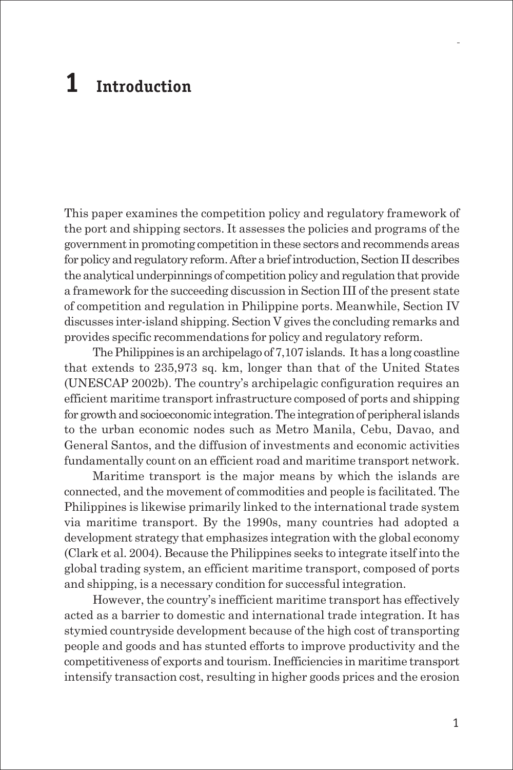# 1 Introduction

This paper examines the competition policy and regulatory framework of the port and shipping sectors. It assesses the policies and programs of the government in promoting competition in these sectors and recommends areas for policy and regulatory reform. After a brief introduction, Section II describes the analytical underpinnings of competition policy and regulation that provide a framework for the succeeding discussion in Section III of the present state of competition and regulation in Philippine ports. Meanwhile, Section IV discusses inter-island shipping. Section V gives the concluding remarks and provides specific recommendations for policy and regulatory reform.

The Philippines is an archipelago of 7,107 islands. It has a long coastline that extends to 235,973 sq. km, longer than that of the United States (UNESCAP 2002b). The country's archipelagic configuration requires an efficient maritime transport infrastructure composed of ports and shipping for growth and socioeconomic integration. The integration of peripheral islands to the urban economic nodes such as Metro Manila, Cebu, Davao, and General Santos, and the diffusion of investments and economic activities fundamentally count on an efficient road and maritime transport network.

Maritime transport is the major means by which the islands are connected, and the movement of commodities and people is facilitated. The Philippines is likewise primarily linked to the international trade system via maritime transport. By the 1990s, many countries had adopted a development strategy that emphasizes integration with the global economy (Clark et al. 2004). Because the Philippines seeks to integrate itself into the global trading system, an efficient maritime transport, composed of ports and shipping, is a necessary condition for successful integration.

However, the country's inefficient maritime transport has effectively acted as a barrier to domestic and international trade integration. It has stymied countryside development because of the high cost of transporting people and goods and has stunted efforts to improve productivity and the competitiveness of exports and tourism. Inefficiencies in maritime transport intensify transaction cost, resulting in higher goods prices and the erosion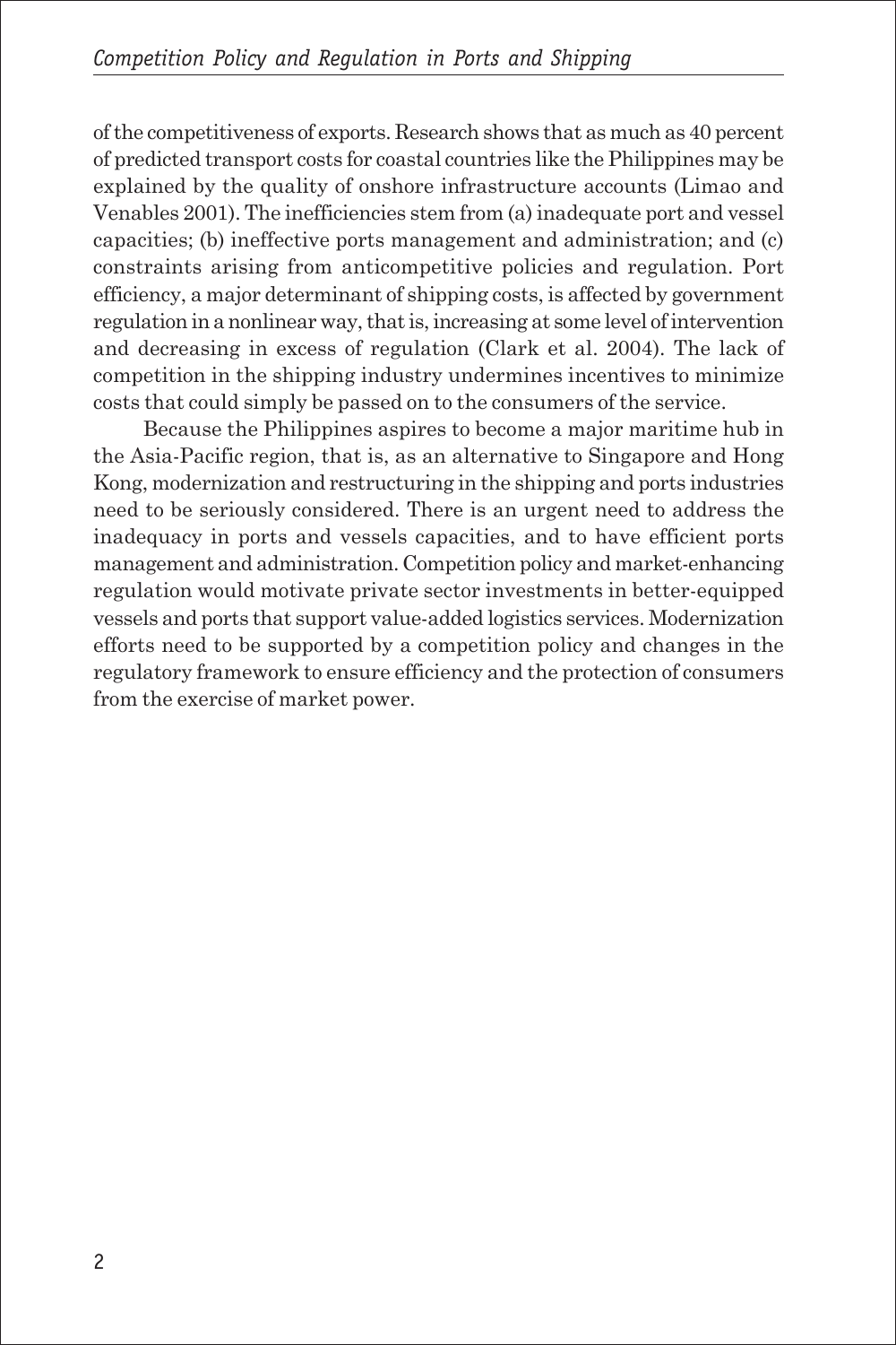of the competitiveness of exports. Research shows that as much as 40 percent of predicted transport costs for coastal countries like the Philippines may be explained by the quality of onshore infrastructure accounts (Limao and Venables 2001). The inefficiencies stem from (a) inadequate port and vessel capacities; (b) ineffective ports management and administration; and (c) constraints arising from anticompetitive policies and regulation. Port efficiency, a major determinant of shipping costs, is affected by government regulation in a nonlinear way, that is, increasing at some level of intervention and decreasing in excess of regulation (Clark et al. 2004). The lack of competition in the shipping industry undermines incentives to minimize costs that could simply be passed on to the consumers of the service.

Because the Philippines aspires to become a major maritime hub in the Asia-Pacific region, that is, as an alternative to Singapore and Hong Kong, modernization and restructuring in the shipping and ports industries need to be seriously considered. There is an urgent need to address the inadequacy in ports and vessels capacities, and to have efficient ports management and administration. Competition policy and market-enhancing regulation would motivate private sector investments in better-equipped vessels and ports that support value-added logistics services. Modernization efforts need to be supported by a competition policy and changes in the regulatory framework to ensure efficiency and the protection of consumers from the exercise of market power.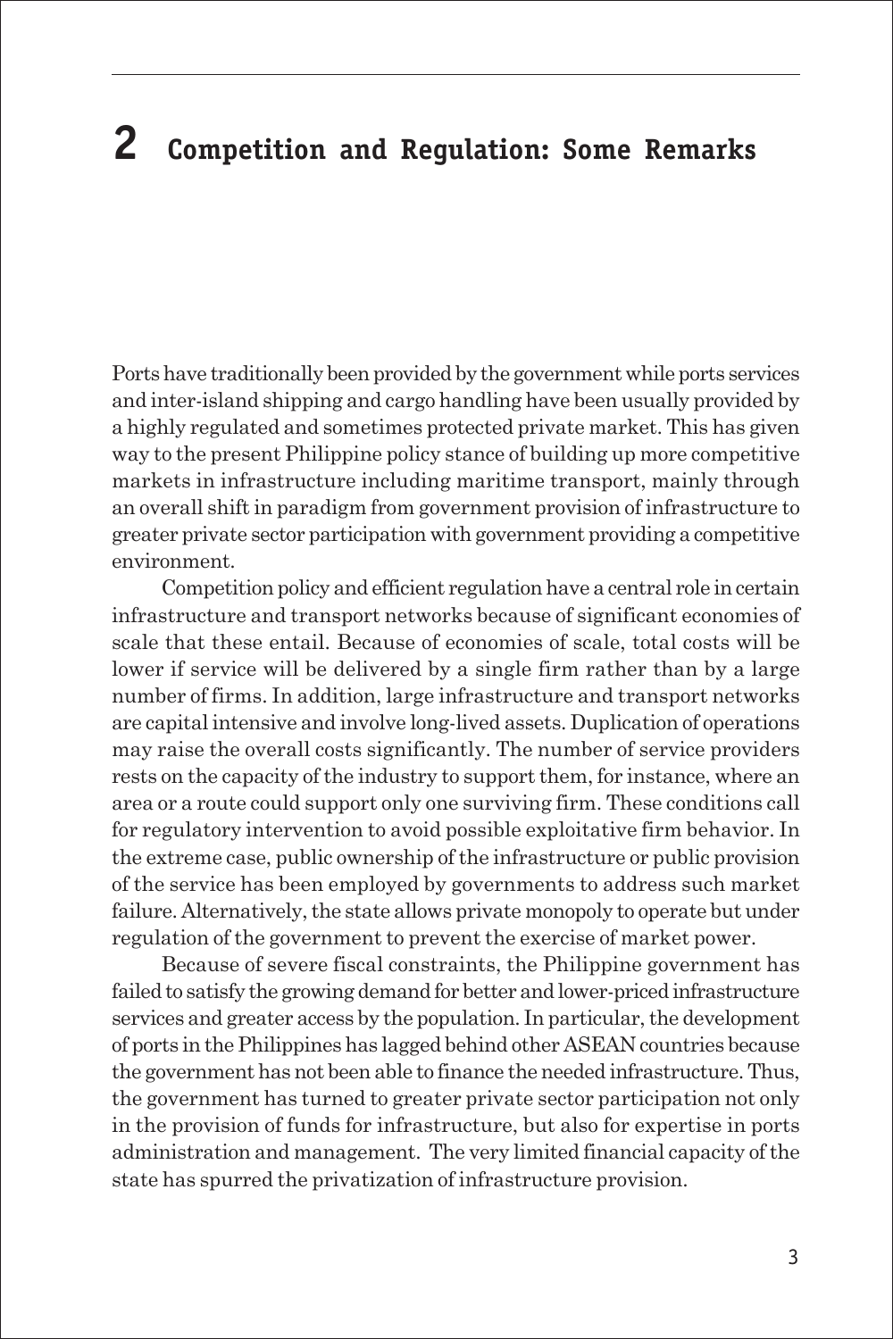# 2 Competition and Regulation: Some Remarks

Ports have traditionally been provided by the government while ports services and inter-island shipping and cargo handling have been usually provided by a highly regulated and sometimes protected private market. This has given way to the present Philippine policy stance of building up more competitive markets in infrastructure including maritime transport, mainly through an overall shift in paradigm from government provision of infrastructure to greater private sector participation with government providing a competitive environment.

Competition policy and efficient regulation have a central role in certain infrastructure and transport networks because of significant economies of scale that these entail. Because of economies of scale, total costs will be lower if service will be delivered by a single firm rather than by a large number of firms. In addition, large infrastructure and transport networks are capital intensive and involve long-lived assets. Duplication of operations may raise the overall costs significantly. The number of service providers rests on the capacity of the industry to support them, for instance, where an area or a route could support only one surviving firm. These conditions call for regulatory intervention to avoid possible exploitative firm behavior. In the extreme case, public ownership of the infrastructure or public provision of the service has been employed by governments to address such market failure. Alternatively, the state allows private monopoly to operate but under regulation of the government to prevent the exercise of market power.

Because of severe fiscal constraints, the Philippine government has failed to satisfy the growing demand for better and lower-priced infrastructure services and greater access by the population. In particular, the development of ports in the Philippines has lagged behind other ASEAN countries because the government has not been able to finance the needed infrastructure. Thus, the government has turned to greater private sector participation not only in the provision of funds for infrastructure, but also for expertise in ports administration and management. The very limited financial capacity of the state has spurred the privatization of infrastructure provision.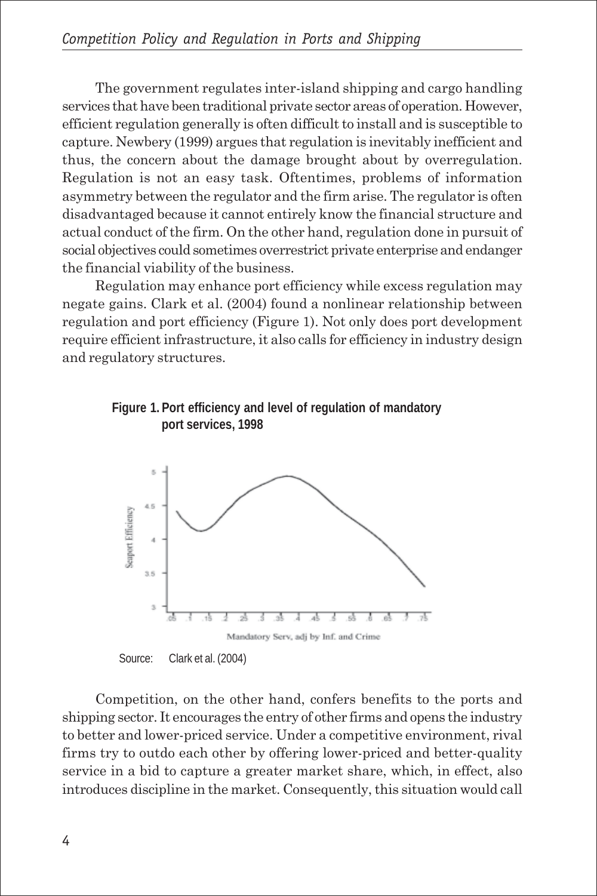The government regulates inter-island shipping and cargo handling services that have been traditional private sector areas of operation. However, efficient regulation generally is often difficult to install and is susceptible to capture. Newbery (1999) argues that regulation is inevitably inefficient and thus, the concern about the damage brought about by overregulation. Regulation is not an easy task. Oftentimes, problems of information asymmetry between the regulator and the firm arise. The regulator is often disadvantaged because it cannot entirely know the financial structure and actual conduct of the firm. On the other hand, regulation done in pursuit of social objectives could sometimes overrestrict private enterprise and endanger the financial viability of the business.

Regulation may enhance port efficiency while excess regulation may negate gains. Clark et al. (2004) found a nonlinear relationship between regulation and port efficiency (Figure 1). Not only does port development require efficient infrastructure, it also calls for efficiency in industry design and regulatory structures.

**Figure 1. Port efficiency and level of regulation of mandatory port services, 1998**

Source: Clark et al. (2004)

Competition, on the other hand, confers benefits to the ports and shipping sector. It encourages the entry of other firms and opens the industry to better and lower-priced service. Under a competitive environment, rival firms try to outdo each other by offering lower-priced and better-quality service in a bid to capture a greater market share, which, in effect, also introduces discipline in the market. Consequently, this situation would call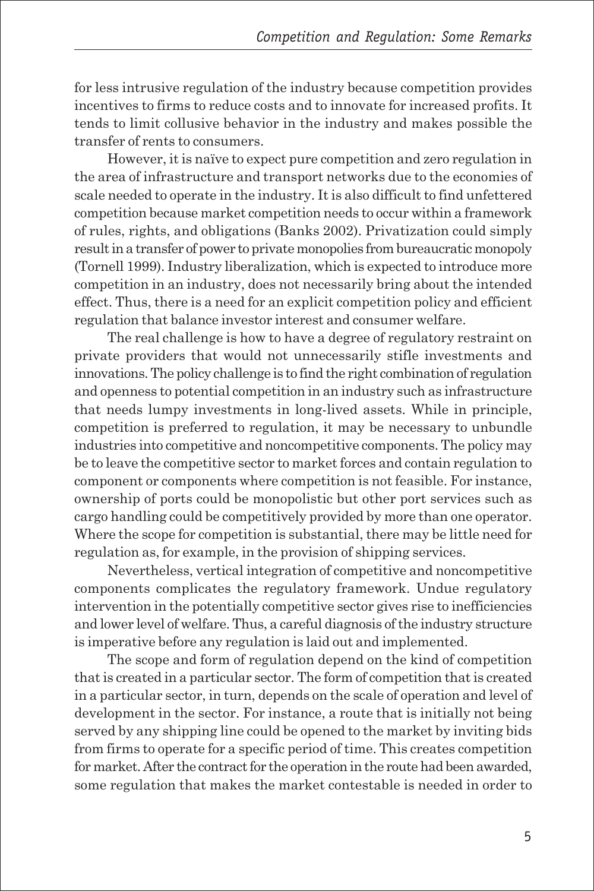for less intrusive regulation of the industry because competition provides incentives to firms to reduce costs and to innovate for increased profits. It tends to limit collusive behavior in the industry and makes possible the transfer of rents to consumers.

However, it is naïve to expect pure competition and zero regulation in the area of infrastructure and transport networks due to the economies of scale needed to operate in the industry. It is also difficult to find unfettered competition because market competition needs to occur within a framework of rules, rights, and obligations (Banks 2002). Privatization could simply result in a transfer of power to private monopolies from bureaucratic monopoly (Tornell 1999). Industry liberalization, which is expected to introduce more competition in an industry, does not necessarily bring about the intended effect. Thus, there is a need for an explicit competition policy and efficient regulation that balance investor interest and consumer welfare.

The real challenge is how to have a degree of regulatory restraint on private providers that would not unnecessarily stifle investments and innovations. The policy challenge is to find the right combination of regulation and openness to potential competition in an industry such as infrastructure that needs lumpy investments in long-lived assets. While in principle, competition is preferred to regulation, it may be necessary to unbundle industries into competitive and noncompetitive components. The policy may be to leave the competitive sector to market forces and contain regulation to component or components where competition is not feasible. For instance, ownership of ports could be monopolistic but other port services such as cargo handling could be competitively provided by more than one operator. Where the scope for competition is substantial, there may be little need for regulation as, for example, in the provision of shipping services.

Nevertheless, vertical integration of competitive and noncompetitive components complicates the regulatory framework. Undue regulatory intervention in the potentially competitive sector gives rise to inefficiencies and lower level of welfare. Thus, a careful diagnosis of the industry structure is imperative before any regulation is laid out and implemented.

The scope and form of regulation depend on the kind of competition that is created in a particular sector. The form of competition that is created in a particular sector, in turn, depends on the scale of operation and level of development in the sector. For instance, a route that is initially not being served by any shipping line could be opened to the market by inviting bids from firms to operate for a specific period of time. This creates competition for market. After the contract for the operation in the route had been awarded, some regulation that makes the market contestable is needed in order to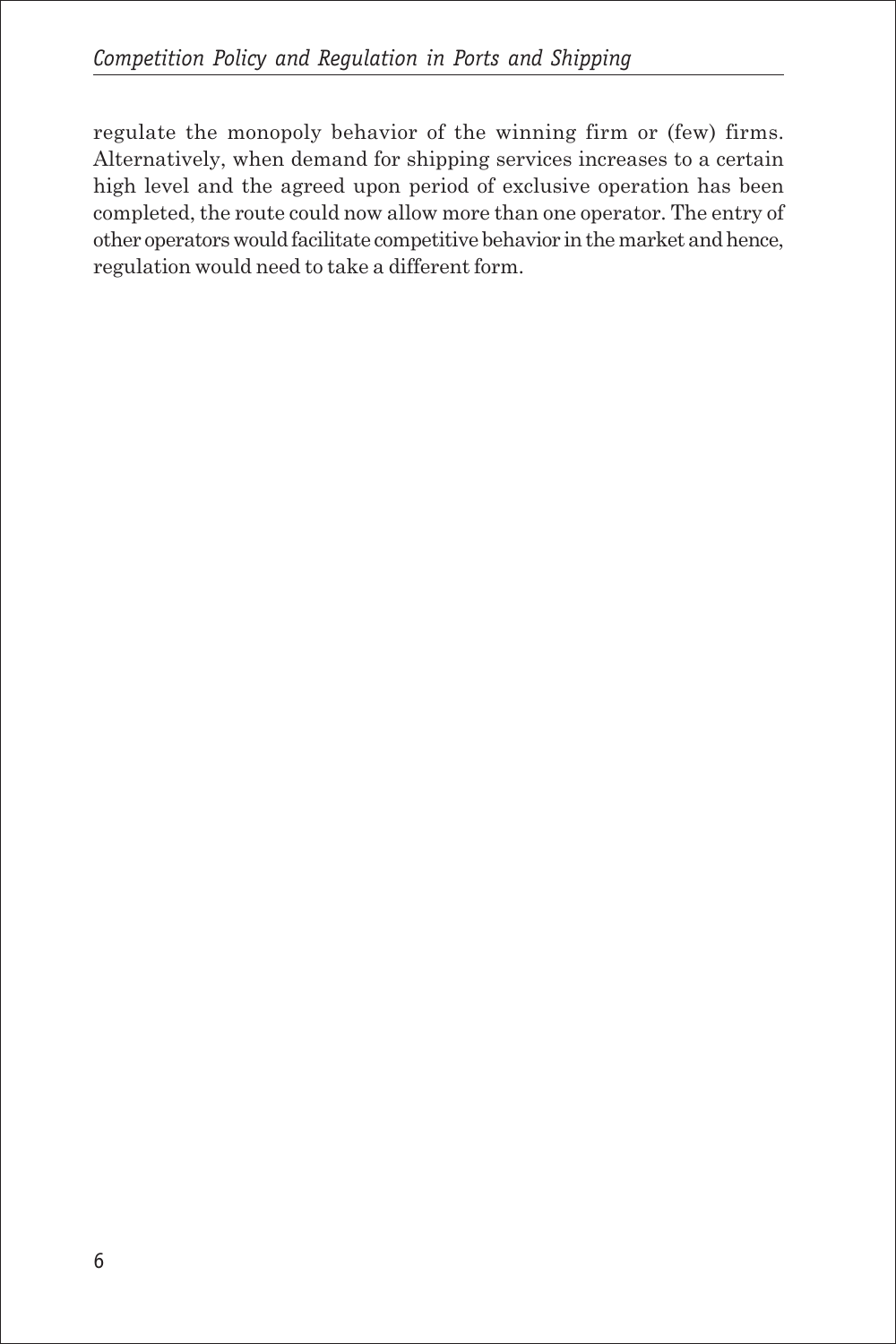regulate the monopoly behavior of the winning firm or (few) firms. Alternatively, when demand for shipping services increases to a certain high level and the agreed upon period of exclusive operation has been completed, the route could now allow more than one operator. The entry of other operators would facilitate competitive behavior in the market and hence, regulation would need to take a different form.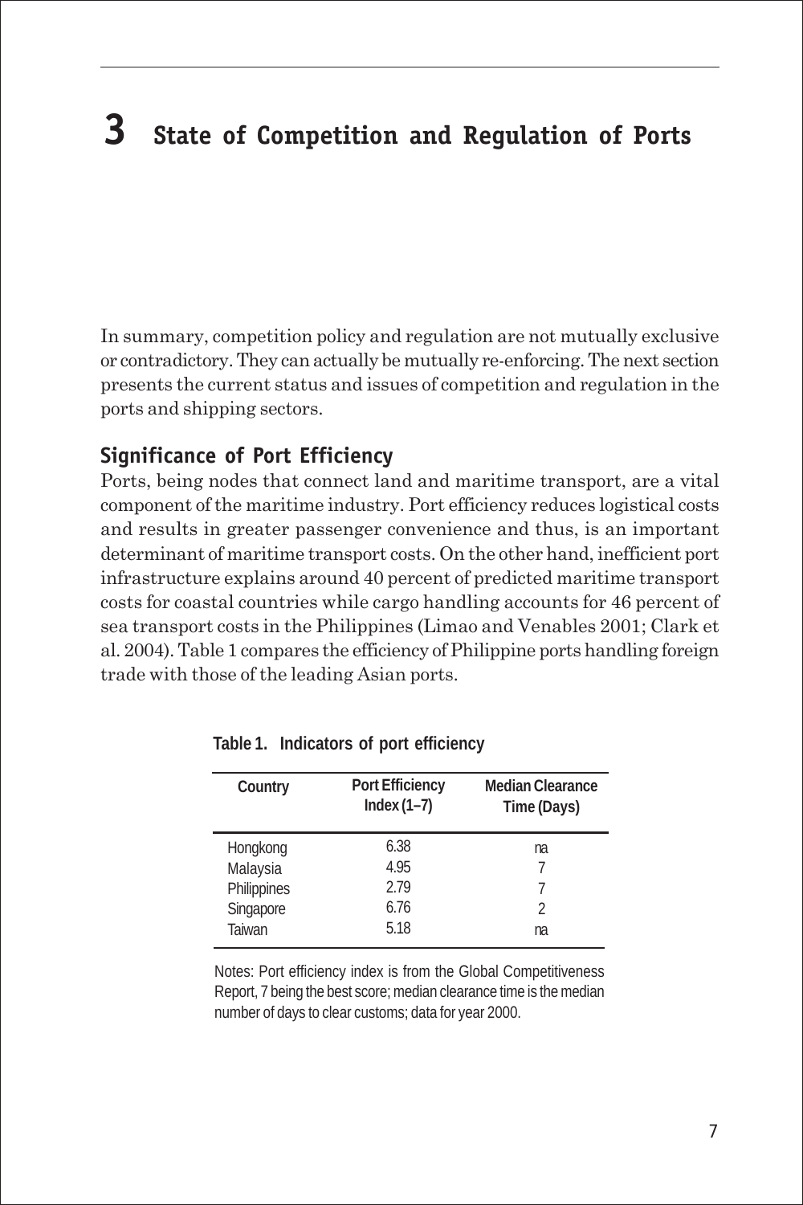# 3 State of Competition and Regulation of Ports

In summary, competition policy and regulation are not mutually exclusive or contradictory. They can actually be mutually re-enforcing. The next section presents the current status and issues of competition and regulation in the ports and shipping sectors.

## Significance of Port Efficiency

Ports, being nodes that connect land and maritime transport, are a vital component of the maritime industry. Port efficiency reduces logistical costs and results in greater passenger convenience and thus, is an important determinant of maritime transport costs. On the other hand, inefficient port infrastructure explains around 40 percent of predicted maritime transport costs for coastal countries while cargo handling accounts for 46 percent of sea transport costs in the Philippines (Limao and Venables 2001; Clark et al. 2004). Table 1 compares the efficiency of Philippine ports handling foreign trade with those of the leading Asian ports.

**Table 1. Indicators of port efficiency**

| Country | Port Efficiency Index (1–7) | Median Clearance Time (Days) |
|---|---|---|
| Hongkong | 6.38 | na |
| Malaysia | 4.95 | 7 |
| Philippines | 2.79 | 7 |
| Singapore | 6.76 | 2 |
| Taiwan | 5.18 | na |

Notes: Port efficiency index is from the Global Competitiveness Report, 7 being the best score; median clearance time is the median number of days to clear customs; data for year 2000.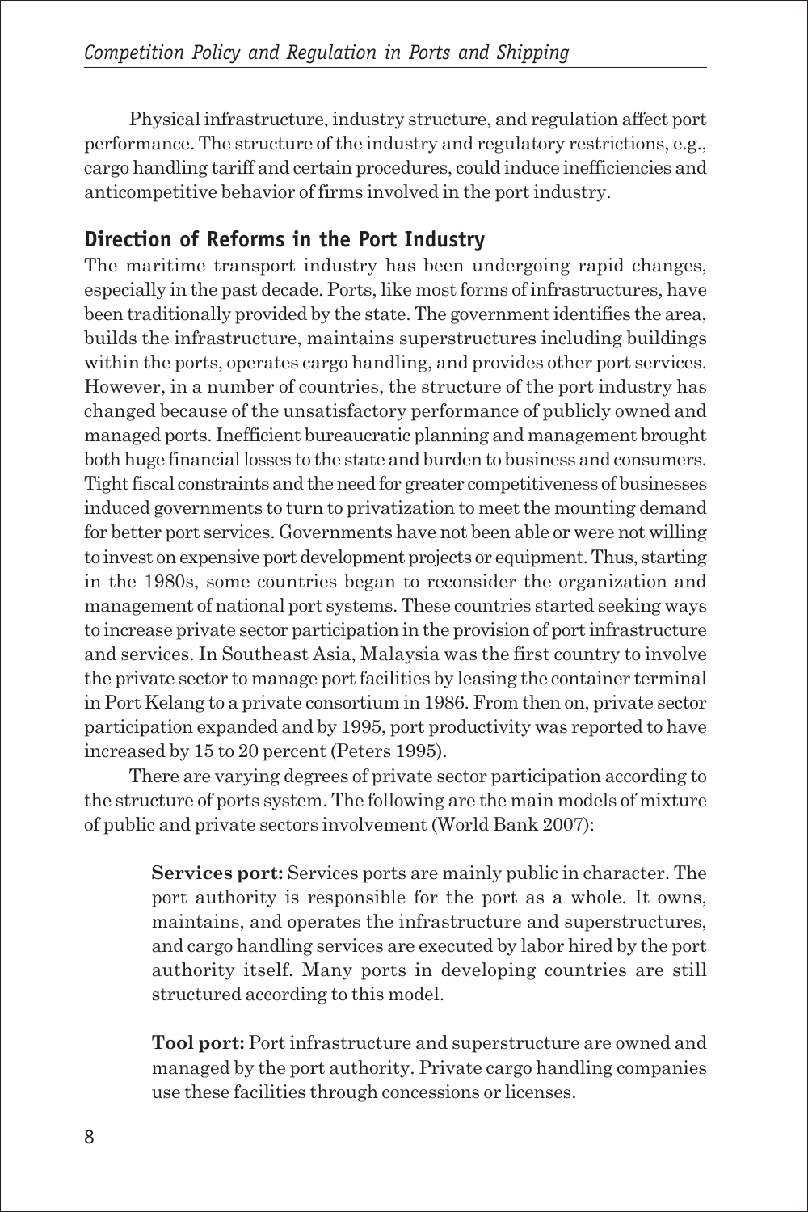Physical infrastructure, industry structure, and regulation affect port performance. The structure of the industry and regulatory restrictions, e.g., cargo handling tariff and certain procedures, could induce inefficiencies and anticompetitive behavior of firms involved in the port industry.

## Direction of Reforms in the Port Industry

The maritime transport industry has been undergoing rapid changes, especially in the past decade. Ports, like most forms of infrastructures, have been traditionally provided by the state. The government identifies the area, builds the infrastructure, maintains superstructures including buildings within the ports, operates cargo handling, and provides other port services. However, in a number of countries, the structure of the port industry has changed because of the unsatisfactory performance of publicly owned and managed ports. Inefficient bureaucratic planning and management brought both huge financial losses to the state and burden to business and consumers. Tight fiscal constraints and the need for greater competitiveness of businesses induced governments to turn to privatization to meet the mounting demand for better port services. Governments have not been able or were not willing to invest on expensive port development projects or equipment. Thus, starting in the 1980s, some countries began to reconsider the organization and management of national port systems. These countries started seeking ways to increase private sector participation in the provision of port infrastructure and services. In Southeast Asia, Malaysia was the first country to involve the private sector to manage port facilities by leasing the container terminal in Port Kelang to a private consortium in 1986. From then on, private sector participation expanded and by 1995, port productivity was reported to have increased by 15 to 20 percent (Peters 1995).

There are varying degrees of private sector participation according to the structure of ports system. The following are the main models of mixture of public and private sectors involvement (World Bank 2007):

> **Services port:** Services ports are mainly public in character. The port authority is responsible for the port as a whole. It owns, maintains, and operates the infrastructure and superstructures, and cargo handling services are executed by labor hired by the port authority itself. Many ports in developing countries are still structured according to this model.
>
> **Tool port:** Port infrastructure and superstructure are owned and managed by the port authority. Private cargo handling companies use these facilities through concessions or licenses.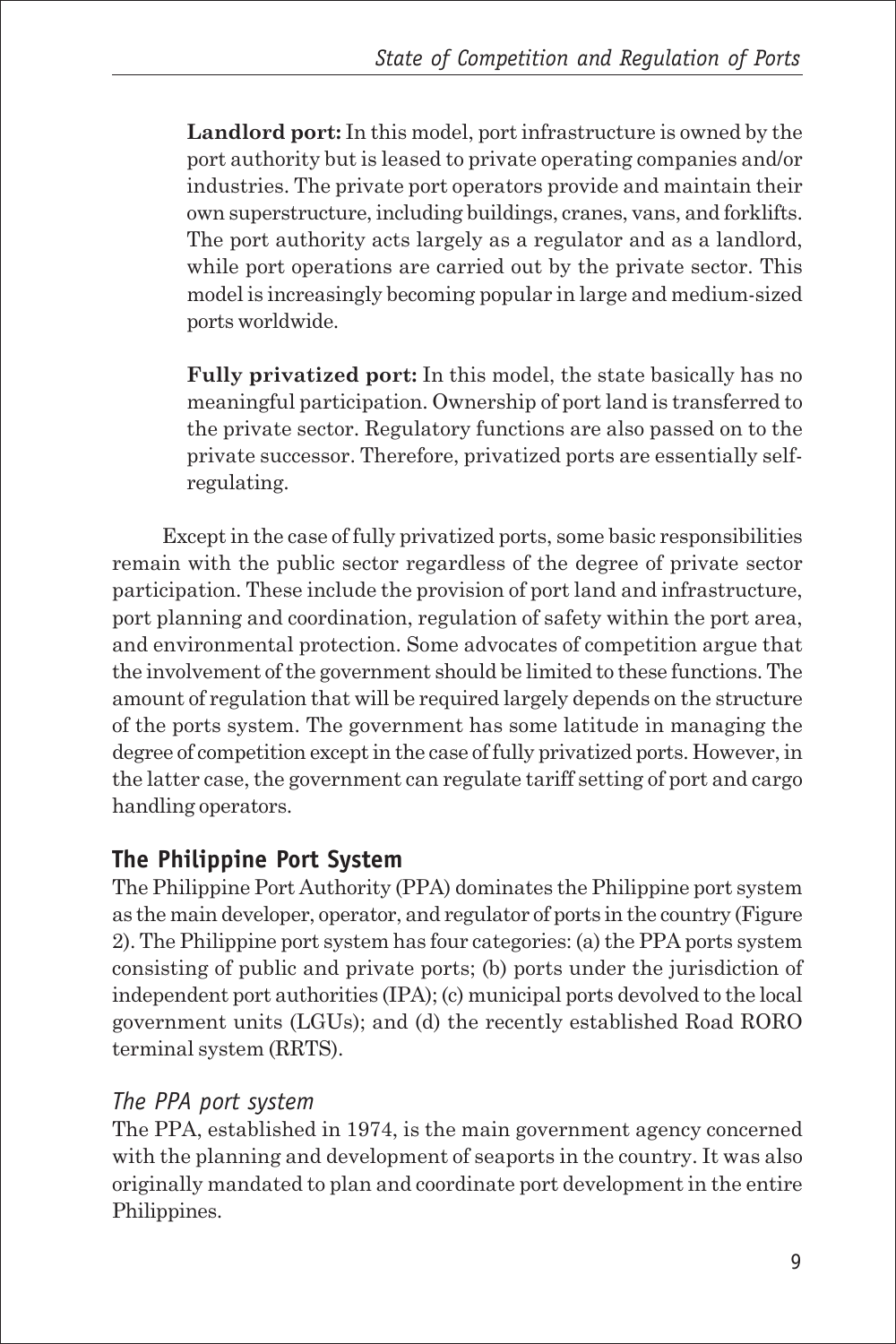**Landlord port:** In this model, port infrastructure is owned by the port authority but is leased to private operating companies and/or industries. The private port operators provide and maintain their own superstructure, including buildings, cranes, vans, and forklifts. The port authority acts largely as a regulator and as a landlord, while port operations are carried out by the private sector. This model is increasingly becoming popular in large and medium-sized ports worldwide.

**Fully privatized port:** In this model, the state basically has no meaningful participation. Ownership of port land is transferred to the private sector. Regulatory functions are also passed on to the private successor. Therefore, privatized ports are essentially self-regulating.

Except in the case of fully privatized ports, some basic responsibilities remain with the public sector regardless of the degree of private sector participation. These include the provision of port land and infrastructure, port planning and coordination, regulation of safety within the port area, and environmental protection. Some advocates of competition argue that the involvement of the government should be limited to these functions. The amount of regulation that will be required largely depends on the structure of the ports system. The government has some latitude in managing the degree of competition except in the case of fully privatized ports. However, in the latter case, the government can regulate tariff setting of port and cargo handling operators.

## The Philippine Port System

The Philippine Port Authority (PPA) dominates the Philippine port system as the main developer, operator, and regulator of ports in the country (Figure 2). The Philippine port system has four categories: (a) the PPA ports system consisting of public and private ports; (b) ports under the jurisdiction of independent port authorities (IPA); (c) municipal ports devolved to the local government units (LGUs); and (d) the recently established Road RORO terminal system (RRTS).

### *The PPA port system*

The PPA, established in 1974, is the main government agency concerned with the planning and development of seaports in the country. It was also originally mandated to plan and coordinate port development in the entire Philippines.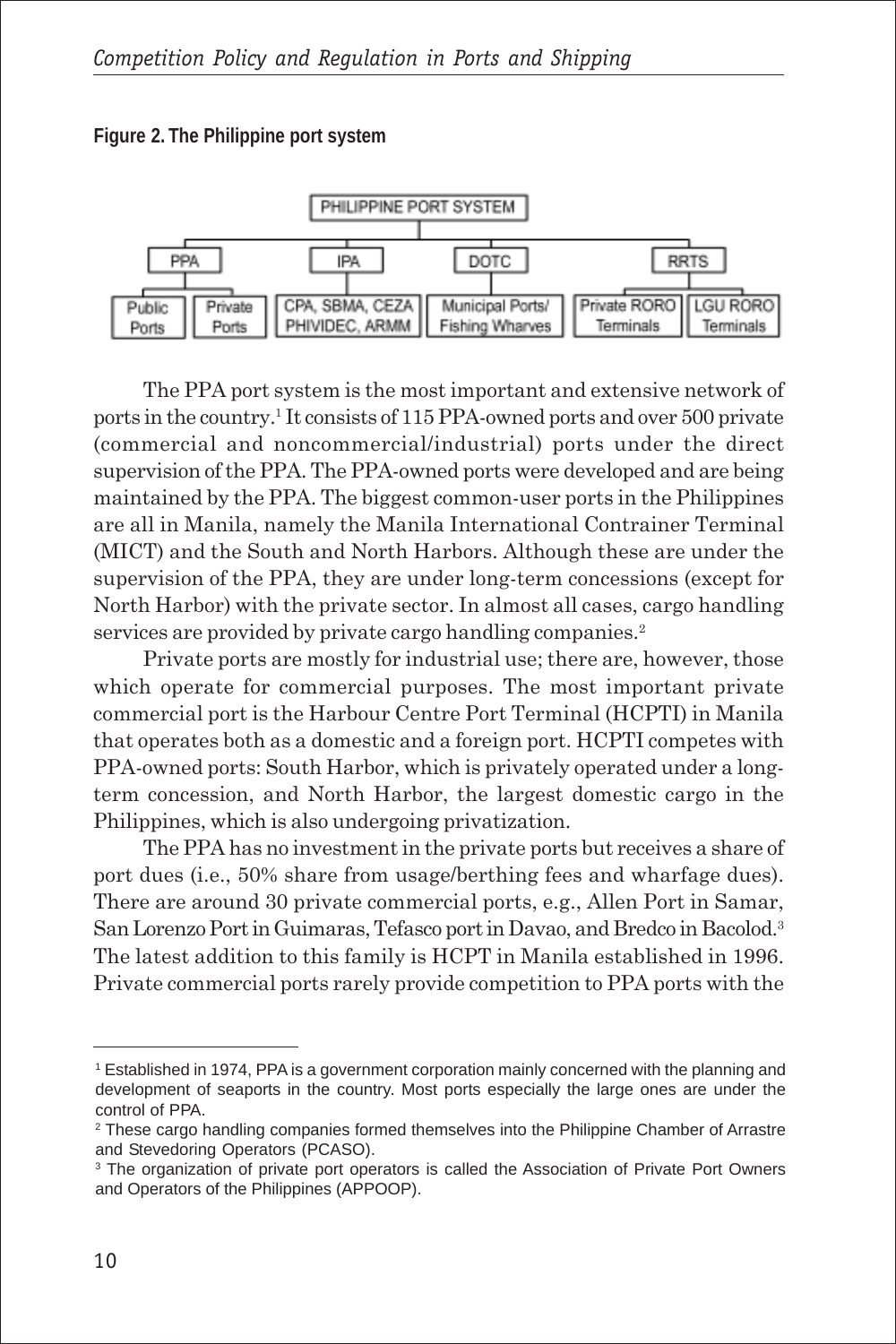**Figure 2. The Philippine port system**

- PHILIPPINE PORT SYSTEM
  - PPA
    - Public Ports
    - Private Ports
  - IPA
    - CPA, SBMA, CEZA PHIVIDEC, ARMM
  - DOTC
    - Municipal Ports/ Fishing Wharves
  - RRTS
    - Private RORO Terminals
    - LGU RORO Terminals

The PPA port system is the most important and extensive network of ports in the country.[1] It consists of 115 PPA-owned ports and over 500 private (commercial and noncommercial/industrial) ports under the direct supervision of the PPA. The PPA-owned ports were developed and are being maintained by the PPA. The biggest common-user ports in the Philippines are all in Manila, namely the Manila International Contrainer Terminal (MICT) and the South and North Harbors. Although these are under the supervision of the PPA, they are under long-term concessions (except for North Harbor) with the private sector. In almost all cases, cargo handling services are provided by private cargo handling companies.[2]

Private ports are mostly for industrial use; there are, however, those which operate for commercial purposes. The most important private commercial port is the Harbour Centre Port Terminal (HCPTI) in Manila that operates both as a domestic and a foreign port. HCPTI competes with PPA-owned ports: South Harbor, which is privately operated under a long-term concession, and North Harbor, the largest domestic cargo in the Philippines, which is also undergoing privatization.

The PPA has no investment in the private ports but receives a share of port dues (i.e., 50% share from usage/berthing fees and wharfage dues). There are around 30 private commercial ports, e.g., Allen Port in Samar, San Lorenzo Port in Guimaras, Tefasco port in Davao, and Bredco in Bacolod.[3] The latest addition to this family is HCPT in Manila established in 1996. Private commercial ports rarely provide competition to PPA ports with the

---

[1] Established in 1974, PPA is a government corporation mainly concerned with the planning and development of seaports in the country. Most ports especially the large ones are under the control of PPA.

[2] These cargo handling companies formed themselves into the Philippine Chamber of Arrastre and Stevedoring Operators (PCASO).

[3] The organization of private port operators is called the Association of Private Port Owners and Operators of the Philippines (APPOOP).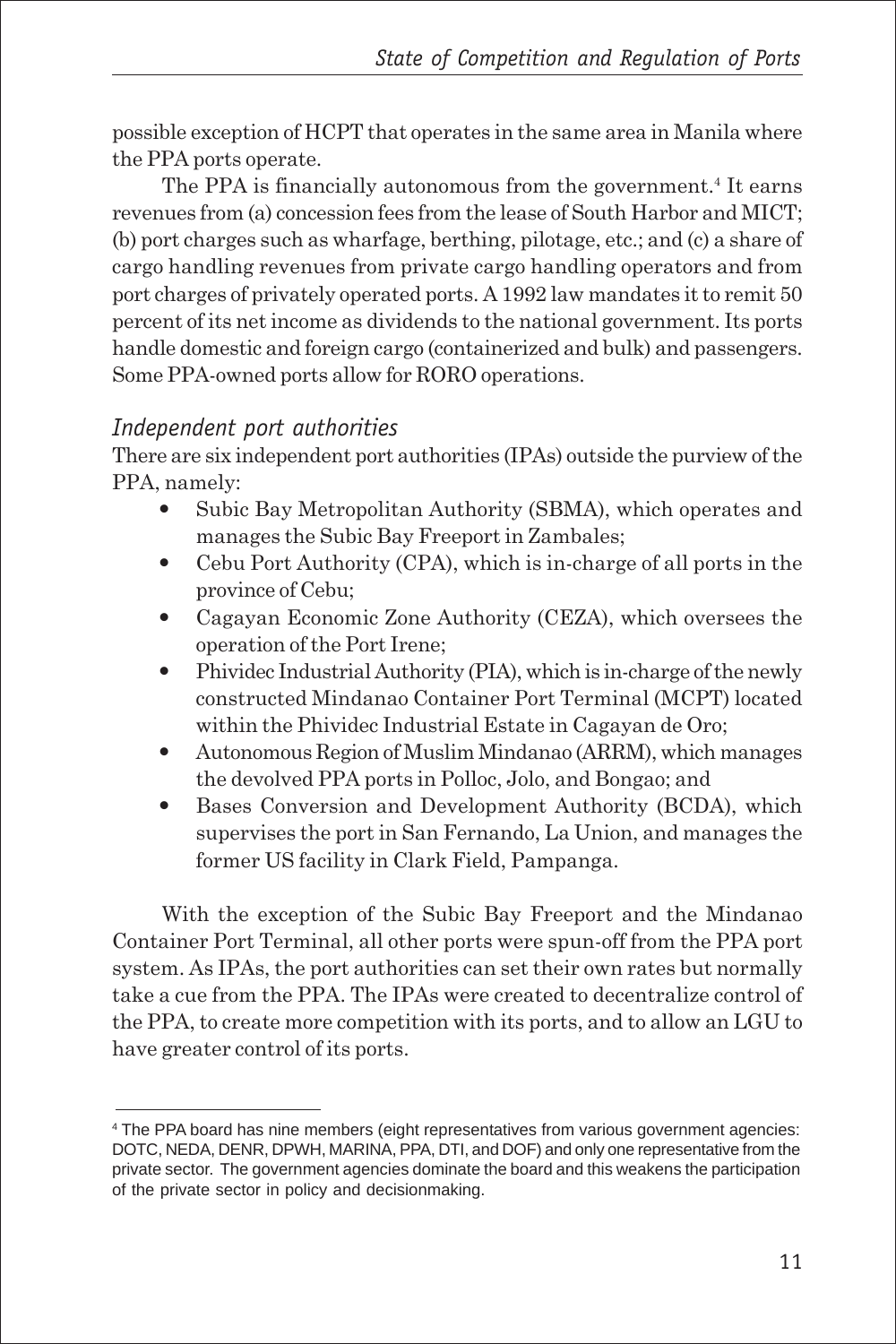possible exception of HCPT that operates in the same area in Manila where the PPA ports operate.

The PPA is financially autonomous from the government.[4] It earns revenues from (a) concession fees from the lease of South Harbor and MICT; (b) port charges such as wharfage, berthing, pilotage, etc.; and (c) a share of cargo handling revenues from private cargo handling operators and from port charges of privately operated ports. A 1992 law mandates it to remit 50 percent of its net income as dividends to the national government. Its ports handle domestic and foreign cargo (containerized and bulk) and passengers. Some PPA-owned ports allow for RORO operations.

### *Independent port authorities*

There are six independent port authorities (IPAs) outside the purview of the PPA, namely:

- Subic Bay Metropolitan Authority (SBMA), which operates and manages the Subic Bay Freeport in Zambales;
- Cebu Port Authority (CPA), which is in-charge of all ports in the province of Cebu;
- Cagayan Economic Zone Authority (CEZA), which oversees the operation of the Port Irene;
- Phividec Industrial Authority (PIA), which is in-charge of the newly constructed Mindanao Container Port Terminal (MCPT) located within the Phividec Industrial Estate in Cagayan de Oro;
- Autonomous Region of Muslim Mindanao (ARRM), which manages the devolved PPA ports in Polloc, Jolo, and Bongao; and
- Bases Conversion and Development Authority (BCDA), which supervises the port in San Fernando, La Union, and manages the former US facility in Clark Field, Pampanga.

With the exception of the Subic Bay Freeport and the Mindanao Container Port Terminal, all other ports were spun-off from the PPA port system. As IPAs, the port authorities can set their own rates but normally take a cue from the PPA. The IPAs were created to decentralize control of the PPA, to create more competition with its ports, and to allow an LGU to have greater control of its ports.

---

[4] The PPA board has nine members (eight representatives from various government agencies: DOTC, NEDA, DENR, DPWH, MARINA, PPA, DTI, and DOF) and only one representative from the private sector. The government agencies dominate the board and this weakens the participation of the private sector in policy and decisionmaking.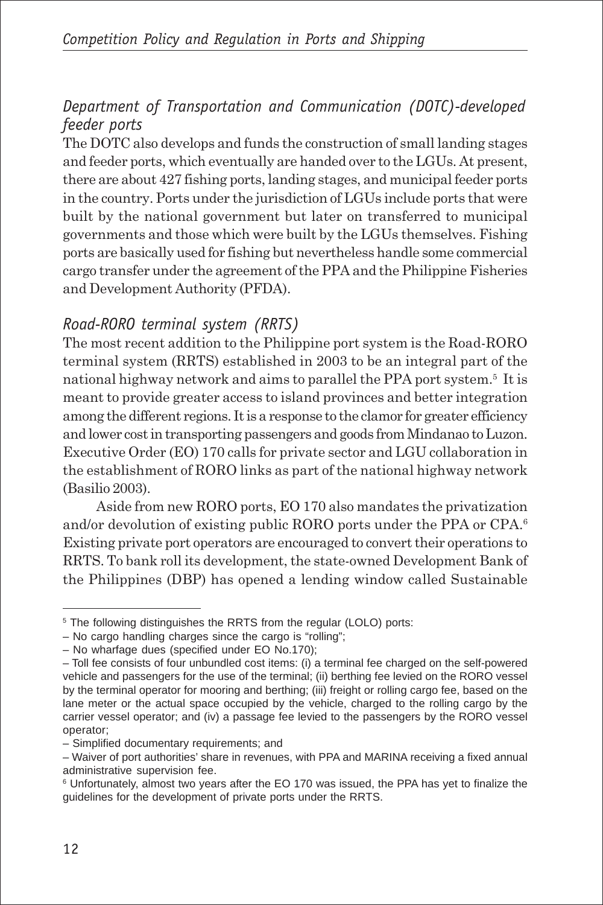### *Department of Transportation and Communication (DOTC)-developed feeder ports*

The DOTC also develops and funds the construction of small landing stages and feeder ports, which eventually are handed over to the LGUs. At present, there are about 427 fishing ports, landing stages, and municipal feeder ports in the country. Ports under the jurisdiction of LGUs include ports that were built by the national government but later on transferred to municipal governments and those which were built by the LGUs themselves. Fishing ports are basically used for fishing but nevertheless handle some commercial cargo transfer under the agreement of the PPA and the Philippine Fisheries and Development Authority (PFDA).

### *Road-RORO terminal system (RRTS)*

The most recent addition to the Philippine port system is the Road-RORO terminal system (RRTS) established in 2003 to be an integral part of the national highway network and aims to parallel the PPA port system.[5] It is meant to provide greater access to island provinces and better integration among the different regions. It is a response to the clamor for greater efficiency and lower cost in transporting passengers and goods from Mindanao to Luzon. Executive Order (EO) 170 calls for private sector and LGU collaboration in the establishment of RORO links as part of the national highway network (Basilio 2003).

Aside from new RORO ports, EO 170 also mandates the privatization and/or devolution of existing public RORO ports under the PPA or CPA.[6] Existing private port operators are encouraged to convert their operations to RRTS. To bank roll its development, the state-owned Development Bank of the Philippines (DBP) has opened a lending window called Sustainable

---

[5] The following distinguishes the RRTS from the regular (LOLO) ports:

– No cargo handling charges since the cargo is "rolling";

– No wharfage dues (specified under EO No.170);

– Toll fee consists of four unbundled cost items: (i) a terminal fee charged on the self-powered vehicle and passengers for the use of the terminal; (ii) berthing fee levied on the RORO vessel by the terminal operator for mooring and berthing; (iii) freight or rolling cargo fee, based on the lane meter or the actual space occupied by the vehicle, charged to the rolling cargo by the carrier vessel operator; and (iv) a passage fee levied to the passengers by the RORO vessel operator;

– Simplified documentary requirements; and

– Waiver of port authorities' share in revenues, with PPA and MARINA receiving a fixed annual administrative supervision fee.

[6] Unfortunately, almost two years after the EO 170 was issued, the PPA has yet to finalize the guidelines for the development of private ports under the RRTS.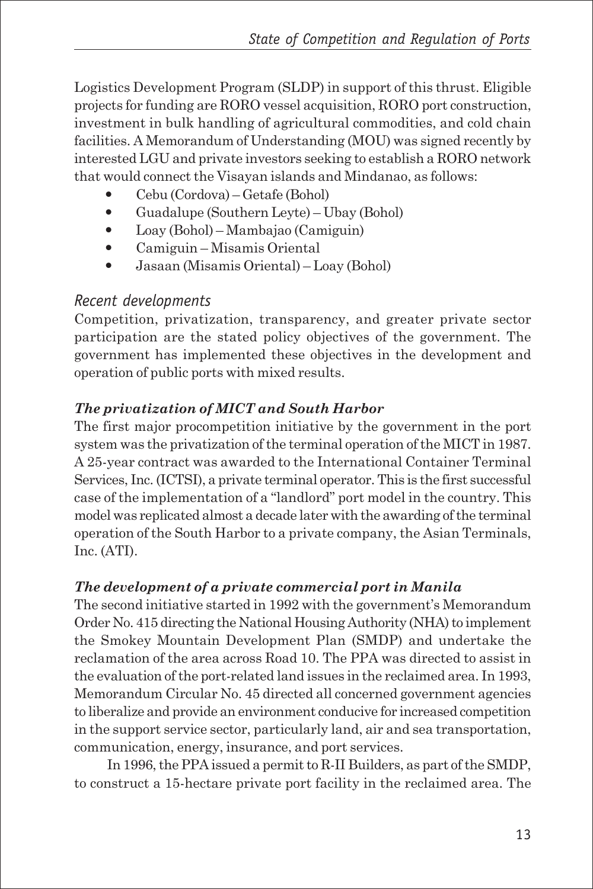Logistics Development Program (SLDP) in support of this thrust. Eligible projects for funding are RORO vessel acquisition, RORO port construction, investment in bulk handling of agricultural commodities, and cold chain facilities. A Memorandum of Understanding (MOU) was signed recently by interested LGU and private investors seeking to establish a RORO network that would connect the Visayan islands and Mindanao, as follows:

- Cebu (Cordova) – Getafe (Bohol)
- Guadalupe (Southern Leyte) – Ubay (Bohol)
- Loay (Bohol) – Mambajao (Camiguin)
- Camiguin – Misamis Oriental
- Jasaan (Misamis Oriental) – Loay (Bohol)

### *Recent developments*

Competition, privatization, transparency, and greater private sector participation are the stated policy objectives of the government. The government has implemented these objectives in the development and operation of public ports with mixed results.

#### *The privatization of MICT and South Harbor*

The first major procompetition initiative by the government in the port system was the privatization of the terminal operation of the MICT in 1987. A 25-year contract was awarded to the International Container Terminal Services, Inc. (ICTSI), a private terminal operator. This is the first successful case of the implementation of a "landlord" port model in the country. This model was replicated almost a decade later with the awarding of the terminal operation of the South Harbor to a private company, the Asian Terminals, Inc. (ATI).

#### *The development of a private commercial port in Manila*

The second initiative started in 1992 with the government's Memorandum Order No. 415 directing the National Housing Authority (NHA) to implement the Smokey Mountain Development Plan (SMDP) and undertake the reclamation of the area across Road 10. The PPA was directed to assist in the evaluation of the port-related land issues in the reclaimed area. In 1993, Memorandum Circular No. 45 directed all concerned government agencies to liberalize and provide an environment conducive for increased competition in the support service sector, particularly land, air and sea transportation, communication, energy, insurance, and port services.

In 1996, the PPA issued a permit to R-II Builders, as part of the SMDP, to construct a 15-hectare private port facility in the reclaimed area. The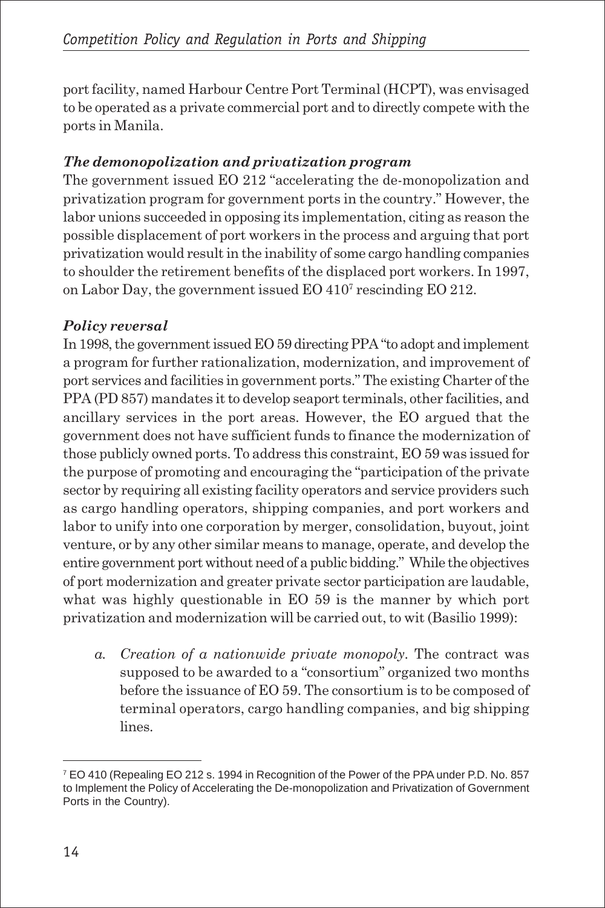port facility, named Harbour Centre Port Terminal (HCPT), was envisaged to be operated as a private commercial port and to directly compete with the ports in Manila.

### *The demonopolization and privatization program*

The government issued EO 212 "accelerating the de-monopolization and privatization program for government ports in the country." However, the labor unions succeeded in opposing its implementation, citing as reason the possible displacement of port workers in the process and arguing that port privatization would result in the inability of some cargo handling companies to shoulder the retirement benefits of the displaced port workers. In 1997, on Labor Day, the government issued EO 410[7] rescinding EO 212.

### *Policy reversal*

In 1998, the government issued EO 59 directing PPA "to adopt and implement a program for further rationalization, modernization, and improvement of port services and facilities in government ports." The existing Charter of the PPA (PD 857) mandates it to develop seaport terminals, other facilities, and ancillary services in the port areas. However, the EO argued that the government does not have sufficient funds to finance the modernization of those publicly owned ports. To address this constraint, EO 59 was issued for the purpose of promoting and encouraging the "participation of the private sector by requiring all existing facility operators and service providers such as cargo handling operators, shipping companies, and port workers and labor to unify into one corporation by merger, consolidation, buyout, joint venture, or by any other similar means to manage, operate, and develop the entire government port without need of a public bidding." While the objectives of port modernization and greater private sector participation are laudable, what was highly questionable in EO 59 is the manner by which port privatization and modernization will be carried out, to wit (Basilio 1999):

a. *Creation of a nationwide private monopoly*. The contract was supposed to be awarded to a "consortium" organized two months before the issuance of EO 59. The consortium is to be composed of terminal operators, cargo handling companies, and big shipping lines.

---

[7] EO 410 (Repealing EO 212 s. 1994 in Recognition of the Power of the PPA under P.D. No. 857 to Implement the Policy of Accelerating the De-monopolization and Privatization of Government Ports in the Country).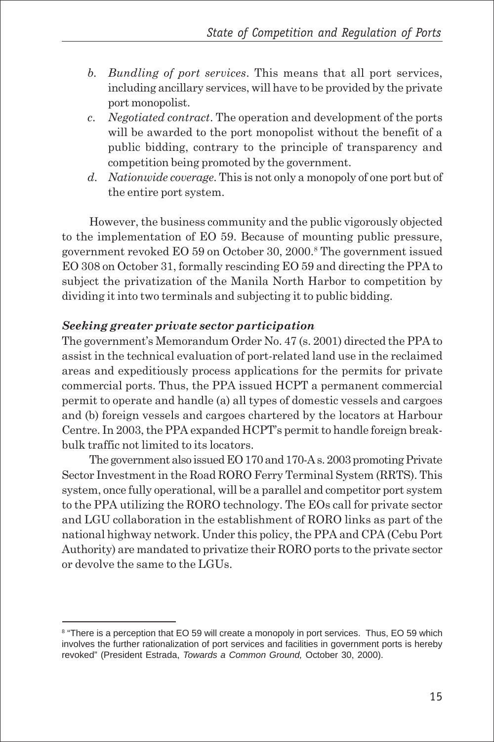b. *Bundling of port services*. This means that all port services, including ancillary services, will have to be provided by the private port monopolist.
c. *Negotiated contract*. The operation and development of the ports will be awarded to the port monopolist without the benefit of a public bidding, contrary to the principle of transparency and competition being promoted by the government.
d. *Nationwide coverage*. This is not only a monopoly of one port but of the entire port system.

However, the business community and the public vigorously objected to the implementation of EO 59. Because of mounting public pressure, government revoked EO 59 on October 30, 2000.[8] The government issued EO 308 on October 31, formally rescinding EO 59 and directing the PPA to subject the privatization of the Manila North Harbor to competition by dividing it into two terminals and subjecting it to public bidding.

### *Seeking greater private sector participation*

The government's Memorandum Order No. 47 (s. 2001) directed the PPA to assist in the technical evaluation of port-related land use in the reclaimed areas and expeditiously process applications for the permits for private commercial ports. Thus, the PPA issued HCPT a permanent commercial permit to operate and handle (a) all types of domestic vessels and cargoes and (b) foreign vessels and cargoes chartered by the locators at Harbour Centre. In 2003, the PPA expanded HCPT's permit to handle foreign break-bulk traffic not limited to its locators.

The government also issued EO 170 and 170-A s. 2003 promoting Private Sector Investment in the Road RORO Ferry Terminal System (RRTS). This system, once fully operational, will be a parallel and competitor port system to the PPA utilizing the RORO technology. The EOs call for private sector and LGU collaboration in the establishment of RORO links as part of the national highway network. Under this policy, the PPA and CPA (Cebu Port Authority) are mandated to privatize their RORO ports to the private sector or devolve the same to the LGUs.

---

[8] "There is a perception that EO 59 will create a monopoly in port services. Thus, EO 59 which involves the further rationalization of port services and facilities in government ports is hereby revoked" (President Estrada, *Towards a Common Ground,* October 30, 2000).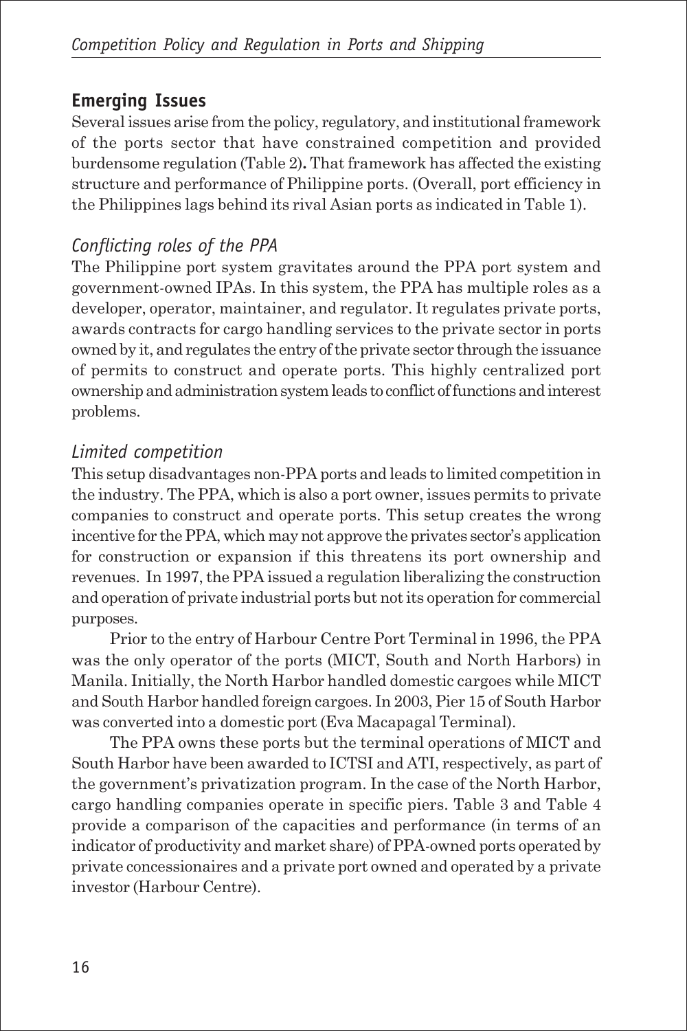## Emerging Issues

Several issues arise from the policy, regulatory, and institutional framework of the ports sector that have constrained competition and provided burdensome regulation (Table 2). That framework has affected the existing structure and performance of Philippine ports. (Overall, port efficiency in the Philippines lags behind its rival Asian ports as indicated in Table 1).

### *Conflicting roles of the PPA*

The Philippine port system gravitates around the PPA port system and government-owned IPAs. In this system, the PPA has multiple roles as a developer, operator, maintainer, and regulator. It regulates private ports, awards contracts for cargo handling services to the private sector in ports owned by it, and regulates the entry of the private sector through the issuance of permits to construct and operate ports. This highly centralized port ownership and administration system leads to conflict of functions and interest problems.

### *Limited competition*

This setup disadvantages non-PPA ports and leads to limited competition in the industry. The PPA, which is also a port owner, issues permits to private companies to construct and operate ports. This setup creates the wrong incentive for the PPA, which may not approve the privates sector's application for construction or expansion if this threatens its port ownership and revenues. In 1997, the PPA issued a regulation liberalizing the construction and operation of private industrial ports but not its operation for commercial purposes.

Prior to the entry of Harbour Centre Port Terminal in 1996, the PPA was the only operator of the ports (MICT, South and North Harbors) in Manila. Initially, the North Harbor handled domestic cargoes while MICT and South Harbor handled foreign cargoes. In 2003, Pier 15 of South Harbor was converted into a domestic port (Eva Macapagal Terminal).

The PPA owns these ports but the terminal operations of MICT and South Harbor have been awarded to ICTSI and ATI, respectively, as part of the government's privatization program. In the case of the North Harbor, cargo handling companies operate in specific piers. Table 3 and Table 4 provide a comparison of the capacities and performance (in terms of an indicator of productivity and market share) of PPA-owned ports operated by private concessionaires and a private port owned and operated by a private investor (Harbour Centre).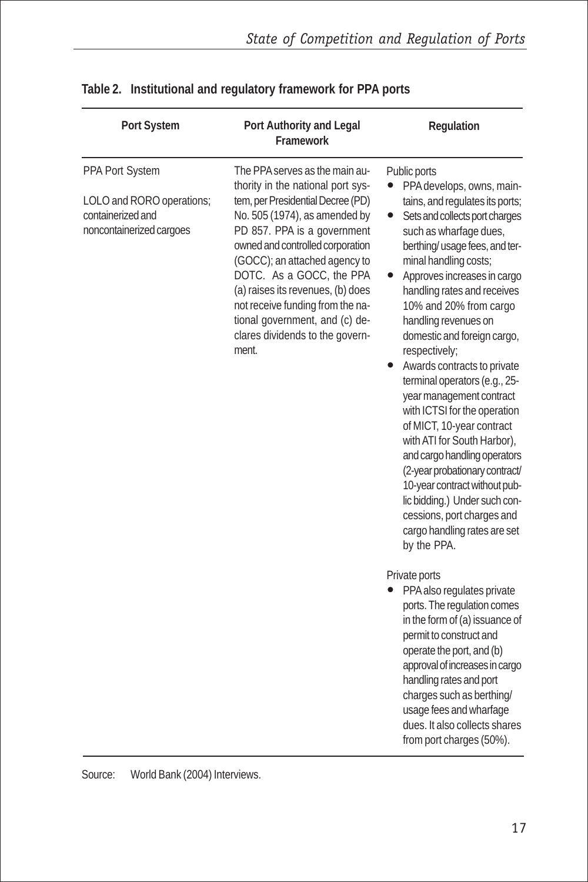**Table 2. Institutional and regulatory framework for PPA ports**

| Port System | Port Authority and Legal Framework | Regulation |
|---|---|---|
| PPA Port System<br><br>LOLO and RORO operations; containerized and noncontainerized cargoes | The PPA serves as the main authority in the national port system, per Presidential Decree (PD) No. 505 (1974), as amended by PD 857. PPA is a government owned and controlled corporation (GOCC); an attached agency to DOTC. As a GOCC, the PPA (a) raises its revenues, (b) does not receive funding from the national government, and (c) declares dividends to the government. | Public ports<br>• PPA develops, owns, maintains, and regulates its ports;<br>• Sets and collects port charges such as wharfage dues, berthing/ usage fees, and terminal handling costs;<br>• Approves increases in cargo handling rates and receives 10% and 20% from cargo handling revenues on domestic and foreign cargo, respectively;<br>• Awards contracts to private terminal operators (e.g., 25-year management contract with ICTSI for the operation of MICT, 10-year contract with ATI for South Harbor), and cargo handling operators (2-year probationary contract/ 10-year contract without public bidding.) Under such concessions, port charges and cargo handling rates are set by the PPA.<br><br>Private ports<br>• PPA also regulates private ports. The regulation comes in the form of (a) issuance of permit to construct and operate the port, and (b) approval of increases in cargo handling rates and port charges such as berthing/ usage fees and wharfage dues. It also collects shares from port charges (50%). |

Source: World Bank (2004) Interviews.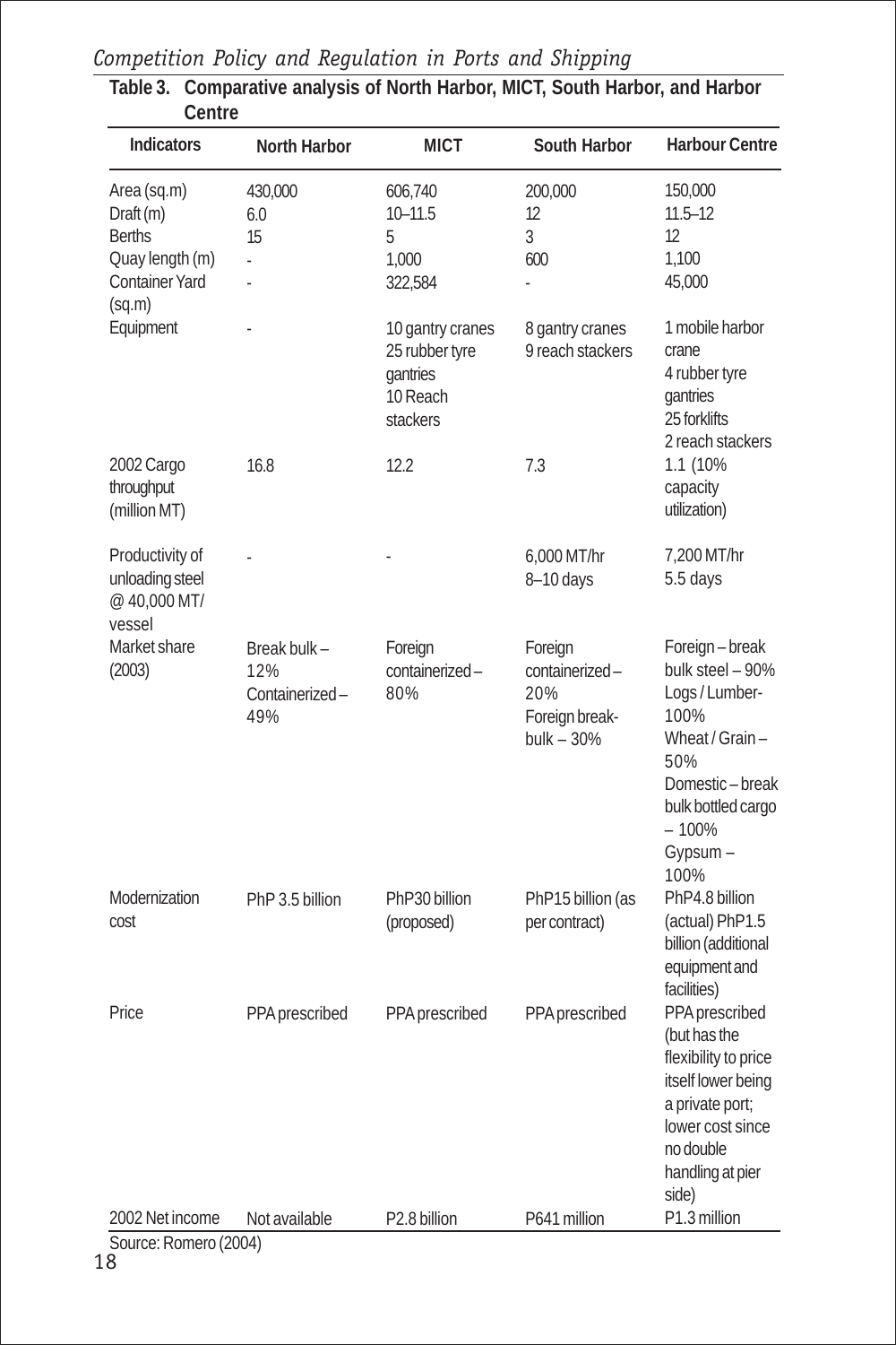**Table 3. Comparative analysis of North Harbor, MICT, South Harbor, and Harbor Centre**

| Indicators | North Harbor | MICT | South Harbor | Harbour Centre |
|---|---|---|---|---|
| Area (sq.m) | 430,000 | 606,740 | 200,000 | 150,000 |
| Draft (m) | 6.0 | 10–11.5 | 12 | 11.5–12 |
| Berths | 15 | 5 | 3 | 12 |
| Quay length (m) | - | 1,000 | 600 | 1,100 |
| Container Yard (sq.m) | - | 322,584 | - | 45,000 |
| Equipment | - | 10 gantry cranes 25 rubber tyre gantries 10 Reach stackers | 8 gantry cranes 9 reach stackers | 1 mobile harbor crane 4 rubber tyre gantries 25 forklifts 2 reach stackers |
| 2002 Cargo throughput (million MT) | 16.8 | 12.2 | 7.3 | 1.1 (10% capacity utilization) |
| Productivity of unloading steel @ 40,000 MT/ vessel | - | - | 6,000 MT/hr 8–10 days | 7,200 MT/hr 5.5 days |
| Market share (2003) | Break bulk – 12% Containerized – 49% | Foreign containerized – 80% | Foreign containerized – 20% Foreign break-bulk – 30% | Foreign – break bulk steel – 90% Logs / Lumber- 100% Wheat / Grain – 50% Domestic – break bulk bottled cargo – 100% Gypsum – 100% |
| Modernization cost | PhP 3.5 billion | PhP30 billion (proposed) | PhP15 billion (as per contract) | PhP4.8 billion (actual) PhP1.5 billion (additional equipment and facilities) |
| Price | PPA prescribed | PPA prescribed | PPA prescribed | PPA prescribed (but has the flexibility to price itself lower being a private port; lower cost since no double handling at pier side) |
| 2002 Net income | Not available | P2.8 billion | P641 million | P1.3 million |

Source: Romero (2004)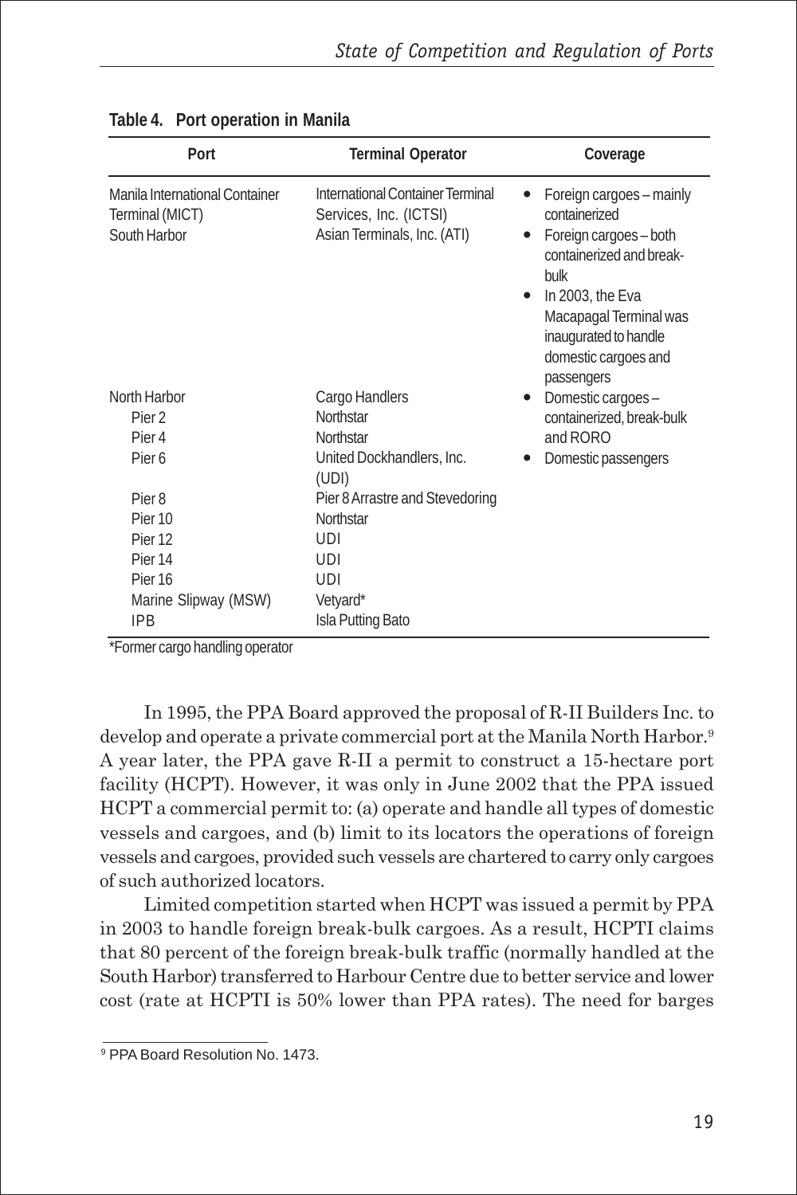**Table 4. Port operation in Manila**

| Port | Terminal Operator | Coverage |
|---|---|---|
| Manila International Container Terminal (MICT) | International Container Terminal Services, Inc. (ICTSI) | • Foreign cargoes – mainly containerized |
| South Harbor | Asian Terminals, Inc. (ATI) | • Foreign cargoes – both containerized and break-bulk<br>• In 2003, the Eva Macapagal Terminal was inaugurated to handle domestic cargoes and passengers |
| North Harbor | Cargo Handlers | • Domestic cargoes – containerized, break-bulk and RORO<br>• Domestic passengers |
| Pier 2 | Northstar | |
| Pier 4 | Northstar | |
| Pier 6 | United Dockhandlers, Inc. (UDI) | |
| Pier 8 | Pier 8 Arrastre and Stevedoring | |
| Pier 10 | Northstar | |
| Pier 12 | UDI | |
| Pier 14 | UDI | |
| Pier 16 | UDI | |
| Marine Slipway (MSW) | Vetyard* | |
| IPB | Isla Putting Bato | |

*Former cargo handling operator

In 1995, the PPA Board approved the proposal of R-II Builders Inc. to develop and operate a private commercial port at the Manila North Harbor.[9] A year later, the PPA gave R-II a permit to construct a 15-hectare port facility (HCPT). However, it was only in June 2002 that the PPA issued HCPT a commercial permit to: (a) operate and handle all types of domestic vessels and cargoes, and (b) limit to its locators the operations of foreign vessels and cargoes, provided such vessels are chartered to carry only cargoes of such authorized locators.

Limited competition started when HCPT was issued a permit by PPA in 2003 to handle foreign break-bulk cargoes. As a result, HCPTI claims that 80 percent of the foreign break-bulk traffic (normally handled at the South Harbor) transferred to Harbour Centre due to better service and lower cost (rate at HCPTI is 50% lower than PPA rates). The need for barges

[9] PPA Board Resolution No. 1473.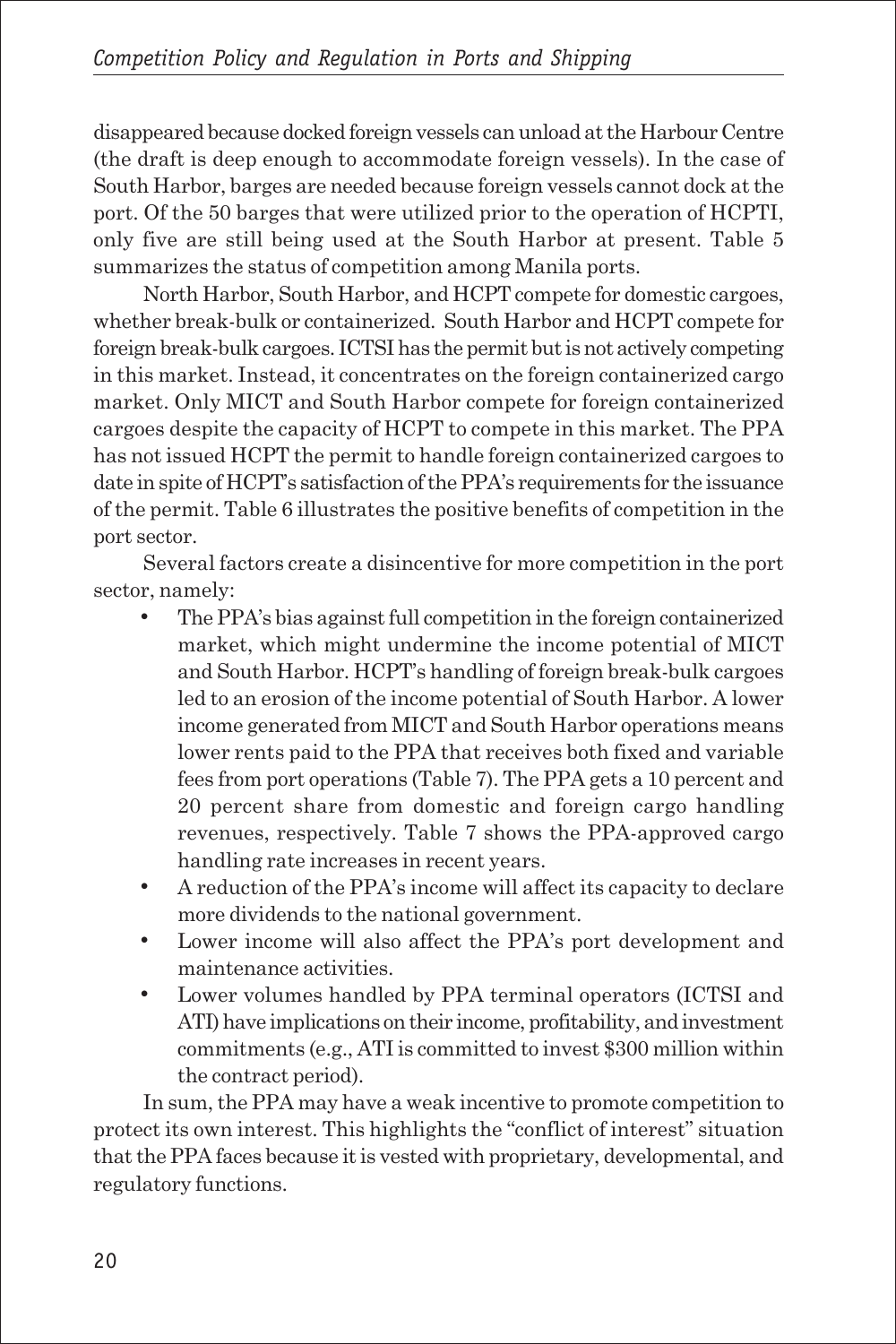disappeared because docked foreign vessels can unload at the Harbour Centre (the draft is deep enough to accommodate foreign vessels). In the case of South Harbor, barges are needed because foreign vessels cannot dock at the port. Of the 50 barges that were utilized prior to the operation of HCPTI, only five are still being used at the South Harbor at present. Table 5 summarizes the status of competition among Manila ports.

North Harbor, South Harbor, and HCPT compete for domestic cargoes, whether break-bulk or containerized. South Harbor and HCPT compete for foreign break-bulk cargoes. ICTSI has the permit but is not actively competing in this market. Instead, it concentrates on the foreign containerized cargo market. Only MICT and South Harbor compete for foreign containerized cargoes despite the capacity of HCPT to compete in this market. The PPA has not issued HCPT the permit to handle foreign containerized cargoes to date in spite of HCPT's satisfaction of the PPA's requirements for the issuance of the permit. Table 6 illustrates the positive benefits of competition in the port sector.

Several factors create a disincentive for more competition in the port sector, namely:

- The PPA's bias against full competition in the foreign containerized market, which might undermine the income potential of MICT and South Harbor. HCPT's handling of foreign break-bulk cargoes led to an erosion of the income potential of South Harbor. A lower income generated from MICT and South Harbor operations means lower rents paid to the PPA that receives both fixed and variable fees from port operations (Table 7). The PPA gets a 10 percent and 20 percent share from domestic and foreign cargo handling revenues, respectively. Table 7 shows the PPA-approved cargo handling rate increases in recent years.
- A reduction of the PPA's income will affect its capacity to declare more dividends to the national government.
- Lower income will also affect the PPA's port development and maintenance activities.
- Lower volumes handled by PPA terminal operators (ICTSI and ATI) have implications on their income, profitability, and investment commitments (e.g., ATI is committed to invest \$300 million within the contract period).

In sum, the PPA may have a weak incentive to promote competition to protect its own interest. This highlights the "conflict of interest" situation that the PPA faces because it is vested with proprietary, developmental, and regulatory functions.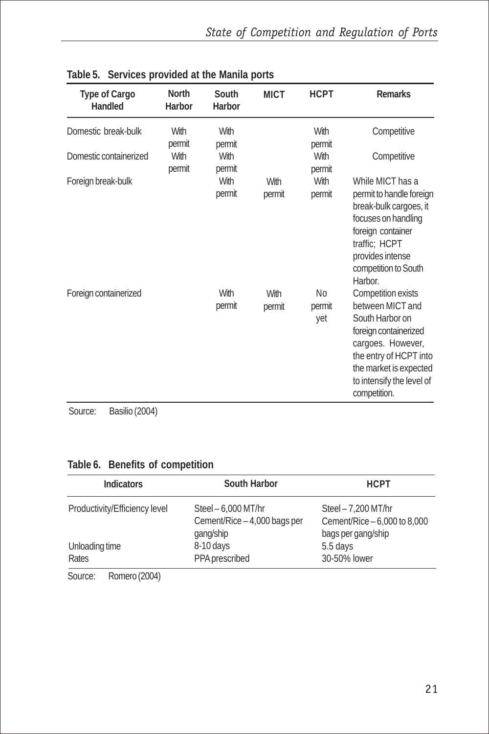**Table 5. Services provided at the Manila ports**

| Type of Cargo Handled | North Harbor | South Harbor | MICT | HCPT | Remarks |
|---|---|---|---|---|---|
| Domestic break-bulk | With permit | With permit | | With permit | Competitive |
| Domestic containerized | With permit | With permit | | With permit | Competitive |
| Foreign break-bulk | | With permit | With permit | With permit | While MICT has a permit to handle foreign break-bulk cargoes, it focuses on handling foreign container traffic; HCPT provides intense competition to South Harbor. |
| Foreign containerized | | With permit | With permit | No permit yet | Competition exists between MICT and South Harbor on foreign containerized cargoes. However, the entry of HCPT into the market is expected to intensify the level of competition. |

Source: Basilio (2004)

**Table 6. Benefits of competition**

| Indicators | South Harbor | HCPT |
|---|---|---|
| Productivity/Efficiency level | Steel – 6,000 MT/hr<br>Cement/Rice – 4,000 bags per gang/ship | Steel – 7,200 MT/hr<br>Cement/Rice – 6,000 to 8,000 bags per gang/ship |
| Unloading time | 8-10 days | 5.5 days |
| Rates | PPA prescribed | 30-50% lower |

Source: Romero (2004)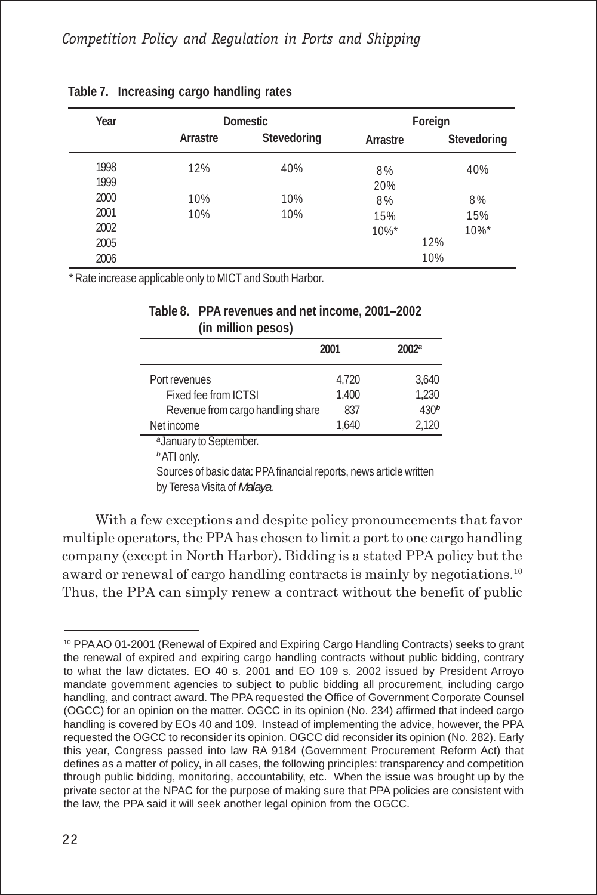**Table 7. Increasing cargo handling rates**

| Year | Domestic | | Foreign | |
|---|---|---|---|---|
| | Arrastre | Stevedoring | Arrastre | Stevedoring |
| 1998 | 12% | 40% | 8% | 40% |
| 1999 | | | 20% | |
| 2000 | 10% | 10% | 8% | 8% |
| 2001 | 10% | 10% | 15% | 15% |
| 2002 | | | 10%* | 10%* |
| 2005 | | | 12% | |
| 2006 | | | 10% | |

\* Rate increase applicable only to MICT and South Harbor.

**Table 8. PPA revenues and net income, 2001–2002 (in million pesos)**

| | 2001 | 2002[a] |
|---|---|---|
| Port revenues | 4,720 | 3,640 |
| Fixed fee from ICTSI | 1,400 | 1,230 |
| Revenue from cargo handling share | 837 | 430[b] |
| Net income | 1,640 | 2,120 |

[a] January to September.

[b] ATI only.

Sources of basic data: PPA financial reports, news article written by Teresa Visita of *Malaya*.

With a few exceptions and despite policy pronouncements that favor multiple operators, the PPA has chosen to limit a port to one cargo handling company (except in North Harbor). Bidding is a stated PPA policy but the award or renewal of cargo handling contracts is mainly by negotiations.[10] Thus, the PPA can simply renew a contract without the benefit of public

---

[10] PPA AO 01-2001 (Renewal of Expired and Expiring Cargo Handling Contracts) seeks to grant the renewal of expired and expiring cargo handling contracts without public bidding, contrary to what the law dictates. EO 40 s. 2001 and EO 109 s. 2002 issued by President Arroyo mandate government agencies to subject to public bidding all procurement, including cargo handling, and contract award. The PPA requested the Office of Government Corporate Counsel (OGCC) for an opinion on the matter. OGCC in its opinion (No. 234) affirmed that indeed cargo handling is covered by EOs 40 and 109. Instead of implementing the advice, however, the PPA requested the OGCC to reconsider its opinion. OGCC did reconsider its opinion (No. 282). Early this year, Congress passed into law RA 9184 (Government Procurement Reform Act) that defines as a matter of policy, in all cases, the following principles: transparency and competition through public bidding, monitoring, accountability, etc. When the issue was brought up by the private sector at the NPAC for the purpose of making sure that PPA policies are consistent with the law, the PPA said it will seek another legal opinion from the OGCC.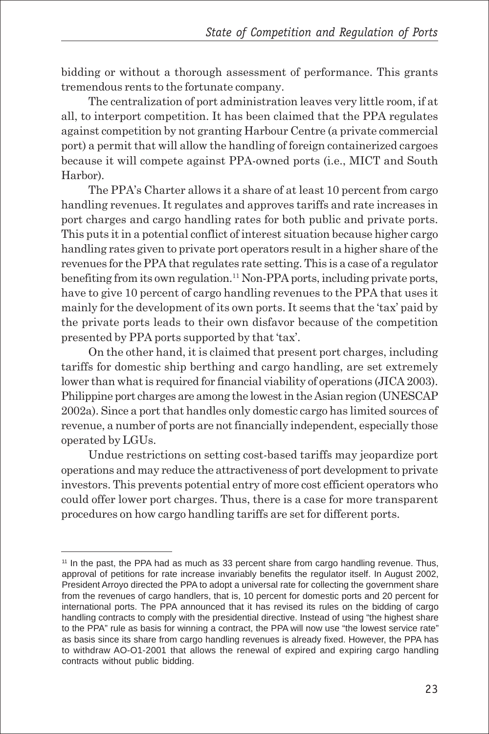bidding or without a thorough assessment of performance. This grants tremendous rents to the fortunate company.

The centralization of port administration leaves very little room, if at all, to interport competition. It has been claimed that the PPA regulates against competition by not granting Harbour Centre (a private commercial port) a permit that will allow the handling of foreign containerized cargoes because it will compete against PPA-owned ports (i.e., MICT and South Harbor).

The PPA's Charter allows it a share of at least 10 percent from cargo handling revenues. It regulates and approves tariffs and rate increases in port charges and cargo handling rates for both public and private ports. This puts it in a potential conflict of interest situation because higher cargo handling rates given to private port operators result in a higher share of the revenues for the PPA that regulates rate setting. This is a case of a regulator benefiting from its own regulation.[11] Non-PPA ports, including private ports, have to give 10 percent of cargo handling revenues to the PPA that uses it mainly for the development of its own ports. It seems that the 'tax' paid by the private ports leads to their own disfavor because of the competition presented by PPA ports supported by that 'tax'.

On the other hand, it is claimed that present port charges, including tariffs for domestic ship berthing and cargo handling, are set extremely lower than what is required for financial viability of operations (JICA 2003). Philippine port charges are among the lowest in the Asian region (UNESCAP 2002a). Since a port that handles only domestic cargo has limited sources of revenue, a number of ports are not financially independent, especially those operated by LGUs.

Undue restrictions on setting cost-based tariffs may jeopardize port operations and may reduce the attractiveness of port development to private investors. This prevents potential entry of more cost efficient operators who could offer lower port charges. Thus, there is a case for more transparent procedures on how cargo handling tariffs are set for different ports.

---

[11] In the past, the PPA had as much as 33 percent share from cargo handling revenue. Thus, approval of petitions for rate increase invariably benefits the regulator itself. In August 2002, President Arroyo directed the PPA to adopt a universal rate for collecting the government share from the revenues of cargo handlers, that is, 10 percent for domestic ports and 20 percent for international ports. The PPA announced that it has revised its rules on the bidding of cargo handling contracts to comply with the presidential directive. Instead of using "the highest share to the PPA" rule as basis for winning a contract, the PPA will now use "the lowest service rate" as basis since its share from cargo handling revenues is already fixed. However, the PPA has to withdraw AO-O1-2001 that allows the renewal of expired and expiring cargo handling contracts without public bidding.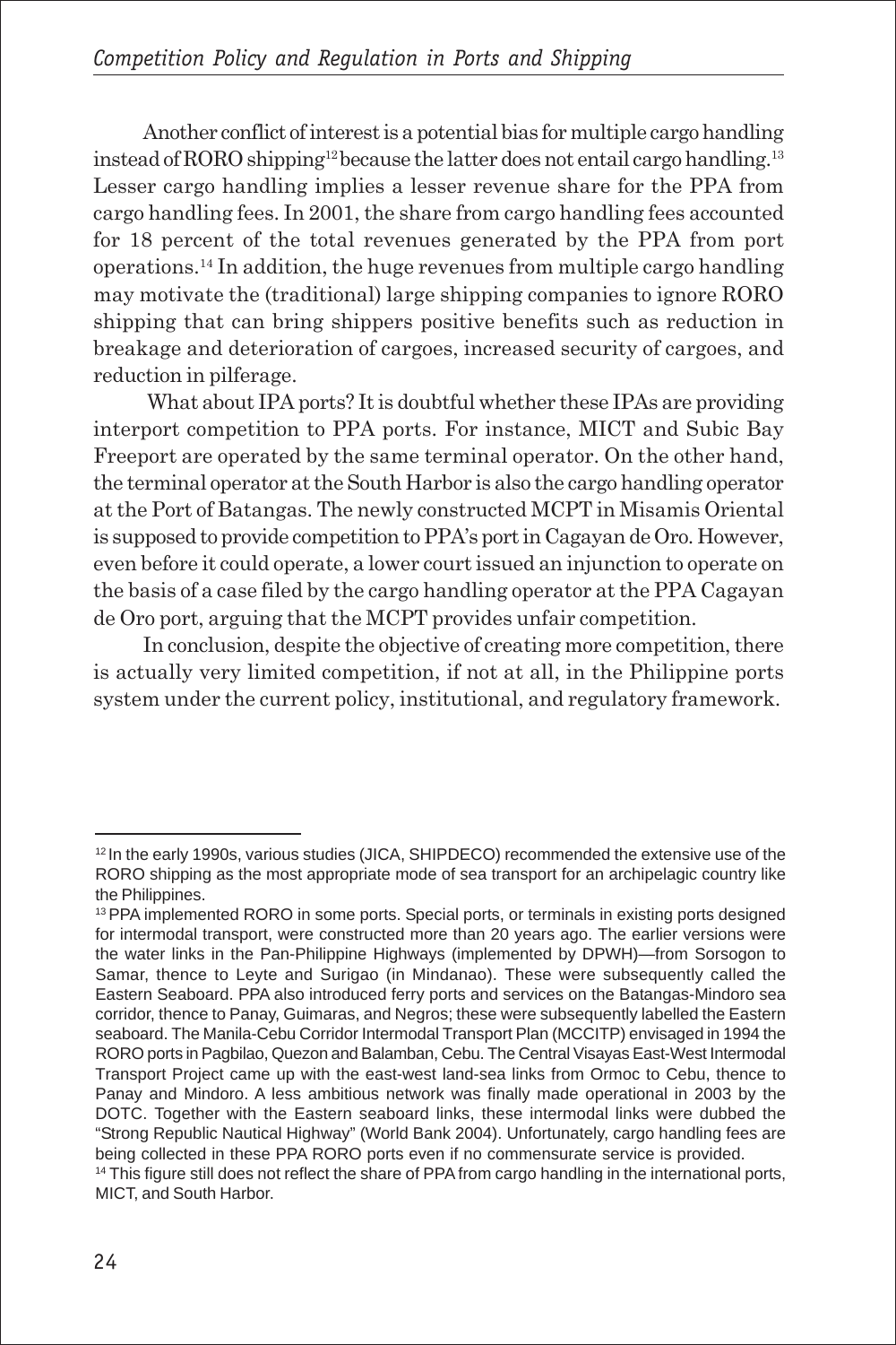Another conflict of interest is a potential bias for multiple cargo handling instead of RORO shipping[12] because the latter does not entail cargo handling.[13] Lesser cargo handling implies a lesser revenue share for the PPA from cargo handling fees. In 2001, the share from cargo handling fees accounted for 18 percent of the total revenues generated by the PPA from port operations.[14] In addition, the huge revenues from multiple cargo handling may motivate the (traditional) large shipping companies to ignore RORO shipping that can bring shippers positive benefits such as reduction in breakage and deterioration of cargoes, increased security of cargoes, and reduction in pilferage.

What about IPA ports? It is doubtful whether these IPAs are providing interport competition to PPA ports. For instance, MICT and Subic Bay Freeport are operated by the same terminal operator. On the other hand, the terminal operator at the South Harbor is also the cargo handling operator at the Port of Batangas. The newly constructed MCPT in Misamis Oriental is supposed to provide competition to PPA's port in Cagayan de Oro. However, even before it could operate, a lower court issued an injunction to operate on the basis of a case filed by the cargo handling operator at the PPA Cagayan de Oro port, arguing that the MCPT provides unfair competition.

In conclusion, despite the objective of creating more competition, there is actually very limited competition, if not at all, in the Philippine ports system under the current policy, institutional, and regulatory framework.

---

[12] In the early 1990s, various studies (JICA, SHIPDECO) recommended the extensive use of the RORO shipping as the most appropriate mode of sea transport for an archipelagic country like the Philippines.

[13] PPA implemented RORO in some ports. Special ports, or terminals in existing ports designed for intermodal transport, were constructed more than 20 years ago. The earlier versions were the water links in the Pan-Philippine Highways (implemented by DPWH)—from Sorsogon to Samar, thence to Leyte and Surigao (in Mindanao). These were subsequently called the Eastern Seaboard. PPA also introduced ferry ports and services on the Batangas-Mindoro sea corridor, thence to Panay, Guimaras, and Negros; these were subsequently labelled the Eastern seaboard. The Manila-Cebu Corridor Intermodal Transport Plan (MCCITP) envisaged in 1994 the RORO ports in Pagbilao, Quezon and Balamban, Cebu. The Central Visayas East-West Intermodal Transport Project came up with the east-west land-sea links from Ormoc to Cebu, thence to Panay and Mindoro. A less ambitious network was finally made operational in 2003 by the DOTC. Together with the Eastern seaboard links, these intermodal links were dubbed the "Strong Republic Nautical Highway" (World Bank 2004). Unfortunately, cargo handling fees are being collected in these PPA RORO ports even if no commensurate service is provided.

[14] This figure still does not reflect the share of PPA from cargo handling in the international ports, MICT, and South Harbor.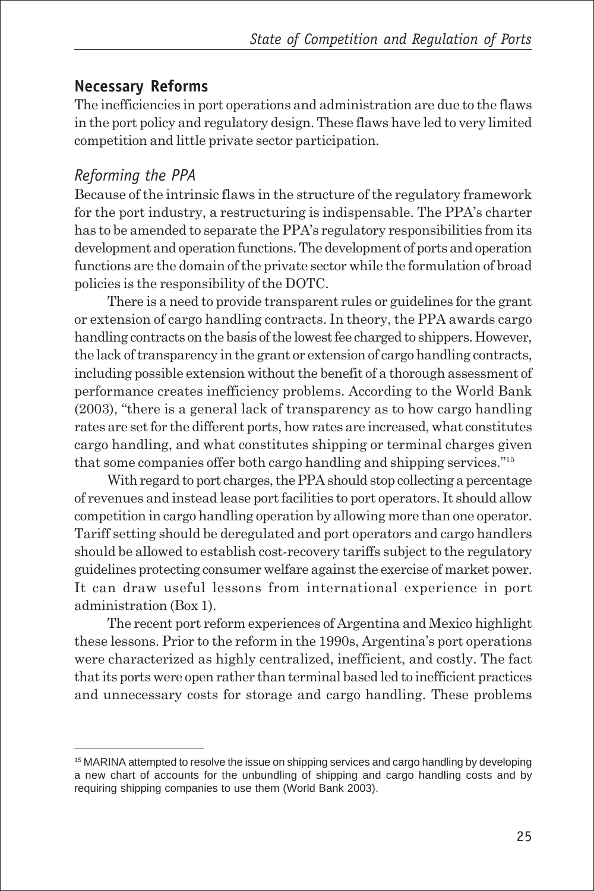## Necessary Reforms

The inefficiencies in port operations and administration are due to the flaws in the port policy and regulatory design. These flaws have led to very limited competition and little private sector participation.

### *Reforming the PPA*

Because of the intrinsic flaws in the structure of the regulatory framework for the port industry, a restructuring is indispensable. The PPA's charter has to be amended to separate the PPA's regulatory responsibilities from its development and operation functions. The development of ports and operation functions are the domain of the private sector while the formulation of broad policies is the responsibility of the DOTC.

There is a need to provide transparent rules or guidelines for the grant or extension of cargo handling contracts. In theory, the PPA awards cargo handling contracts on the basis of the lowest fee charged to shippers. However, the lack of transparency in the grant or extension of cargo handling contracts, including possible extension without the benefit of a thorough assessment of performance creates inefficiency problems. According to the World Bank (2003), "there is a general lack of transparency as to how cargo handling rates are set for the different ports, how rates are increased, what constitutes cargo handling, and what constitutes shipping or terminal charges given that some companies offer both cargo handling and shipping services."[15]

With regard to port charges, the PPA should stop collecting a percentage of revenues and instead lease port facilities to port operators. It should allow competition in cargo handling operation by allowing more than one operator. Tariff setting should be deregulated and port operators and cargo handlers should be allowed to establish cost-recovery tariffs subject to the regulatory guidelines protecting consumer welfare against the exercise of market power. It can draw useful lessons from international experience in port administration (Box 1).

The recent port reform experiences of Argentina and Mexico highlight these lessons. Prior to the reform in the 1990s, Argentina's port operations were characterized as highly centralized, inefficient, and costly. The fact that its ports were open rather than terminal based led to inefficient practices and unnecessary costs for storage and cargo handling. These problems

---

[15] MARINA attempted to resolve the issue on shipping services and cargo handling by developing a new chart of accounts for the unbundling of shipping and cargo handling costs and by requiring shipping companies to use them (World Bank 2003).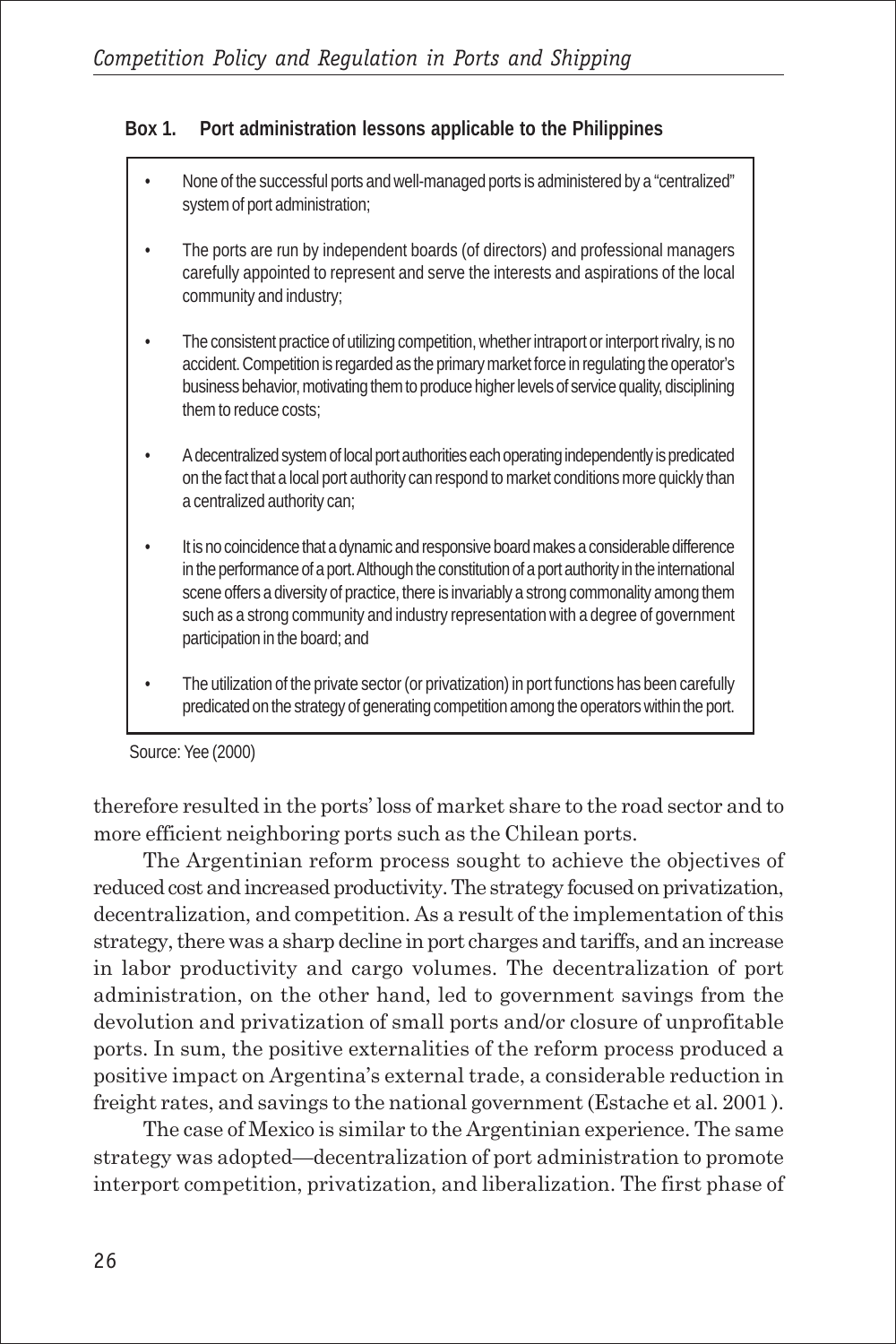**Box 1. Port administration lessons applicable to the Philippines**

- None of the successful ports and well-managed ports is administered by a "centralized" system of port administration;
- The ports are run by independent boards (of directors) and professional managers carefully appointed to represent and serve the interests and aspirations of the local community and industry;
- The consistent practice of utilizing competition, whether intraport or interport rivalry, is no accident. Competition is regarded as the primary market force in regulating the operator's business behavior, motivating them to produce higher levels of service quality, disciplining them to reduce costs;
- A decentralized system of local port authorities each operating independently is predicated on the fact that a local port authority can respond to market conditions more quickly than a centralized authority can;
- It is no coincidence that a dynamic and responsive board makes a considerable difference in the performance of a port. Although the constitution of a port authority in the international scene offers a diversity of practice, there is invariably a strong commonality among them such as a strong community and industry representation with a degree of government participation in the board; and
- The utilization of the private sector (or privatization) in port functions has been carefully predicated on the strategy of generating competition among the operators within the port.

Source: Yee (2000)

therefore resulted in the ports' loss of market share to the road sector and to more efficient neighboring ports such as the Chilean ports.

The Argentinian reform process sought to achieve the objectives of reduced cost and increased productivity. The strategy focused on privatization, decentralization, and competition. As a result of the implementation of this strategy, there was a sharp decline in port charges and tariffs, and an increase in labor productivity and cargo volumes. The decentralization of port administration, on the other hand, led to government savings from the devolution and privatization of small ports and/or closure of unprofitable ports. In sum, the positive externalities of the reform process produced a positive impact on Argentina's external trade, a considerable reduction in freight rates, and savings to the national government (Estache et al. 2001).

The case of Mexico is similar to the Argentinian experience. The same strategy was adopted—decentralization of port administration to promote interport competition, privatization, and liberalization. The first phase of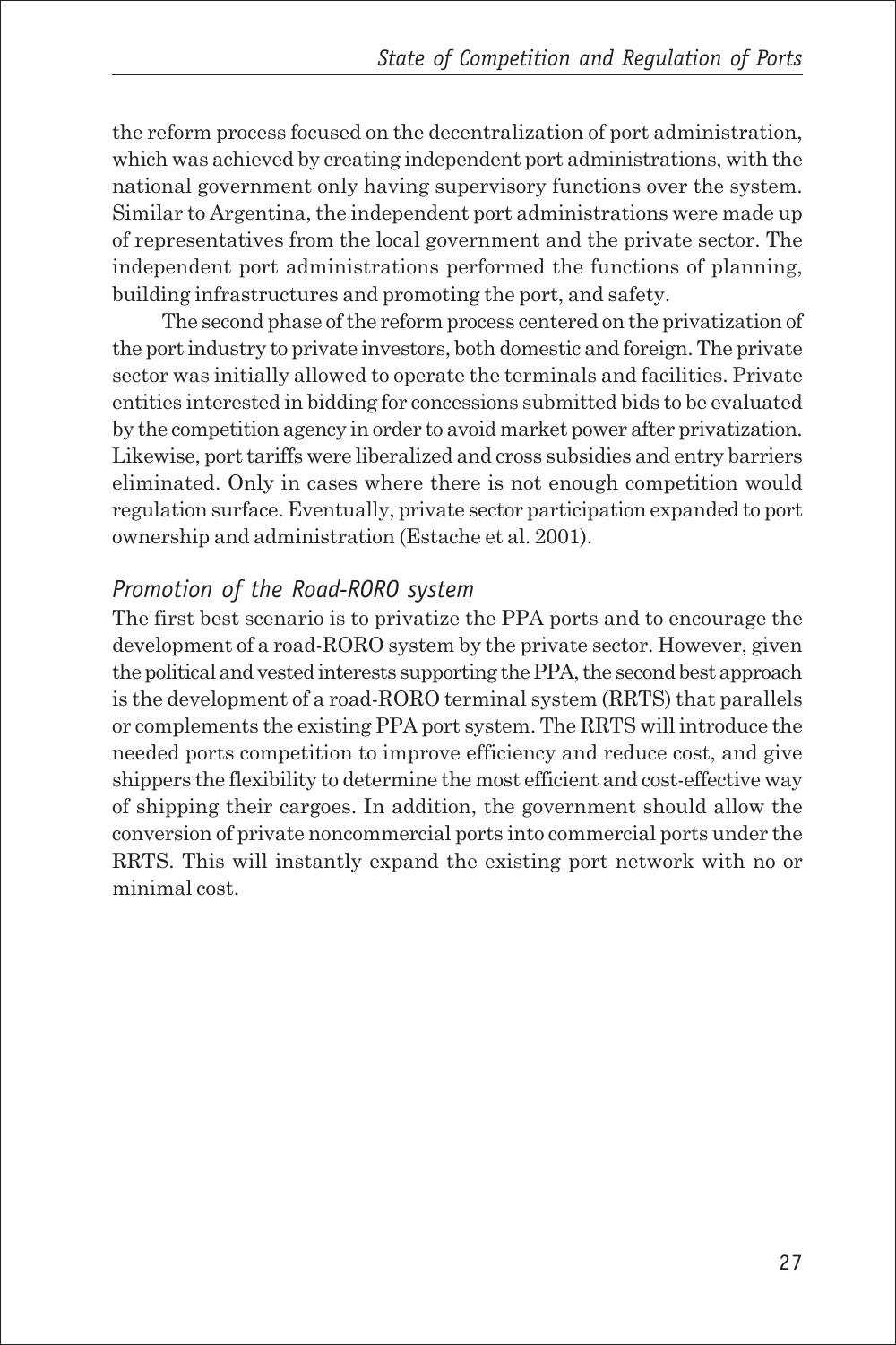the reform process focused on the decentralization of port administration, which was achieved by creating independent port administrations, with the national government only having supervisory functions over the system. Similar to Argentina, the independent port administrations were made up of representatives from the local government and the private sector. The independent port administrations performed the functions of planning, building infrastructures and promoting the port, and safety.

The second phase of the reform process centered on the privatization of the port industry to private investors, both domestic and foreign. The private sector was initially allowed to operate the terminals and facilities. Private entities interested in bidding for concessions submitted bids to be evaluated by the competition agency in order to avoid market power after privatization. Likewise, port tariffs were liberalized and cross subsidies and entry barriers eliminated. Only in cases where there is not enough competition would regulation surface. Eventually, private sector participation expanded to port ownership and administration (Estache et al. 2001).

### *Promotion of the Road-RORO system*

The first best scenario is to privatize the PPA ports and to encourage the development of a road-RORO system by the private sector. However, given the political and vested interests supporting the PPA, the second best approach is the development of a road-RORO terminal system (RRTS) that parallels or complements the existing PPA port system. The RRTS will introduce the needed ports competition to improve efficiency and reduce cost, and give shippers the flexibility to determine the most efficient and cost-effective way of shipping their cargoes. In addition, the government should allow the conversion of private noncommercial ports into commercial ports under the RRTS. This will instantly expand the existing port network with no or minimal cost.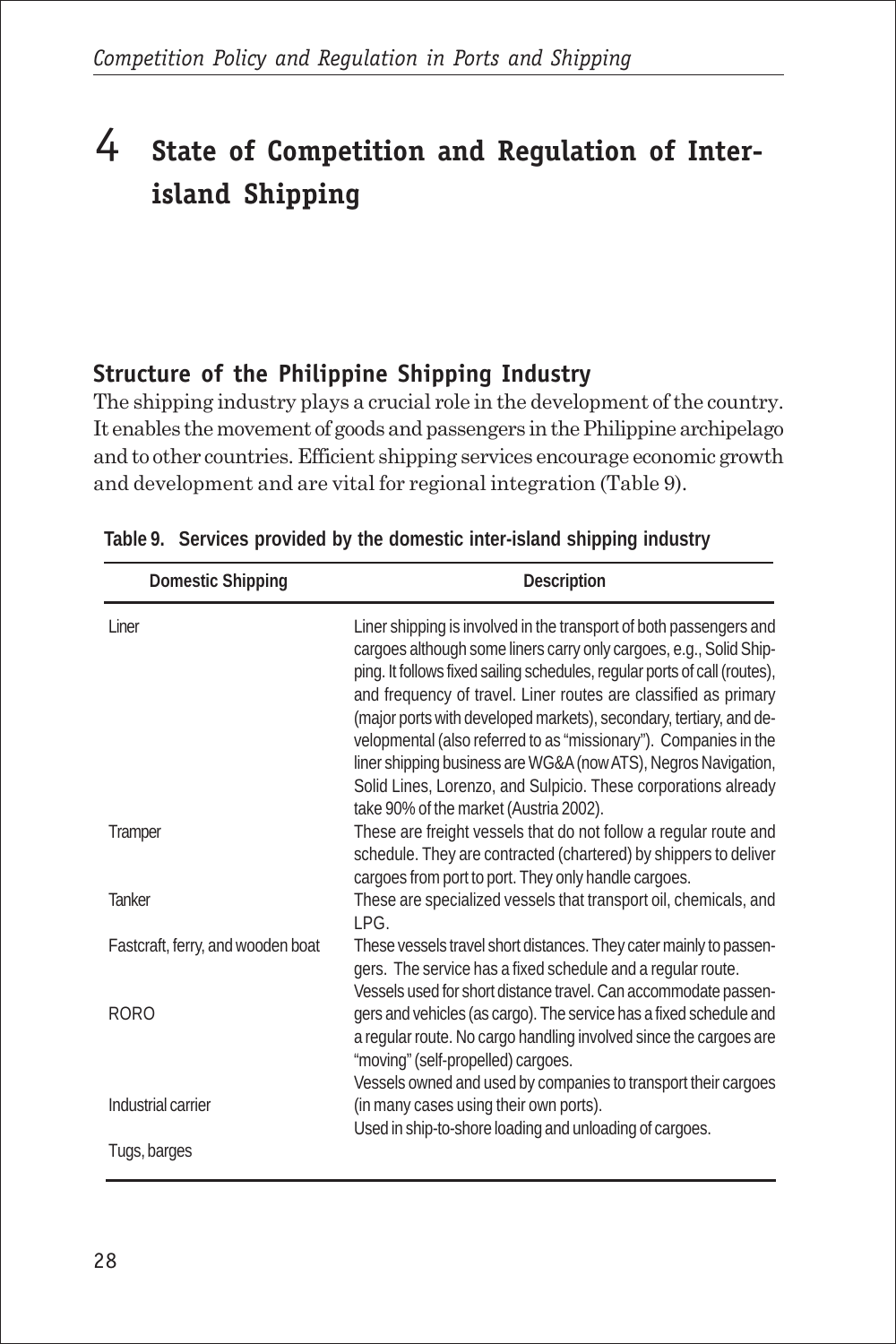# 4 State of Competition and Regulation of Inter-island Shipping

## Structure of the Philippine Shipping Industry

The shipping industry plays a crucial role in the development of the country. It enables the movement of goods and passengers in the Philippine archipelago and to other countries. Efficient shipping services encourage economic growth and development and are vital for regional integration (Table 9).

**Table 9. Services provided by the domestic inter-island shipping industry**

| Domestic Shipping | Description |
|---|---|
| Liner | Liner shipping is involved in the transport of both passengers and cargoes although some liners carry only cargoes, e.g., Solid Shipping. It follows fixed sailing schedules, regular ports of call (routes), and frequency of travel. Liner routes are classified as primary (major ports with developed markets), secondary, tertiary, and developmental (also referred to as "missionary"). Companies in the liner shipping business are WG&A (now ATS), Negros Navigation, Solid Lines, Lorenzo, and Sulpicio. These corporations already take 90% of the market (Austria 2002). |
| Tramper | These are freight vessels that do not follow a regular route and schedule. They are contracted (chartered) by shippers to deliver cargoes from port to port. They only handle cargoes. |
| Tanker | These are specialized vessels that transport oil, chemicals, and LPG. |
| Fastcraft, ferry, and wooden boat | These vessels travel short distances. They cater mainly to passengers. The service has a fixed schedule and a regular route. |
| RORO | Vessels used for short distance travel. Can accommodate passengers and vehicles (as cargo). The service has a fixed schedule and a regular route. No cargo handling involved since the cargoes are "moving" (self-propelled) cargoes. |
| Industrial carrier | Vessels owned and used by companies to transport their cargoes (in many cases using their own ports). |
| Tugs, barges | Used in ship-to-shore loading and unloading of cargoes. |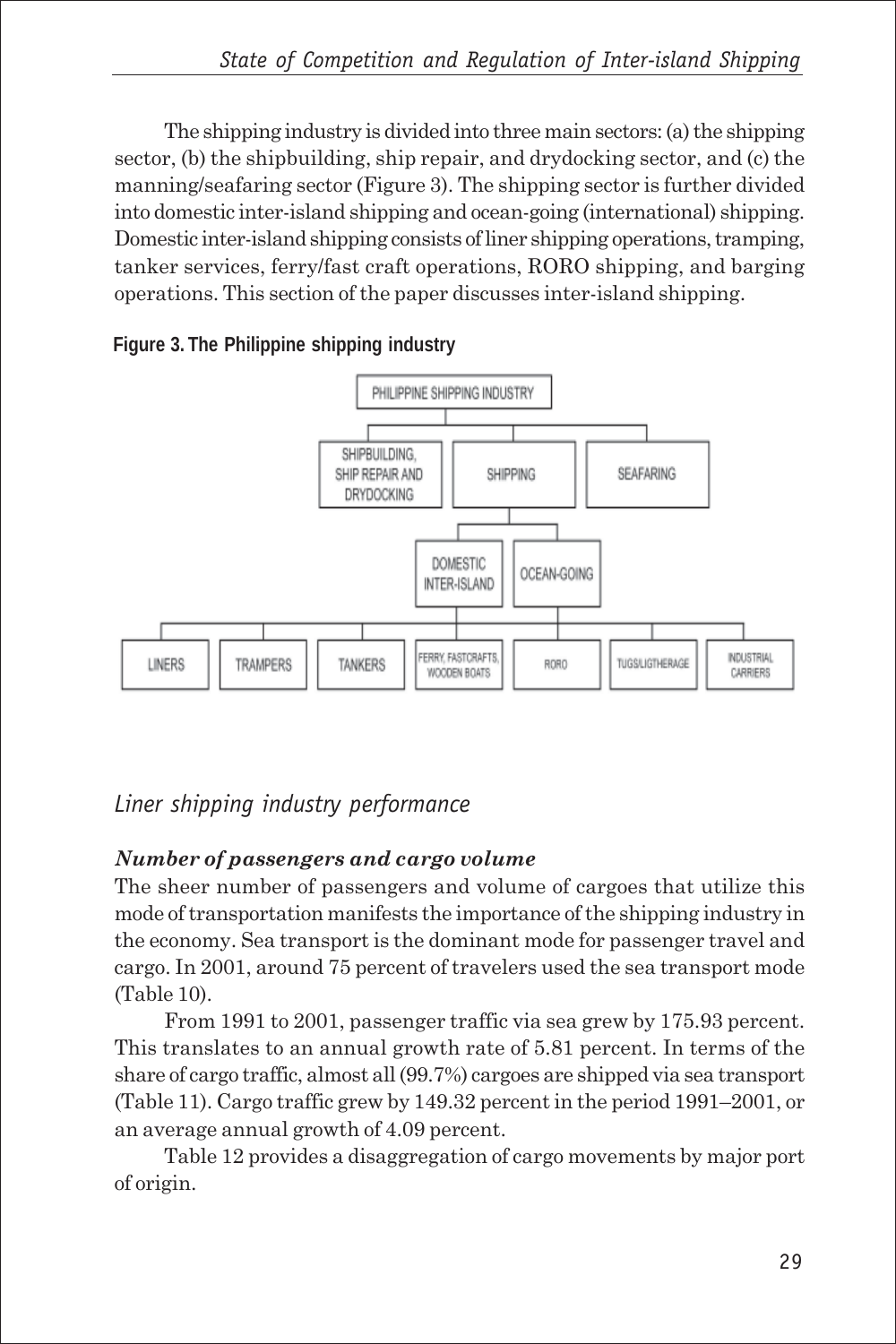The shipping industry is divided into three main sectors: (a) the shipping sector, (b) the shipbuilding, ship repair, and drydocking sector, and (c) the manning/seafaring sector (Figure 3). The shipping sector is further divided into domestic inter-island shipping and ocean-going (international) shipping. Domestic inter-island shipping consists of liner shipping operations, tramping, tanker services, ferry/fast craft operations, RORO shipping, and barging operations. This section of the paper discusses inter-island shipping.

**Figure 3. The Philippine shipping industry**

## *Liner shipping industry performance*

### ***Number of passengers and cargo volume***

The sheer number of passengers and volume of cargoes that utilize this mode of transportation manifests the importance of the shipping industry in the economy. Sea transport is the dominant mode for passenger travel and cargo. In 2001, around 75 percent of travelers used the sea transport mode (Table 10).

From 1991 to 2001, passenger traffic via sea grew by 175.93 percent. This translates to an annual growth rate of 5.81 percent. In terms of the share of cargo traffic, almost all (99.7%) cargoes are shipped via sea transport (Table 11). Cargo traffic grew by 149.32 percent in the period 1991–2001, or an average annual growth of 4.09 percent.

Table 12 provides a disaggregation of cargo movements by major port of origin.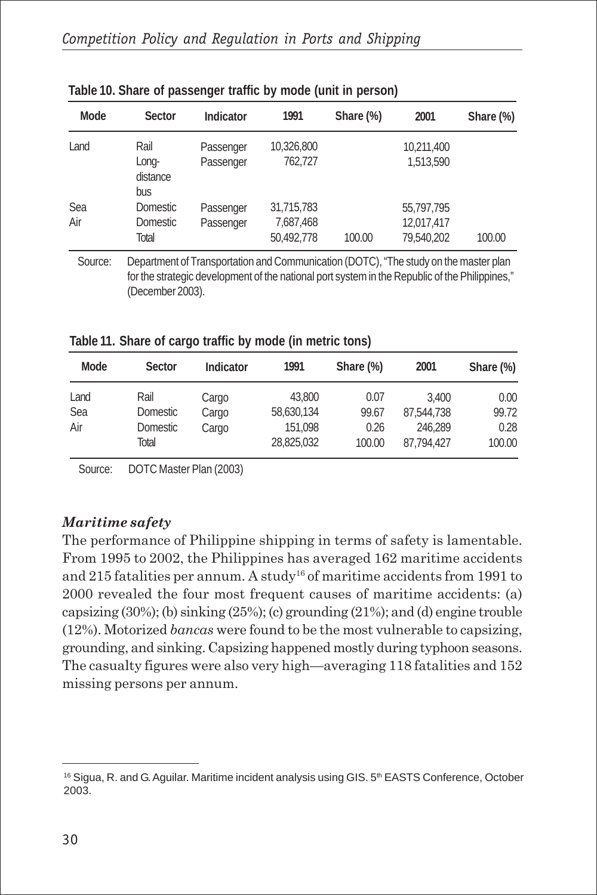**Table 10. Share of passenger traffic by mode (unit in person)**

| Mode | Sector | Indicator | 1991 | Share (%) | 2001 | Share (%) |
|---|---|---|---|---|---|---|
| Land | Rail | Passenger | 10,326,800 | | 10,211,400 | |
| | Long-distance bus | Passenger | 762,727 | | 1,513,590 | |
| Sea | Domestic | Passenger | 31,715,783 | | 55,797,795 | |
| Air | Domestic | Passenger | 7,687,468 | | 12,017,417 | |
| | Total | | 50,492,778 | 100.00 | 79,540,202 | 100.00 |

Source: Department of Transportation and Communication (DOTC), "The study on the master plan for the strategic development of the national port system in the Republic of the Philippines," (December 2003).

**Table 11. Share of cargo traffic by mode (in metric tons)**

| Mode | Sector | Indicator | 1991 | Share (%) | 2001 | Share (%) |
|---|---|---|---|---|---|---|
| Land | Rail | Cargo | 43,800 | 0.07 | 3,400 | 0.00 |
| Sea | Domestic | Cargo | 58,630,134 | 99.67 | 87,544,738 | 99.72 |
| Air | Domestic | Cargo | 151,098 | 0.26 | 246,289 | 0.28 |
| | Total | | 28,825,032 | 100.00 | 87,794,427 | 100.00 |

Source: DOTC Master Plan (2003)

### *Maritime safety*

The performance of Philippine shipping in terms of safety is lamentable. From 1995 to 2002, the Philippines has averaged 162 maritime accidents and 215 fatalities per annum. A study[16] of maritime accidents from 1991 to 2000 revealed the four most frequent causes of maritime accidents: (a) capsizing (30%); (b) sinking (25%); (c) grounding (21%); and (d) engine trouble (12%). Motorized *bancas* were found to be the most vulnerable to capsizing, grounding, and sinking. Capsizing happened mostly during typhoon seasons. The casualty figures were also very high—averaging 118 fatalities and 152 missing persons per annum.

---

[16] Sigua, R. and G. Aguilar. Maritime incident analysis using GIS. 5th EASTS Conference, October 2003.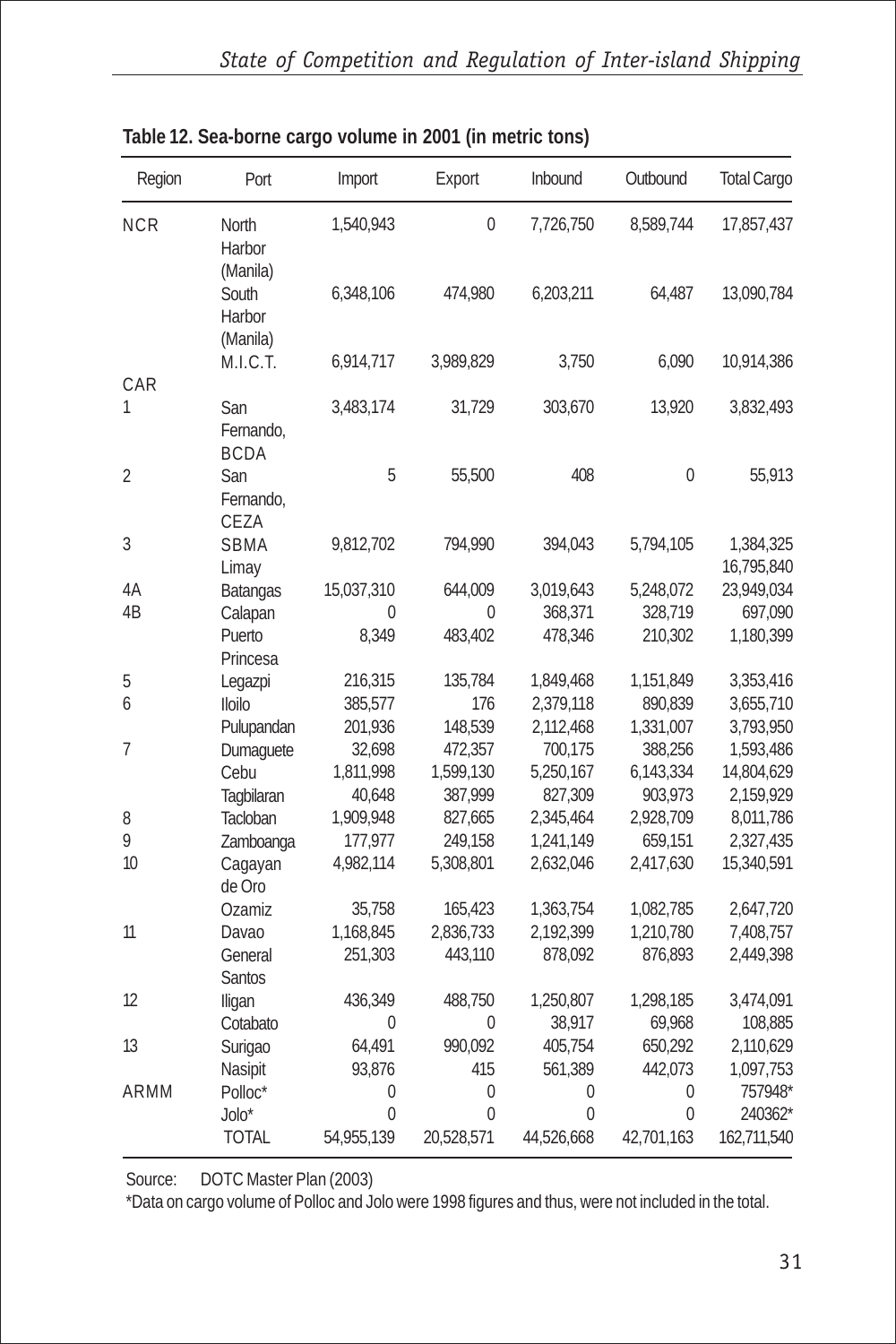**Table 12. Sea-borne cargo volume in 2001 (in metric tons)**

| Region | Port | Import | Export | Inbound | Outbound | Total Cargo |
|---|---|---|---|---|---|---|
| NCR | North Harbor (Manila) | 1,540,943 | 0 | 7,726,750 | 8,589,744 | 17,857,437 |
| | South Harbor (Manila) | 6,348,106 | 474,980 | 6,203,211 | 64,487 | 13,090,784 |
| | M.I.C.T. | 6,914,717 | 3,989,829 | 3,750 | 6,090 | 10,914,386 |
| CAR | | | | | | |
| 1 | San Fernando, BCDA | 3,483,174 | 31,729 | 303,670 | 13,920 | 3,832,493 |
| 2 | San Fernando, CEZA | 5 | 55,500 | 408 | 0 | 55,913 |
| 3 | SBMA | 9,812,702 | 794,990 | 394,043 | 5,794,105 | 1,384,325 |
| | Limay | | | | | 16,795,840 |
| 4A | Batangas | 15,037,310 | 644,009 | 3,019,643 | 5,248,072 | 23,949,034 |
| 4B | Calapan | 0 | 0 | 368,371 | 328,719 | 697,090 |
| | Puerto Princesa | 8,349 | 483,402 | 478,346 | 210,302 | 1,180,399 |
| 5 | Legazpi | 216,315 | 135,784 | 1,849,468 | 1,151,849 | 3,353,416 |
| 6 | Iloilo | 385,577 | 176 | 2,379,118 | 890,839 | 3,655,710 |
| | Pulupandan | 201,936 | 148,539 | 2,112,468 | 1,331,007 | 3,793,950 |
| 7 | Dumaguete | 32,698 | 472,357 | 700,175 | 388,256 | 1,593,486 |
| | Cebu | 1,811,998 | 1,599,130 | 5,250,167 | 6,143,334 | 14,804,629 |
| | Tagbilaran | 40,648 | 387,999 | 827,309 | 903,973 | 2,159,929 |
| 8 | Tacloban | 1,909,948 | 827,665 | 2,345,464 | 2,928,709 | 8,011,786 |
| 9 | Zamboanga | 177,977 | 249,158 | 1,241,149 | 659,151 | 2,327,435 |
| 10 | Cagayan de Oro | 4,982,114 | 5,308,801 | 2,632,046 | 2,417,630 | 15,340,591 |
| | Ozamiz | 35,758 | 165,423 | 1,363,754 | 1,082,785 | 2,647,720 |
| 11 | Davao | 1,168,845 | 2,836,733 | 2,192,399 | 1,210,780 | 7,408,757 |
| | General Santos | 251,303 | 443,110 | 878,092 | 876,893 | 2,449,398 |
| 12 | Iligan | 436,349 | 488,750 | 1,250,807 | 1,298,185 | 3,474,091 |
| | Cotabato | 0 | 0 | 38,917 | 69,968 | 108,885 |
| 13 | Surigao | 64,491 | 990,092 | 405,754 | 650,292 | 2,110,629 |
| | Nasipit | 93,876 | 415 | 561,389 | 442,073 | 1,097,753 |
| ARMM | Polloc* | 0 | 0 | 0 | 0 | 757948* |
| | Jolo* | 0 | 0 | 0 | 0 | 240362* |
| | TOTAL | 54,955,139 | 20,528,571 | 44,526,668 | 42,701,163 | 162,711,540 |

Source: DOTC Master Plan (2003)

*Data on cargo volume of Polloc and Jolo were 1998 figures and thus, were not included in the total.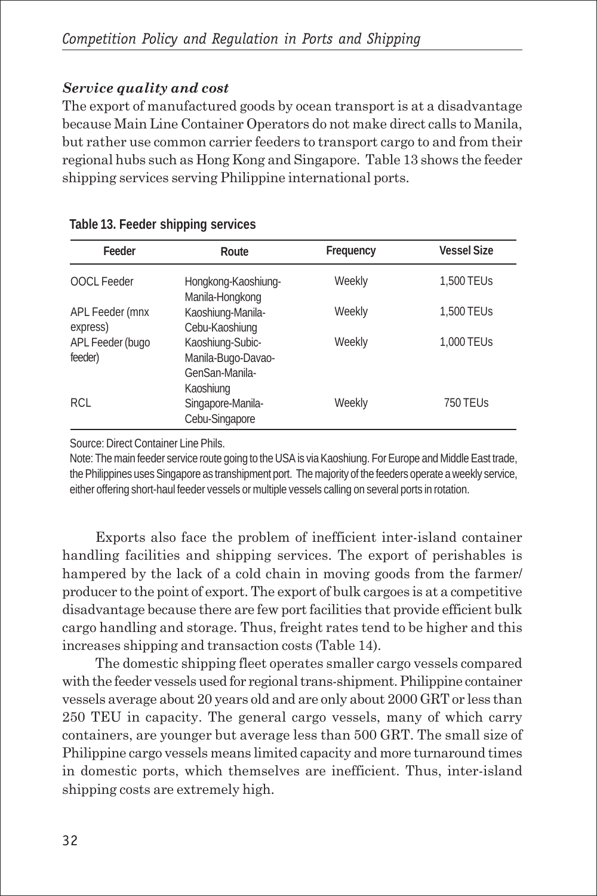### *Service quality and cost*

The export of manufactured goods by ocean transport is at a disadvantage because Main Line Container Operators do not make direct calls to Manila, but rather use common carrier feeders to transport cargo to and from their regional hubs such as Hong Kong and Singapore. Table 13 shows the feeder shipping services serving Philippine international ports.

**Table 13. Feeder shipping services**

| Feeder | Route | Frequency | Vessel Size |
|---|---|---|---|
| OOCL Feeder | Hongkong-Kaoshiung-Manila-Hongkong | Weekly | 1,500 TEUs |
| APL Feeder (mnx express) | Kaoshiung-Manila-Cebu-Kaoshiung | Weekly | 1,500 TEUs |
| APL Feeder (bugo feeder) | Kaoshiung-Subic-Manila-Bugo-Davao-GenSan-Manila-Kaoshiung | Weekly | 1,000 TEUs |
| RCL | Singapore-Manila-Cebu-Singapore | Weekly | 750 TEUs |

Source: Direct Container Line Phils.

Note: The main feeder service route going to the USA is via Kaoshiung. For Europe and Middle East trade, the Philippines uses Singapore as transhipment port. The majority of the feeders operate a weekly service, either offering short-haul feeder vessels or multiple vessels calling on several ports in rotation.

Exports also face the problem of inefficient inter-island container handling facilities and shipping services. The export of perishables is hampered by the lack of a cold chain in moving goods from the farmer/ producer to the point of export. The export of bulk cargoes is at a competitive disadvantage because there are few port facilities that provide efficient bulk cargo handling and storage. Thus, freight rates tend to be higher and this increases shipping and transaction costs (Table 14).

The domestic shipping fleet operates smaller cargo vessels compared with the feeder vessels used for regional trans-shipment. Philippine container vessels average about 20 years old and are only about 2000 GRT or less than 250 TEU in capacity. The general cargo vessels, many of which carry containers, are younger but average less than 500 GRT. The small size of Philippine cargo vessels means limited capacity and more turnaround times in domestic ports, which themselves are inefficient. Thus, inter-island shipping costs are extremely high.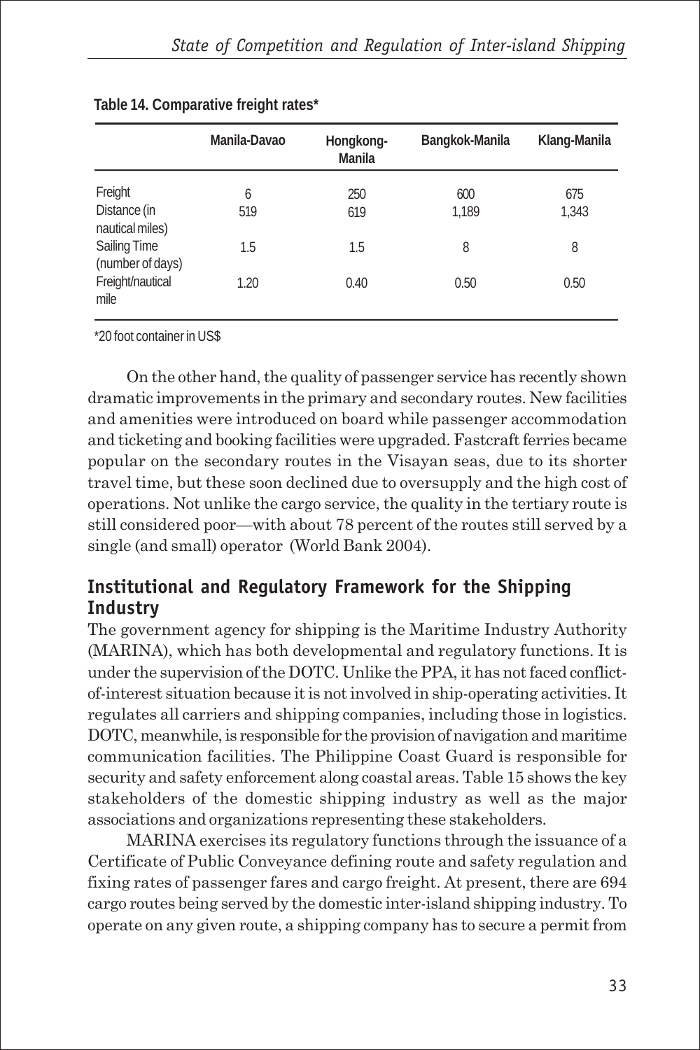**Table 14. Comparative freight rates***

|  | Manila-Davao | Hongkong-Manila | Bangkok-Manila | Klang-Manila |
|---|---|---|---|---|
| Freight | 6 | 250 | 600 | 675 |
| Distance (in nautical miles) | 519 | 619 | 1,189 | 1,343 |
| Sailing Time (number of days) | 1.5 | 1.5 | 8 | 8 |
| Freight/nautical mile | 1.20 | 0.40 | 0.50 | 0.50 |

*20 foot container in US$

On the other hand, the quality of passenger service has recently shown dramatic improvements in the primary and secondary routes. New facilities and amenities were introduced on board while passenger accommodation and ticketing and booking facilities were upgraded. Fastcraft ferries became popular on the secondary routes in the Visayan seas, due to its shorter travel time, but these soon declined due to oversupply and the high cost of operations. Not unlike the cargo service, the quality in the tertiary route is still considered poor—with about 78 percent of the routes still served by a single (and small) operator (World Bank 2004).

## Institutional and Regulatory Framework for the Shipping Industry

The government agency for shipping is the Maritime Industry Authority (MARINA), which has both developmental and regulatory functions. It is under the supervision of the DOTC. Unlike the PPA, it has not faced conflict-of-interest situation because it is not involved in ship-operating activities. It regulates all carriers and shipping companies, including those in logistics. DOTC, meanwhile, is responsible for the provision of navigation and maritime communication facilities. The Philippine Coast Guard is responsible for security and safety enforcement along coastal areas. Table 15 shows the key stakeholders of the domestic shipping industry as well as the major associations and organizations representing these stakeholders.

MARINA exercises its regulatory functions through the issuance of a Certificate of Public Conveyance defining route and safety regulation and fixing rates of passenger fares and cargo freight. At present, there are 694 cargo routes being served by the domestic inter-island shipping industry. To operate on any given route, a shipping company has to secure a permit from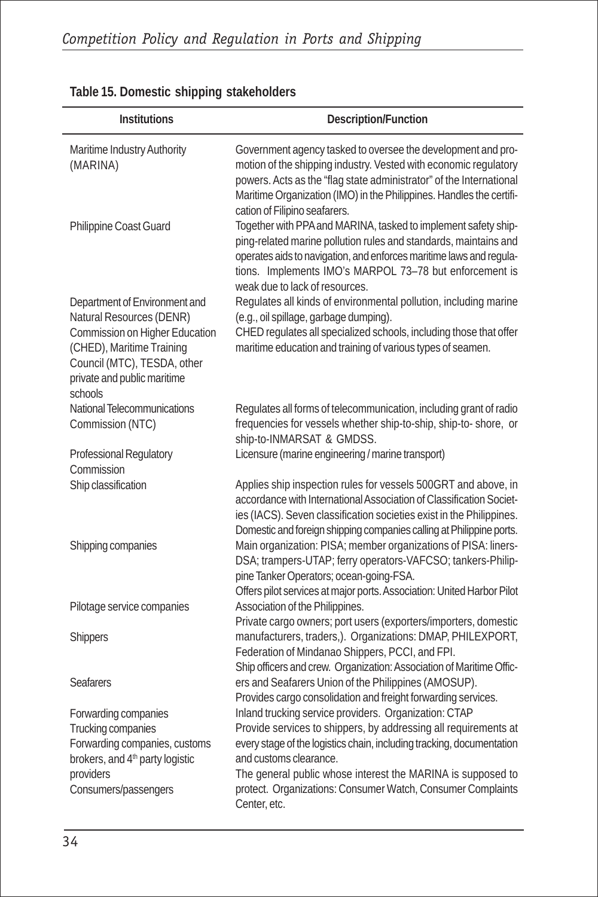**Table 15. Domestic shipping stakeholders**

| Institutions | Description/Function |
|---|---|
| Maritime Industry Authority (MARINA) | Government agency tasked to oversee the development and promotion of the shipping industry. Vested with economic regulatory powers. Acts as the "flag state administrator" of the International Maritime Organization (IMO) in the Philippines. Handles the certification of Filipino seafarers. |
| Philippine Coast Guard | Together with PPA and MARINA, tasked to implement safety shipping-related marine pollution rules and standards, maintains and operates aids to navigation, and enforces maritime laws and regulations. Implements IMO's MARPOL 73–78 but enforcement is weak due to lack of resources. |
| Department of Environment and Natural Resources (DENR) | Regulates all kinds of environmental pollution, including marine (e.g., oil spillage, garbage dumping). |
| Commission on Higher Education (CHED), Maritime Training Council (MTC), TESDA, other private and public maritime schools | CHED regulates all specialized schools, including those that offer maritime education and training of various types of seamen. |
| National Telecommunications Commission (NTC) | Regulates all forms of telecommunication, including grant of radio frequencies for vessels whether ship-to-ship, ship-to- shore, or ship-to-INMARSAT & GMDSS. |
| Professional Regulatory Commission | Licensure (marine engineering / marine transport) |
| Ship classification | Applies ship inspection rules for vessels 500GRT and above, in accordance with International Association of Classification Societies (IACS). Seven classification societies exist in the Philippines. |
| Shipping companies | Domestic and foreign shipping companies calling at Philippine ports. Main organization: PISA; member organizations of PISA: liners-DSA; trampers-UTAP; ferry operators-VAFCSO; tankers-Philippine Tanker Operators; ocean-going-FSA. |
| Pilotage service companies | Offers pilot services at major ports. Association: United Harbor Pilot Association of the Philippines. |
| Shippers | Private cargo owners; port users (exporters/importers, domestic manufacturers, traders,). Organizations: DMAP, PHILEXPORT, Federation of Mindanao Shippers, PCCI, and FPI. |
| Seafarers | Ship officers and crew. Organization: Association of Maritime Officers and Seafarers Union of the Philippines (AMOSUP). |
| Forwarding companies | Provides cargo consolidation and freight forwarding services. |
| Trucking companies | Inland trucking service providers. Organization: CTAP |
| Forwarding companies, customs brokers, and 4th party logistic providers | Provide services to shippers, by addressing all requirements at every stage of the logistics chain, including tracking, documentation and customs clearance. |
| Consumers/passengers | The general public whose interest the MARINA is supposed to protect. Organizations: Consumer Watch, Consumer Complaints Center, etc. |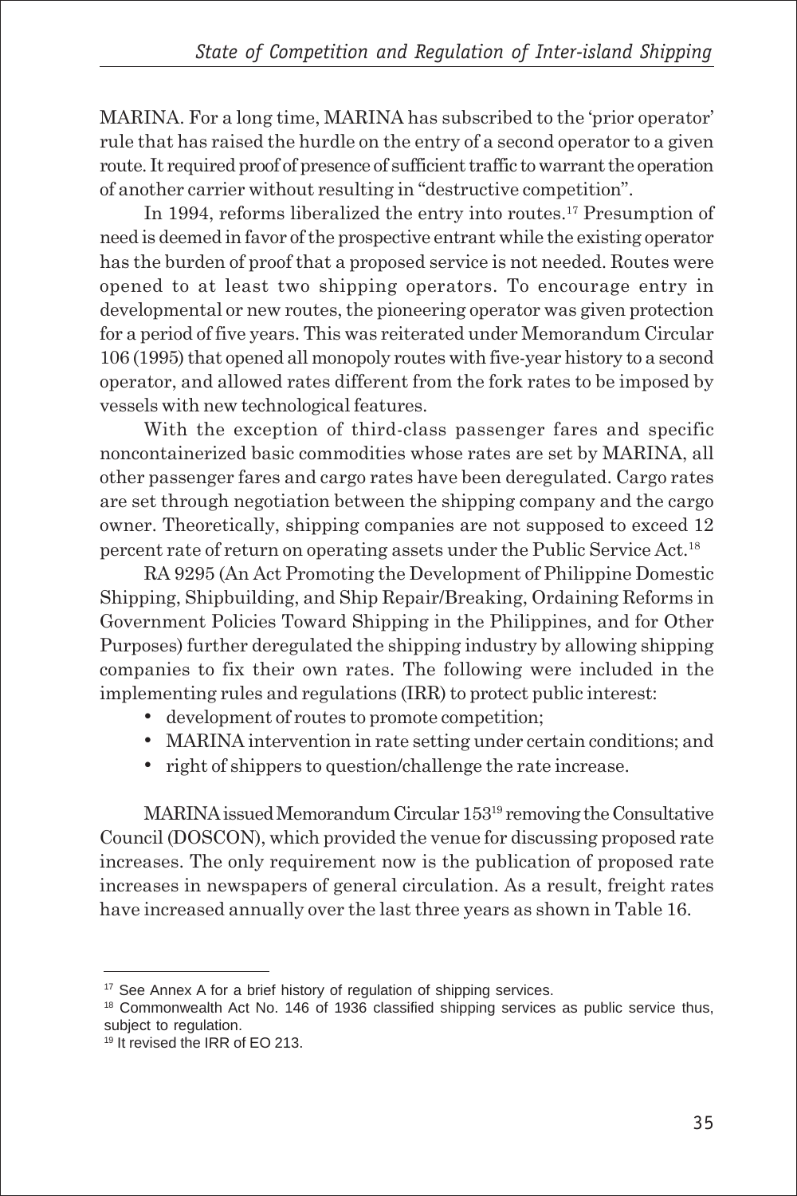MARINA. For a long time, MARINA has subscribed to the 'prior operator' rule that has raised the hurdle on the entry of a second operator to a given route. It required proof of presence of sufficient traffic to warrant the operation of another carrier without resulting in "destructive competition".

In 1994, reforms liberalized the entry into routes.[17] Presumption of need is deemed in favor of the prospective entrant while the existing operator has the burden of proof that a proposed service is not needed. Routes were opened to at least two shipping operators. To encourage entry in developmental or new routes, the pioneering operator was given protection for a period of five years. This was reiterated under Memorandum Circular 106 (1995) that opened all monopoly routes with five-year history to a second operator, and allowed rates different from the fork rates to be imposed by vessels with new technological features.

With the exception of third-class passenger fares and specific noncontainerized basic commodities whose rates are set by MARINA, all other passenger fares and cargo rates have been deregulated. Cargo rates are set through negotiation between the shipping company and the cargo owner. Theoretically, shipping companies are not supposed to exceed 12 percent rate of return on operating assets under the Public Service Act.[18]

RA 9295 (An Act Promoting the Development of Philippine Domestic Shipping, Shipbuilding, and Ship Repair/Breaking, Ordaining Reforms in Government Policies Toward Shipping in the Philippines, and for Other Purposes) further deregulated the shipping industry by allowing shipping companies to fix their own rates. The following were included in the implementing rules and regulations (IRR) to protect public interest:

- development of routes to promote competition;
- MARINA intervention in rate setting under certain conditions; and
- right of shippers to question/challenge the rate increase.

MARINA issued Memorandum Circular 153[19] removing the Consultative Council (DOSCON), which provided the venue for discussing proposed rate increases. The only requirement now is the publication of proposed rate increases in newspapers of general circulation. As a result, freight rates have increased annually over the last three years as shown in Table 16.

---

[17] See Annex A for a brief history of regulation of shipping services.

[18] Commonwealth Act No. 146 of 1936 classified shipping services as public service thus, subject to regulation.

[19] It revised the IRR of EO 213.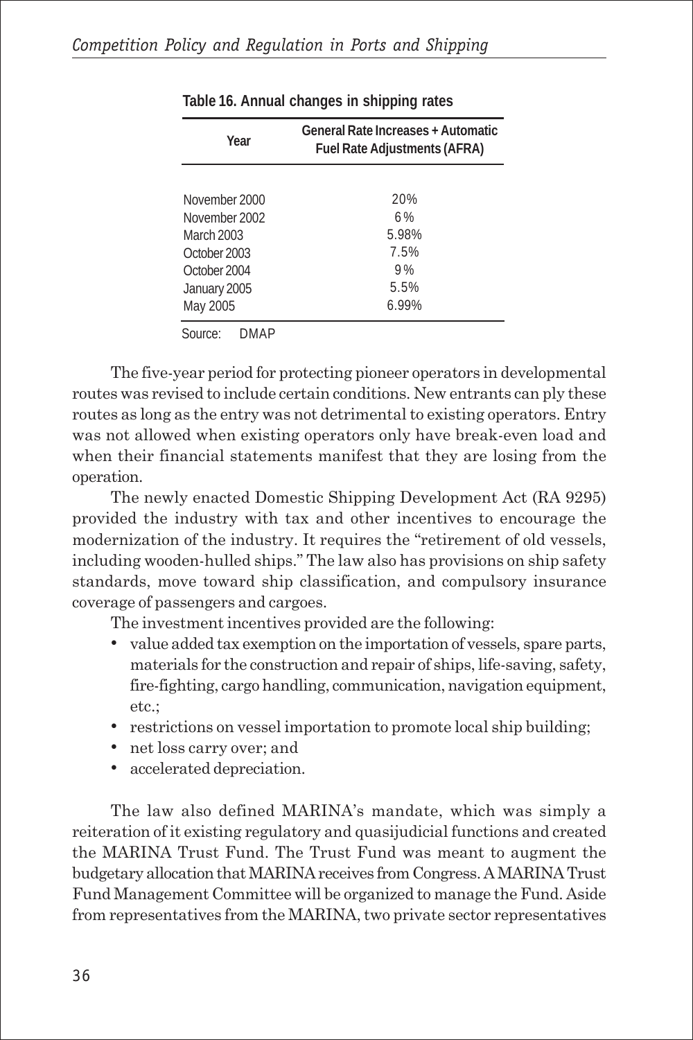**Table 16. Annual changes in shipping rates**

| Year | General Rate Increases + Automatic Fuel Rate Adjustments (AFRA) |
|---|---|
| November 2000 | 20% |
| November 2002 | 6% |
| March 2003 | 5.98% |
| October 2003 | 7.5% |
| October 2004 | 9% |
| January 2005 | 5.5% |
| May 2005 | 6.99% |

Source: DMAP

The five-year period for protecting pioneer operators in developmental routes was revised to include certain conditions. New entrants can ply these routes as long as the entry was not detrimental to existing operators. Entry was not allowed when existing operators only have break-even load and when their financial statements manifest that they are losing from the operation.

The newly enacted Domestic Shipping Development Act (RA 9295) provided the industry with tax and other incentives to encourage the modernization of the industry. It requires the "retirement of old vessels, including wooden-hulled ships." The law also has provisions on ship safety standards, move toward ship classification, and compulsory insurance coverage of passengers and cargoes.

The investment incentives provided are the following:

- value added tax exemption on the importation of vessels, spare parts, materials for the construction and repair of ships, life-saving, safety, fire-fighting, cargo handling, communication, navigation equipment, etc.;
- restrictions on vessel importation to promote local ship building;
- net loss carry over; and
- accelerated depreciation.

The law also defined MARINA's mandate, which was simply a reiteration of it existing regulatory and quasijudicial functions and created the MARINA Trust Fund. The Trust Fund was meant to augment the budgetary allocation that MARINA receives from Congress. A MARINA Trust Fund Management Committee will be organized to manage the Fund. Aside from representatives from the MARINA, two private sector representatives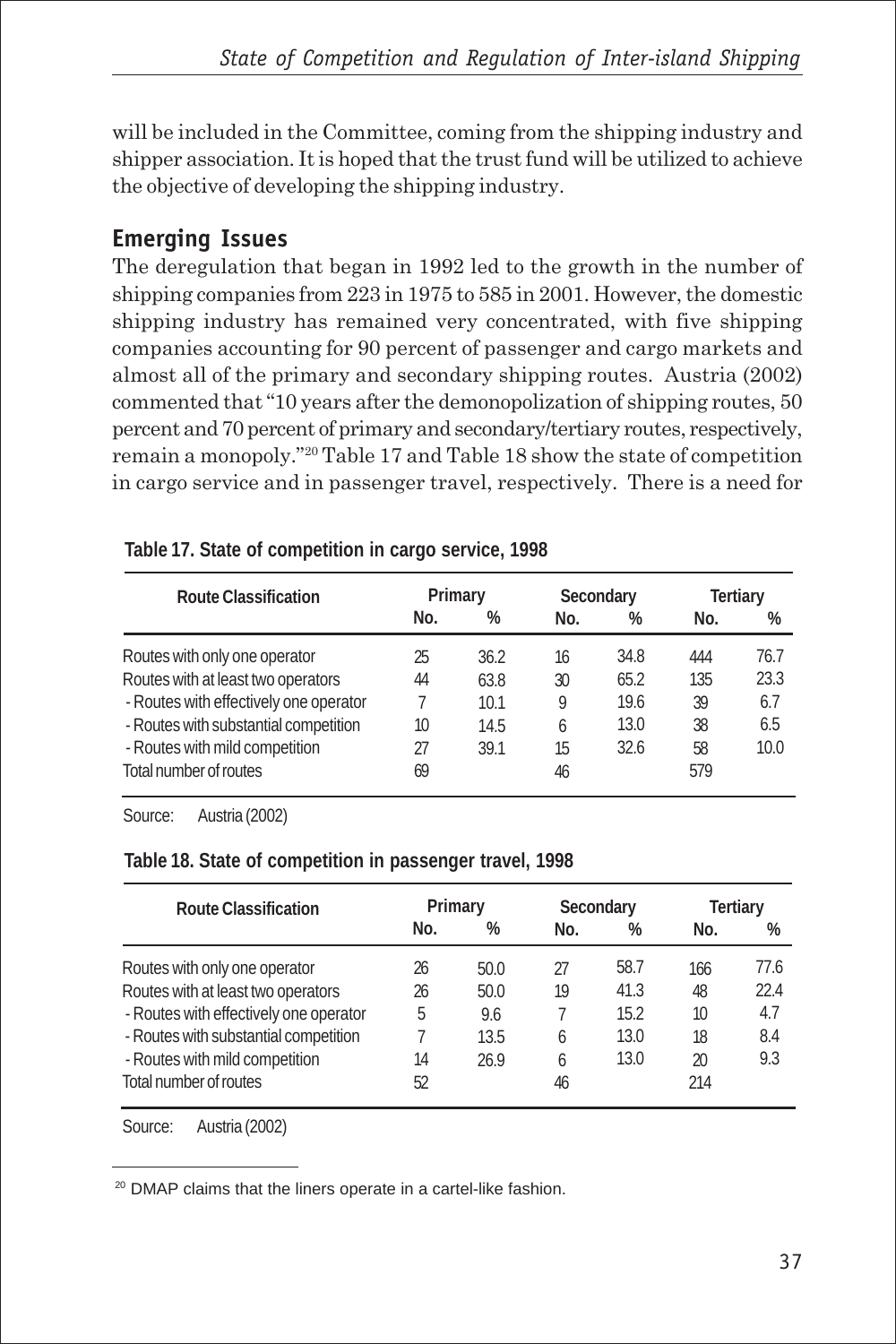will be included in the Committee, coming from the shipping industry and shipper association. It is hoped that the trust fund will be utilized to achieve the objective of developing the shipping industry.

## Emerging Issues

The deregulation that began in 1992 led to the growth in the number of shipping companies from 223 in 1975 to 585 in 2001. However, the domestic shipping industry has remained very concentrated, with five shipping companies accounting for 90 percent of passenger and cargo markets and almost all of the primary and secondary shipping routes. Austria (2002) commented that "10 years after the demonopolization of shipping routes, 50 percent and 70 percent of primary and secondary/tertiary routes, respectively, remain a monopoly."[20] Table 17 and Table 18 show the state of competition in cargo service and in passenger travel, respectively. There is a need for

**Table 17. State of competition in cargo service, 1998**

| Route Classification | Primary | | Secondary | | Tertiary | |
|---|---|---|---|---|---|---|
| | No. | % | No. | % | No. | % |
| Routes with only one operator | 25 | 36.2 | 16 | 34.8 | 444 | 76.7 |
| Routes with at least two operators | 44 | 63.8 | 30 | 65.2 | 135 | 23.3 |
| - Routes with effectively one operator | 7 | 10.1 | 9 | 19.6 | 39 | 6.7 |
| - Routes with substantial competition | 10 | 14.5 | 6 | 13.0 | 38 | 6.5 |
| - Routes with mild competition | 27 | 39.1 | 15 | 32.6 | 58 | 10.0 |
| Total number of routes | 69 | | 46 | | 579 | |

Source: Austria (2002)

**Table 18. State of competition in passenger travel, 1998**

| Route Classification | Primary | | Secondary | | Tertiary | |
|---|---|---|---|---|---|---|
| | No. | % | No. | % | No. | % |
| Routes with only one operator | 26 | 50.0 | 27 | 58.7 | 166 | 77.6 |
| Routes with at least two operators | 26 | 50.0 | 19 | 41.3 | 48 | 22.4 |
| - Routes with effectively one operator | 5 | 9.6 | 7 | 15.2 | 10 | 4.7 |
| - Routes with substantial competition | 7 | 13.5 | 6 | 13.0 | 18 | 8.4 |
| - Routes with mild competition | 14 | 26.9 | 6 | 13.0 | 20 | 9.3 |
| Total number of routes | 52 | | 46 | | 214 | |

Source: Austria (2002)

[20] DMAP claims that the liners operate in a cartel-like fashion.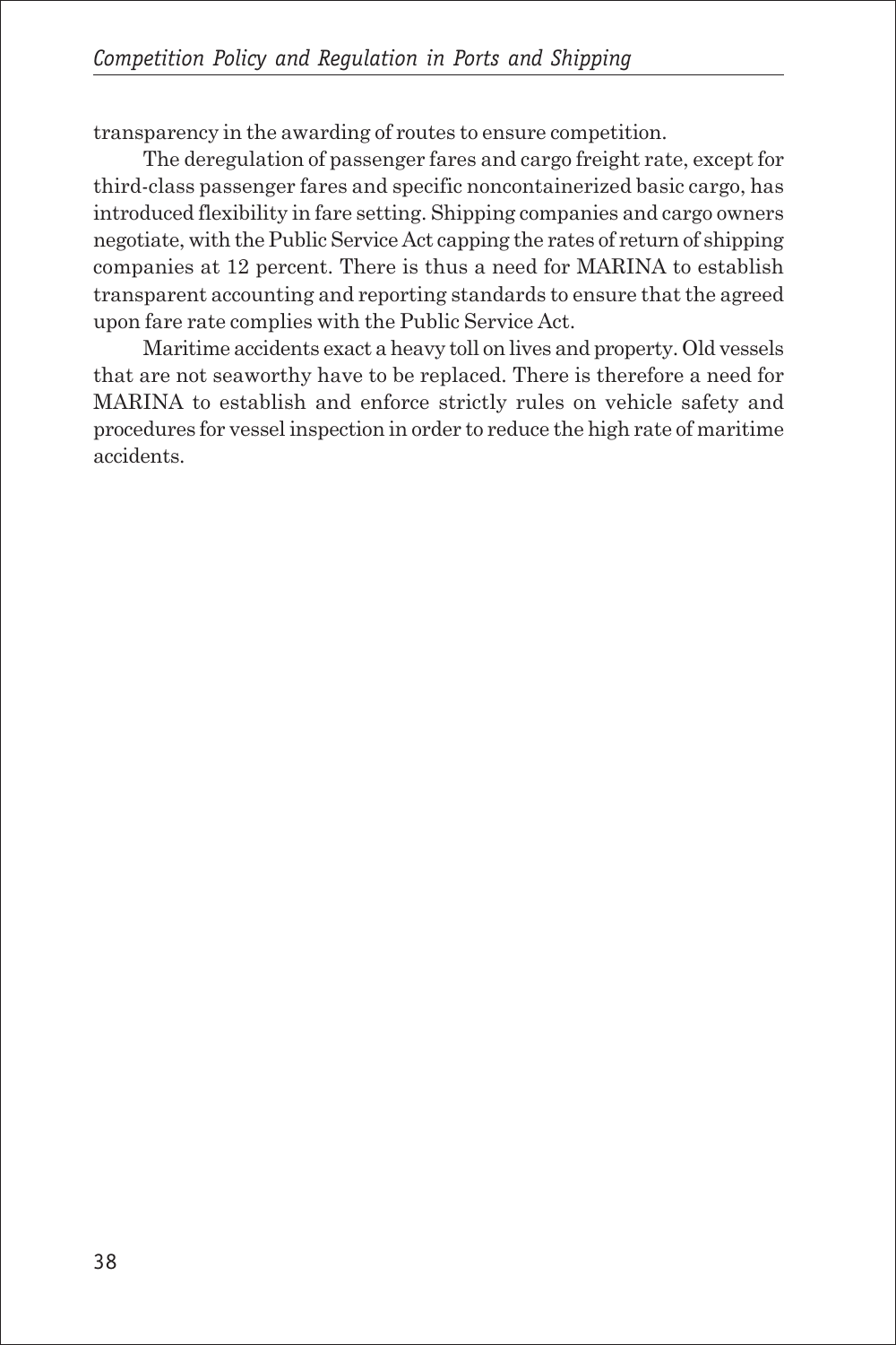transparency in the awarding of routes to ensure competition.

The deregulation of passenger fares and cargo freight rate, except for third-class passenger fares and specific noncontainerized basic cargo, has introduced flexibility in fare setting. Shipping companies and cargo owners negotiate, with the Public Service Act capping the rates of return of shipping companies at 12 percent. There is thus a need for MARINA to establish transparent accounting and reporting standards to ensure that the agreed upon fare rate complies with the Public Service Act.

Maritime accidents exact a heavy toll on lives and property. Old vessels that are not seaworthy have to be replaced. There is therefore a need for MARINA to establish and enforce strictly rules on vehicle safety and procedures for vessel inspection in order to reduce the high rate of maritime accidents.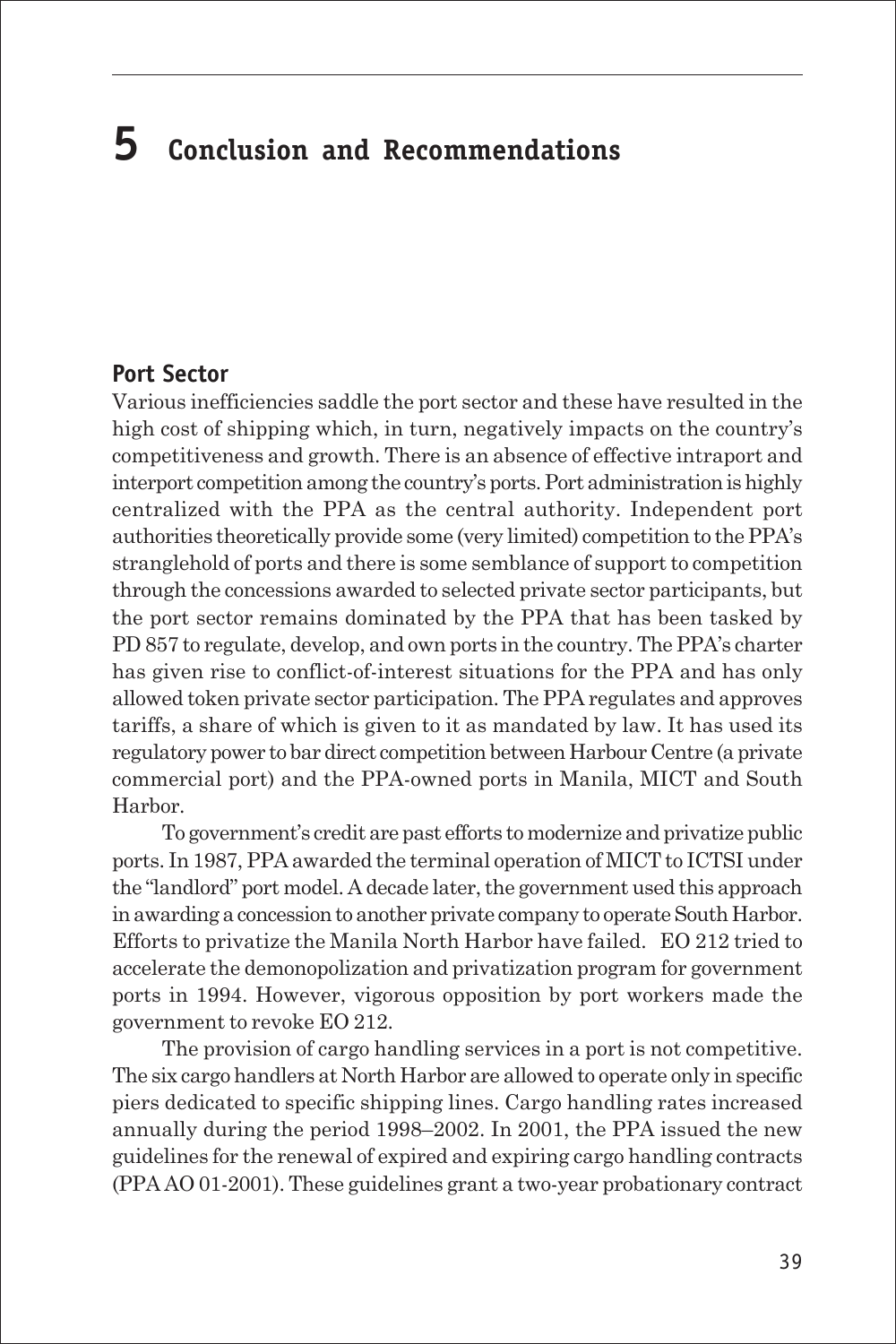# 5 Conclusion and Recommendations

## Port Sector

Various inefficiencies saddle the port sector and these have resulted in the high cost of shipping which, in turn, negatively impacts on the country's competitiveness and growth. There is an absence of effective intraport and interport competition among the country's ports. Port administration is highly centralized with the PPA as the central authority. Independent port authorities theoretically provide some (very limited) competition to the PPA's stranglehold of ports and there is some semblance of support to competition through the concessions awarded to selected private sector participants, but the port sector remains dominated by the PPA that has been tasked by PD 857 to regulate, develop, and own ports in the country. The PPA's charter has given rise to conflict-of-interest situations for the PPA and has only allowed token private sector participation. The PPA regulates and approves tariffs, a share of which is given to it as mandated by law. It has used its regulatory power to bar direct competition between Harbour Centre (a private commercial port) and the PPA-owned ports in Manila, MICT and South Harbor.

To government's credit are past efforts to modernize and privatize public ports. In 1987, PPA awarded the terminal operation of MICT to ICTSI under the "landlord" port model. A decade later, the government used this approach in awarding a concession to another private company to operate South Harbor. Efforts to privatize the Manila North Harbor have failed. EO 212 tried to accelerate the demonopolization and privatization program for government ports in 1994. However, vigorous opposition by port workers made the government to revoke EO 212.

The provision of cargo handling services in a port is not competitive. The six cargo handlers at North Harbor are allowed to operate only in specific piers dedicated to specific shipping lines. Cargo handling rates increased annually during the period 1998–2002. In 2001, the PPA issued the new guidelines for the renewal of expired and expiring cargo handling contracts (PPA AO 01-2001). These guidelines grant a two-year probationary contract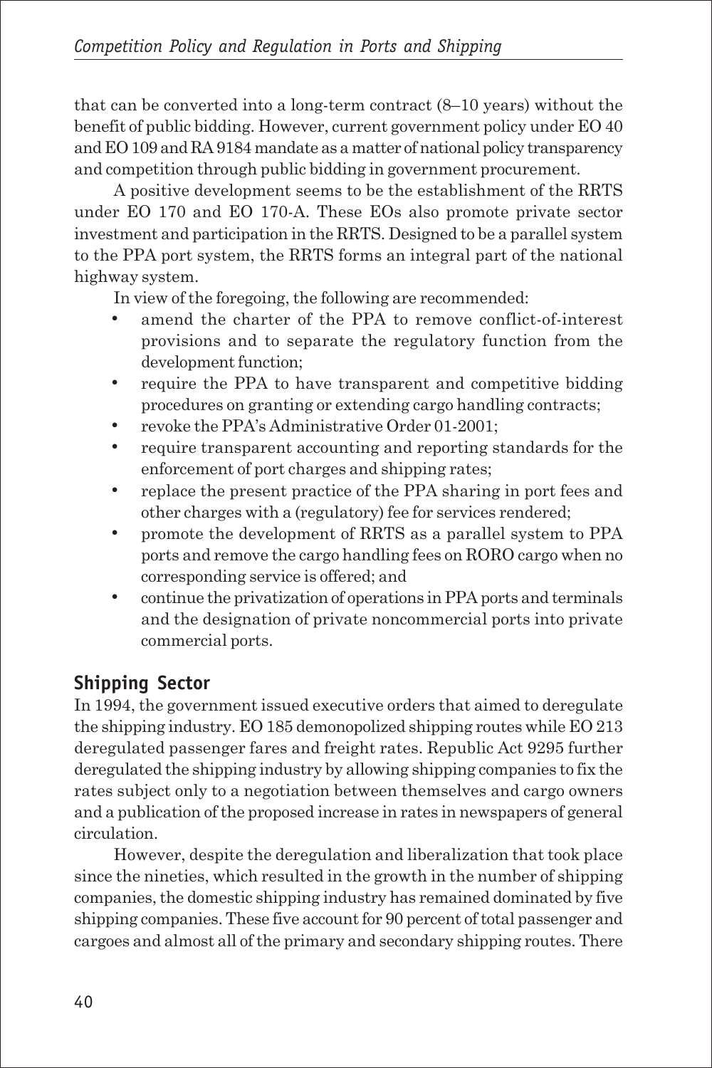that can be converted into a long-term contract (8–10 years) without the benefit of public bidding. However, current government policy under EO 40 and EO 109 and RA 9184 mandate as a matter of national policy transparency and competition through public bidding in government procurement.

A positive development seems to be the establishment of the RRTS under EO 170 and EO 170-A. These EOs also promote private sector investment and participation in the RRTS. Designed to be a parallel system to the PPA port system, the RRTS forms an integral part of the national highway system.

In view of the foregoing, the following are recommended:

- amend the charter of the PPA to remove conflict-of-interest provisions and to separate the regulatory function from the development function;
- require the PPA to have transparent and competitive bidding procedures on granting or extending cargo handling contracts;
- revoke the PPA's Administrative Order 01-2001;
- require transparent accounting and reporting standards for the enforcement of port charges and shipping rates;
- replace the present practice of the PPA sharing in port fees and other charges with a (regulatory) fee for services rendered;
- promote the development of RRTS as a parallel system to PPA ports and remove the cargo handling fees on RORO cargo when no corresponding service is offered; and
- continue the privatization of operations in PPA ports and terminals and the designation of private noncommercial ports into private commercial ports.

## Shipping Sector

In 1994, the government issued executive orders that aimed to deregulate the shipping industry. EO 185 demonopolized shipping routes while EO 213 deregulated passenger fares and freight rates. Republic Act 9295 further deregulated the shipping industry by allowing shipping companies to fix the rates subject only to a negotiation between themselves and cargo owners and a publication of the proposed increase in rates in newspapers of general circulation.

However, despite the deregulation and liberalization that took place since the nineties, which resulted in the growth in the number of shipping companies, the domestic shipping industry has remained dominated by five shipping companies. These five account for 90 percent of total passenger and cargoes and almost all of the primary and secondary shipping routes. There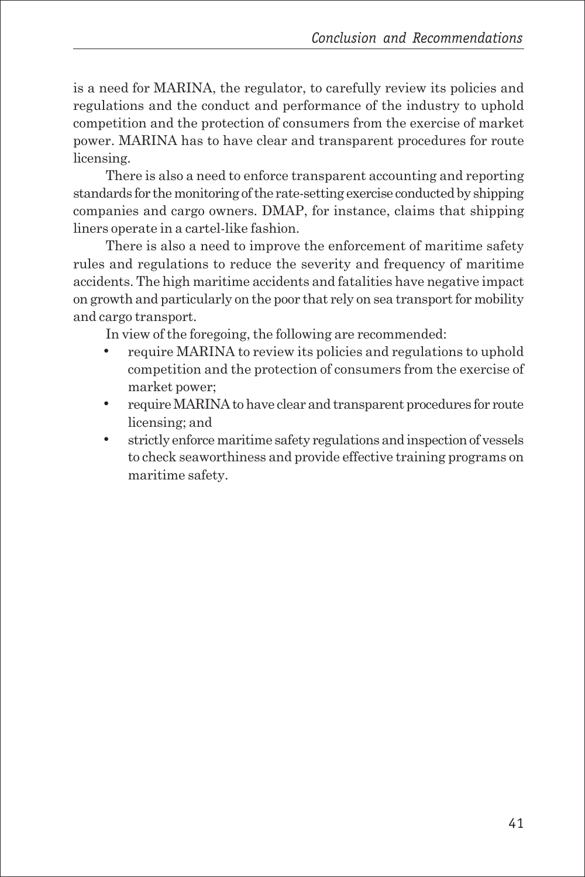is a need for MARINA, the regulator, to carefully review its policies and regulations and the conduct and performance of the industry to uphold competition and the protection of consumers from the exercise of market power. MARINA has to have clear and transparent procedures for route licensing.

There is also a need to enforce transparent accounting and reporting standards for the monitoring of the rate-setting exercise conducted by shipping companies and cargo owners. DMAP, for instance, claims that shipping liners operate in a cartel-like fashion.

There is also a need to improve the enforcement of maritime safety rules and regulations to reduce the severity and frequency of maritime accidents. The high maritime accidents and fatalities have negative impact on growth and particularly on the poor that rely on sea transport for mobility and cargo transport.

In view of the foregoing, the following are recommended:

- require MARINA to review its policies and regulations to uphold competition and the protection of consumers from the exercise of market power;
- require MARINA to have clear and transparent procedures for route licensing; and
- strictly enforce maritime safety regulations and inspection of vessels to check seaworthiness and provide effective training programs on maritime safety.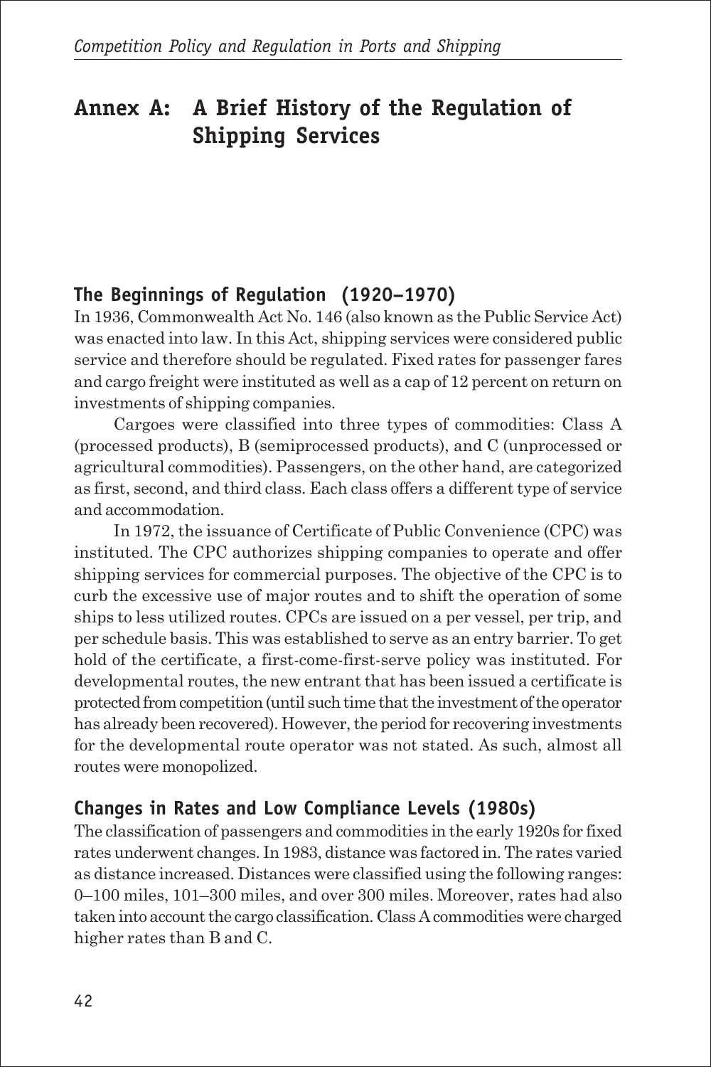# Annex A: A Brief History of the Regulation of Shipping Services

## The Beginnings of Regulation (1920–1970)

In 1936, Commonwealth Act No. 146 (also known as the Public Service Act) was enacted into law. In this Act, shipping services were considered public service and therefore should be regulated. Fixed rates for passenger fares and cargo freight were instituted as well as a cap of 12 percent on return on investments of shipping companies.

Cargoes were classified into three types of commodities: Class A (processed products), B (semiprocessed products), and C (unprocessed or agricultural commodities). Passengers, on the other hand, are categorized as first, second, and third class. Each class offers a different type of service and accommodation.

In 1972, the issuance of Certificate of Public Convenience (CPC) was instituted. The CPC authorizes shipping companies to operate and offer shipping services for commercial purposes. The objective of the CPC is to curb the excessive use of major routes and to shift the operation of some ships to less utilized routes. CPCs are issued on a per vessel, per trip, and per schedule basis. This was established to serve as an entry barrier. To get hold of the certificate, a first-come-first-serve policy was instituted. For developmental routes, the new entrant that has been issued a certificate is protected from competition (until such time that the investment of the operator has already been recovered). However, the period for recovering investments for the developmental route operator was not stated. As such, almost all routes were monopolized.

## Changes in Rates and Low Compliance Levels (1980s)

The classification of passengers and commodities in the early 1920s for fixed rates underwent changes. In 1983, distance was factored in. The rates varied as distance increased. Distances were classified using the following ranges: 0–100 miles, 101–300 miles, and over 300 miles. Moreover, rates had also taken into account the cargo classification. Class A commodities were charged higher rates than B and C.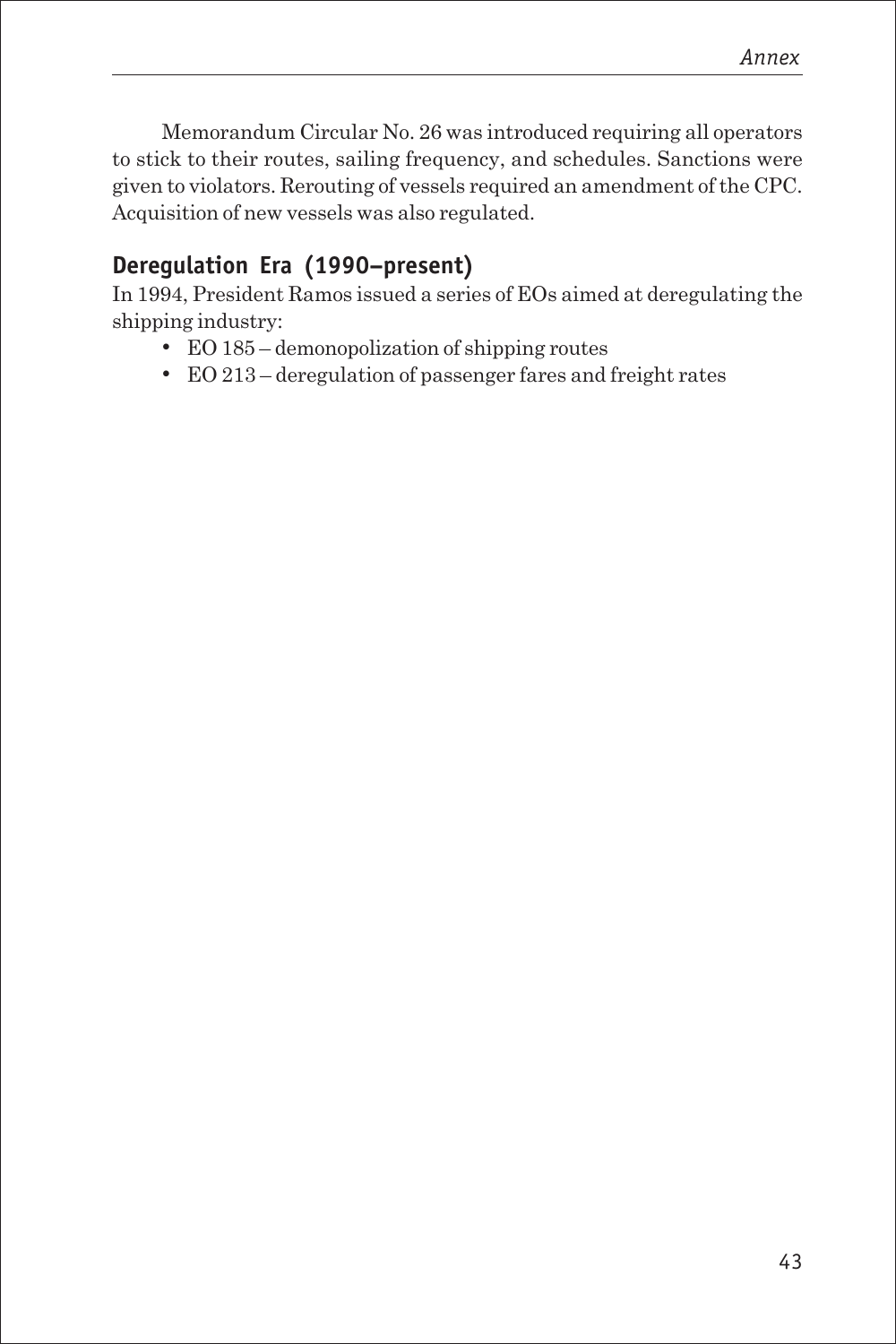Memorandum Circular No. 26 was introduced requiring all operators to stick to their routes, sailing frequency, and schedules. Sanctions were given to violators. Rerouting of vessels required an amendment of the CPC. Acquisition of new vessels was also regulated.

## Deregulation Era (1990–present)

In 1994, President Ramos issued a series of EOs aimed at deregulating the shipping industry:

- EO 185 – demonopolization of shipping routes
- EO 213 – deregulation of passenger fares and freight rates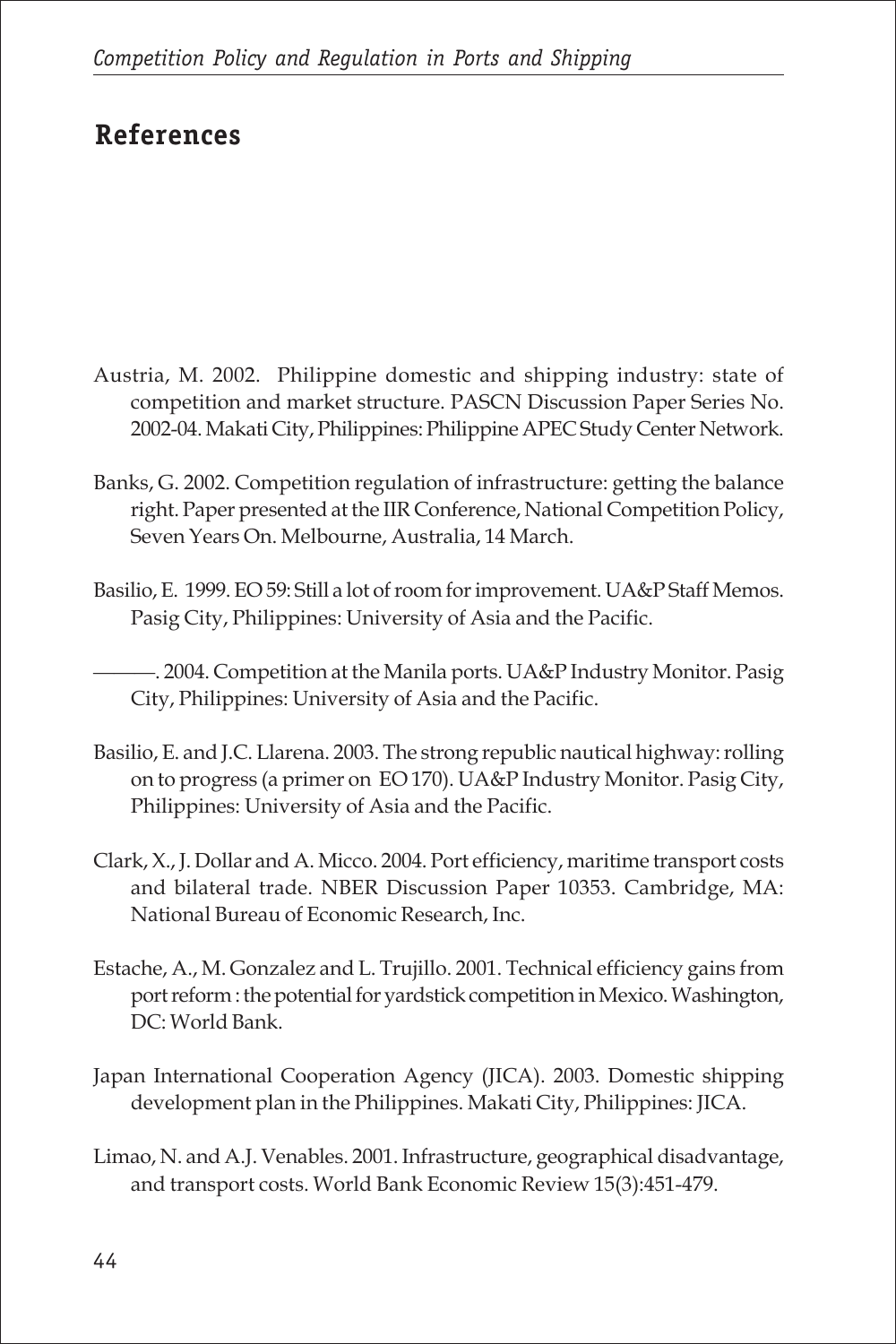# References

Austria, M. 2002. Philippine domestic and shipping industry: state of competition and market structure. PASCN Discussion Paper Series No. 2002-04. Makati City, Philippines: Philippine APEC Study Center Network.

Banks, G. 2002. Competition regulation of infrastructure: getting the balance right. Paper presented at the IIR Conference, National Competition Policy, Seven Years On. Melbourne, Australia, 14 March.

Basilio, E. 1999. EO 59: Still a lot of room for improvement. UA&P Staff Memos. Pasig City, Philippines: University of Asia and the Pacific.

———. 2004. Competition at the Manila ports. UA&P Industry Monitor. Pasig City, Philippines: University of Asia and the Pacific.

Basilio, E. and J.C. Llarena. 2003. The strong republic nautical highway: rolling on to progress (a primer on EO 170). UA&P Industry Monitor. Pasig City, Philippines: University of Asia and the Pacific.

Clark, X., J. Dollar and A. Micco. 2004. Port efficiency, maritime transport costs and bilateral trade. NBER Discussion Paper 10353. Cambridge, MA: National Bureau of Economic Research, Inc.

Estache, A., M. Gonzalez and L. Trujillo. 2001. Technical efficiency gains from port reform : the potential for yardstick competition in Mexico. Washington, DC: World Bank.

Japan International Cooperation Agency (JICA). 2003. Domestic shipping development plan in the Philippines. Makati City, Philippines: JICA.

Limao, N. and A.J. Venables. 2001. Infrastructure, geographical disadvantage, and transport costs. World Bank Economic Review 15(3):451-479.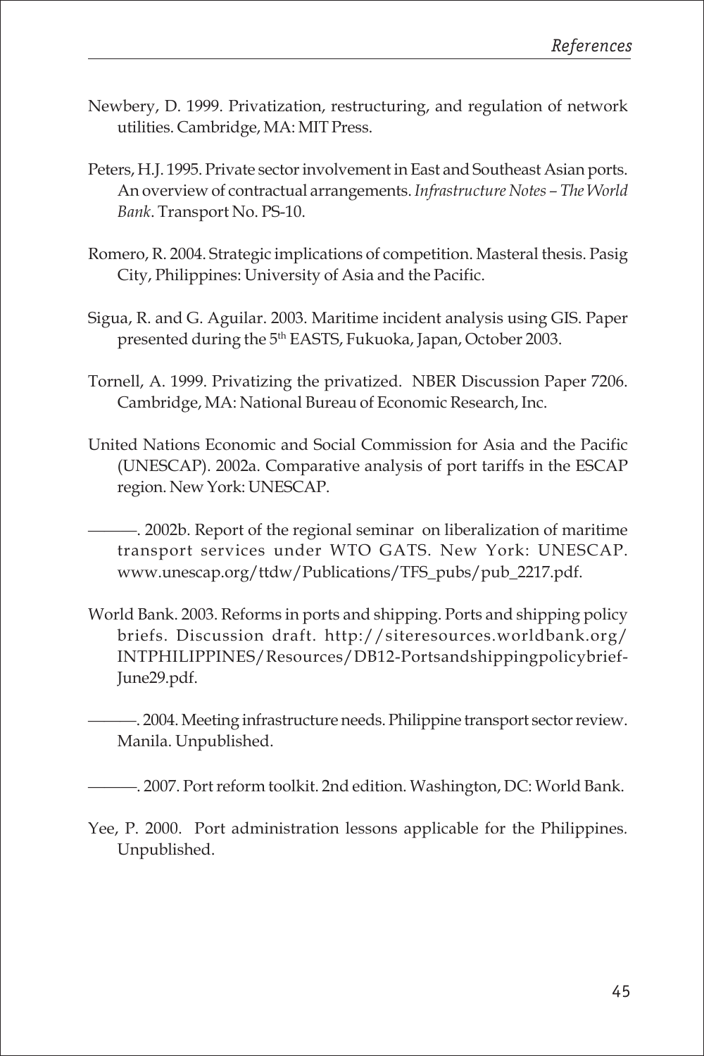Newbery, D. 1999. Privatization, restructuring, and regulation of network utilities. Cambridge, MA: MIT Press.

Peters, H.J. 1995. Private sector involvement in East and Southeast Asian ports. An overview of contractual arrangements. *Infrastructure Notes – The World Bank*. Transport No. PS-10.

Romero, R. 2004. Strategic implications of competition. Masteral thesis. Pasig City, Philippines: University of Asia and the Pacific.

Sigua, R. and G. Aguilar. 2003. Maritime incident analysis using GIS. Paper presented during the 5th EASTS, Fukuoka, Japan, October 2003.

Tornell, A. 1999. Privatizing the privatized. NBER Discussion Paper 7206. Cambridge, MA: National Bureau of Economic Research, Inc.

United Nations Economic and Social Commission for Asia and the Pacific (UNESCAP). 2002a. Comparative analysis of port tariffs in the ESCAP region. New York: UNESCAP.

———. 2002b. Report of the regional seminar on liberalization of maritime transport services under WTO GATS. New York: UNESCAP. www.unescap.org/ttdw/Publications/TFS_pubs/pub_2217.pdf.

World Bank. 2003. Reforms in ports and shipping. Ports and shipping policy briefs. Discussion draft. http://siteresources.worldbank.org/INTPHILIPPINES/Resources/DB12-Portsandshippingpolicybrief-June29.pdf.

———. 2004. Meeting infrastructure needs. Philippine transport sector review. Manila. Unpublished.

———. 2007. Port reform toolkit. 2nd edition. Washington, DC: World Bank.

Yee, P. 2000. Port administration lessons applicable for the Philippines. Unpublished.